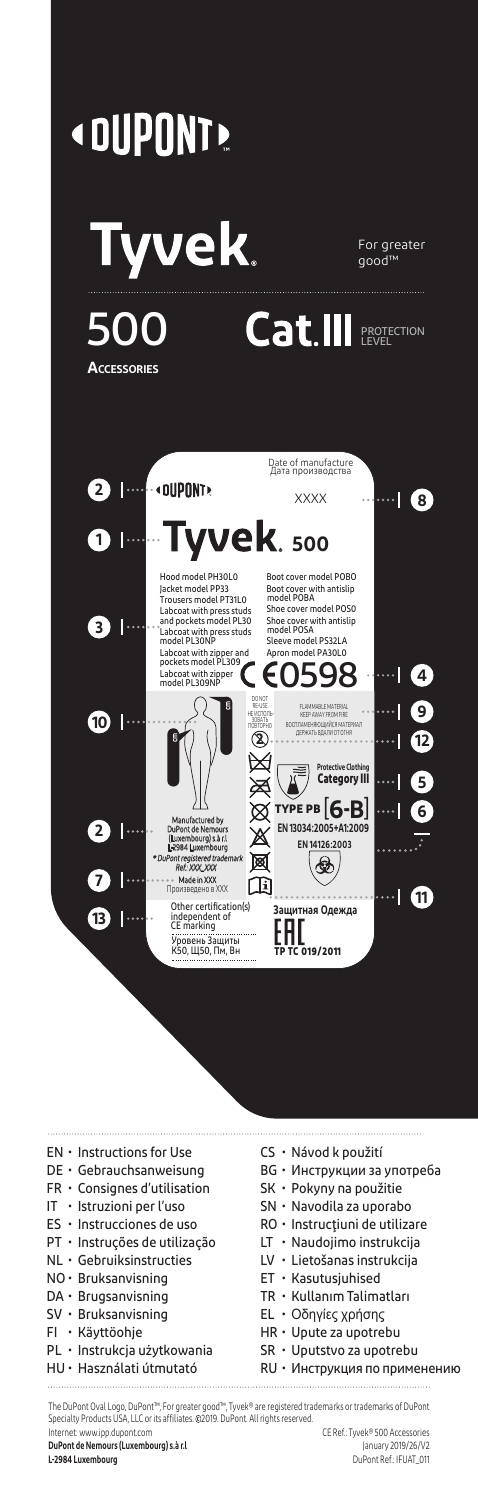# DUPONT

# Tyvek®

For greater good™

# 500

**ACCESSORIES**

**Cat.III** PROTECTION LEVEL

Date of manufacture
Дата производства

XXXX

**Tyvek® 500**

Hood model PH30L0
Jacket model PP33
Trousers model PT31L0
Labcoat with press studs and pockets model PL30
Labcoat with press studs model PL30NP
Labcoat with zipper and pockets model PL309
Labcoat with zipper model PL309NP

Boot cover model POBO
Boot cover with antislip model POBA
Shoe cover model POS0
Shoe cover with antislip model POSA
Sleeve model PS32LA
Apron model PA30L0

CE0598

DO NOT RE-USE
НЕ ИСПОЛЬЗОВАТЬ ПОВТОРНО

FLAMMABLE MATERIAL KEEP AWAY FROM FIRE
ВОСПЛАМЕНЯЮЩИЙСЯ МАТЕРИАЛ ДЕРЖАТЬ ВДАЛИ ОТ ОГНЯ

Protective Clothing Category III

TYPE PB [6-B]

EN 13034:2005+A1:2009

EN 14126:2003

Manufactured by DuPont de Nemours (Luxembourg) s.à r.l. L-2984 Luxembourg
® DuPont registered trademark
Ref.: XXX_XXX
Made in XXX
Произведено в XXX

Other certification(s) independent of CE marking
Уровень Защиты К50, Щ50, Пм, Вн

Защитная Одежда

EAC
TP TC 019/2011

- EN • Instructions for Use
- DE • Gebrauchsanweisung
- FR • Consignes d'utilisation
- IT • Istruzioni per l'uso
- ES • Instrucciones de uso
- PT • Instruções de utilização
- NL • Gebruiksinstructies
- NO • Bruksanvisning
- DA • Brugsanvisning
- SV • Bruksanvisning
- FI • Käyttöohje
- PL • Instrukcja użytkowania
- HU • Használati útmutató
- CS • Návod k použití
- BG • Инструкции за употреба
- SK • Pokyny na použitie
- SN • Navodila za uporabo
- RO • Instrucțiuni de utilizare
- LT • Naudojimo instrukcija
- LV • Lietošanas instrukcija
- ET • Kasutusjuhised
- TR • Kullanım Talimatları
- EL • Οδηγίες χρήσης
- HR • Upute za upotrebu
- SR • Uputstvo za upotrebu
- RU • Инструкция по применению

The DuPont Oval Logo, DuPont™, For greater good™, Tyvek® are registered trademarks or trademarks of DuPont Specialty Products USA, LLC or its affiliates. ©2019. DuPont. All rights reserved.
Internet: www.ipp.dupont.com
**DuPont de Nemours (Luxembourg) s.à r.l**
**L-2984 Luxembourg**

CE Ref.: Tyvek® 500 Accessories
January 2019/26/V2
DuPont Ref.: IFUAT_011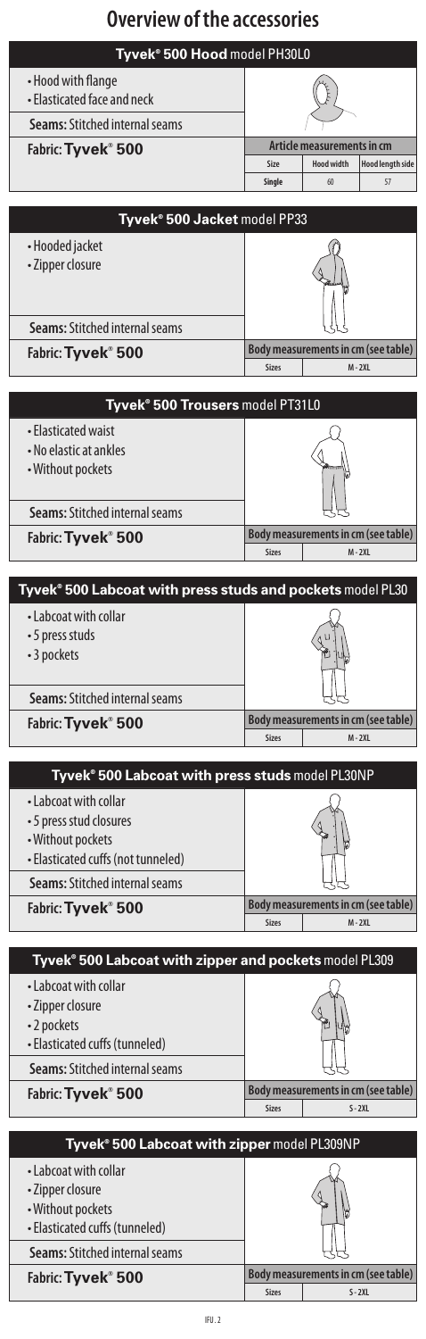# Overview of the accessories

## Tyvek® 500 Hood model PH30L0

- Hood with flange
- Elasticated face and neck

**Seams:** Stitched internal seams

**Fabric: Tyvek® 500**

| Article measurements in cm | | |
|---|---|---|
| Size | Hood width | Hood length side |
| Single | 60 | 57 |

## Tyvek® 500 Jacket model PP33

- Hooded jacket
- Zipper closure

**Seams:** Stitched internal seams

**Fabric: Tyvek® 500**

| Body measurements in cm (see table) | |
|---|---|
| Sizes | M - 2XL |

## Tyvek® 500 Trousers model PT31L0

- Elasticated waist
- No elastic at ankles
- Without pockets

**Seams:** Stitched internal seams

**Fabric: Tyvek® 500**

| Body measurements in cm (see table) | |
|---|---|
| Sizes | M - 2XL |

## Tyvek® 500 Labcoat with press studs and pockets model PL30

- Labcoat with collar
- 5 press studs
- 3 pockets

**Seams:** Stitched internal seams

**Fabric: Tyvek® 500**

| Body measurements in cm (see table) | |
|---|---|
| Sizes | M - 2XL |

## Tyvek® 500 Labcoat with press studs model PL30NP

- Labcoat with collar
- 5 press stud closures
- Without pockets
- Elasticated cuffs (not tunneled)

**Seams:** Stitched internal seams

**Fabric: Tyvek® 500**

| Body measurements in cm (see table) | |
|---|---|
| Sizes | M - 2XL |

## Tyvek® 500 Labcoat with zipper and pockets model PL309

- Labcoat with collar
- Zipper closure
- 2 pockets
- Elasticated cuffs (tunneled)

**Seams:** Stitched internal seams

**Fabric: Tyvek® 500**

| Body measurements in cm (see table) | |
|---|---|
| Sizes | S - 2XL |

## Tyvek® 500 Labcoat with zipper model PL309NP

- Labcoat with collar
- Zipper closure
- Without pockets
- Elasticated cuffs (tunneled)

**Seams:** Stitched internal seams

**Fabric: Tyvek® 500**

| Body measurements in cm (see table) | |
|---|---|
| Sizes | S - 2XL |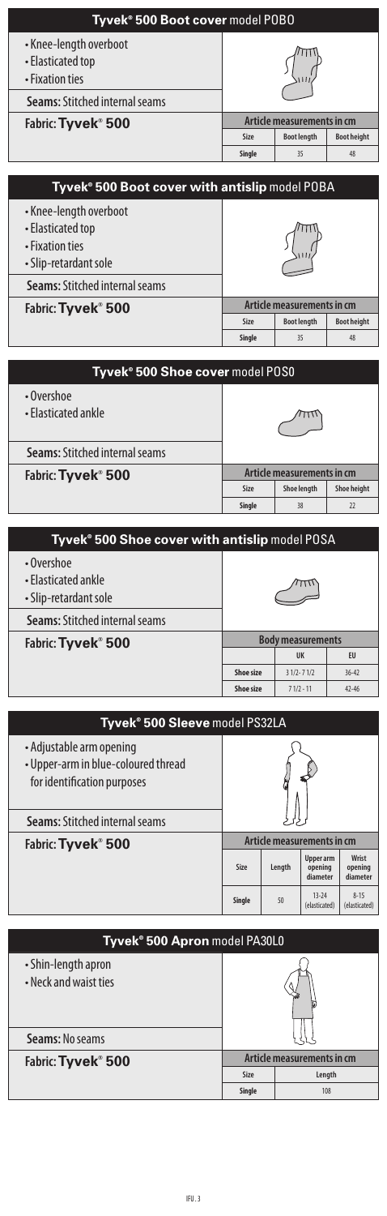## Tyvek® 500 Boot cover model POBO

- Knee-length overboot
- Elasticated top
- Fixation ties

**Seams:** Stitched internal seams

**Fabric: Tyvek® 500**

| Article measurements in cm | | |
|---|---|---|
| Size | Boot length | Boot height |
| Single | 35 | 48 |

## Tyvek® 500 Boot cover with antislip model POBA

- Knee-length overboot
- Elasticated top
- Fixation ties
- Slip-retardant sole

**Seams:** Stitched internal seams

**Fabric: Tyvek® 500**

| Article measurements in cm | | |
|---|---|---|
| Size | Boot length | Boot height |
| Single | 35 | 48 |

## Tyvek® 500 Shoe cover model POSO

- Overshoe
- Elasticated ankle

**Seams:** Stitched internal seams

**Fabric: Tyvek® 500**

| Article measurements in cm | | |
|---|---|---|
| Size | Shoe length | Shoe height |
| Single | 38 | 22 |

## Tyvek® 500 Shoe cover with antislip model POSA

- Overshoe
- Elasticated ankle
- Slip-retardant sole

**Seams:** Stitched internal seams

**Fabric: Tyvek® 500**

| Body measurements | | |
|---|---|---|
| | UK | EU |
| Shoe size | 3 1/2 - 7 1/2 | 36-42 |
| Shoe size | 7 1/2 - 11 | 42-46 |

## Tyvek® 500 Sleeve model PS32LA

- Adjustable arm opening
- Upper-arm in blue-coloured thread for identification purposes

**Seams:** Stitched internal seams

**Fabric: Tyvek® 500**

| Article measurements in cm | | | |
|---|---|---|---|
| Size | Length | Upper arm opening diameter | Wrist opening diameter |
| Single | 50 | 13-24 (elasticated) | 8-15 (elasticated) |

## Tyvek® 500 Apron model PA30L0

- Shin-length apron
- Neck and waist ties

**Seams:** No seams

**Fabric: Tyvek® 500**

| Article measurements in cm | |
|---|---|
| Size | Length |
| Single | 108 |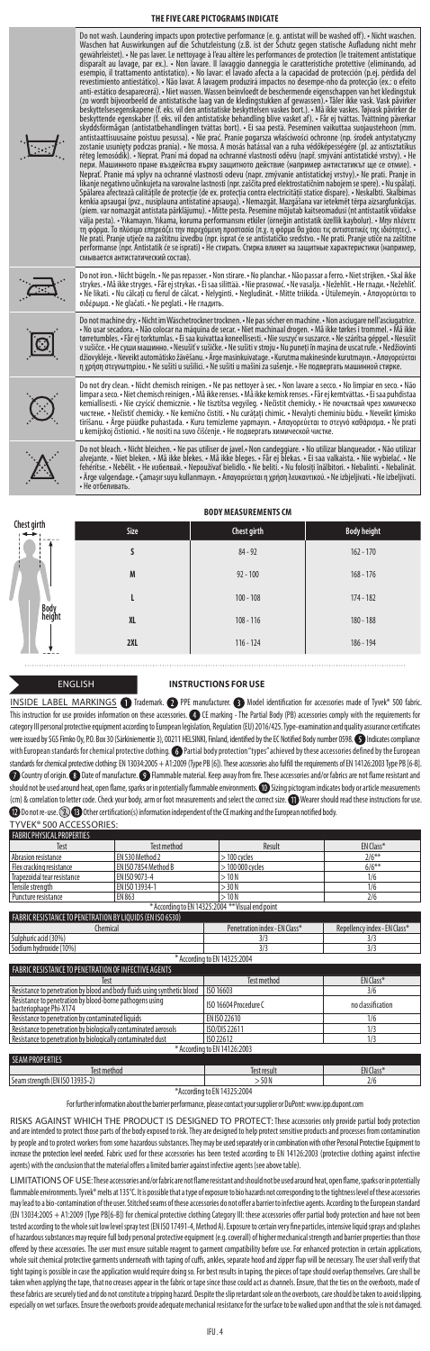## THE FIVE CARE PICTOGRAMS INDICATE

Do not wash. Laundering impacts upon protective performance (e. g. antistat will be washed off). • Nicht waschen. Waschen hat Auswirkungen auf die Schutzleistung (z.B. ist der Schutz gegen statische Aufladung nicht mehr gewährleistet). • Ne pas laver. Le nettoyage à l'eau altère les performances de protection (le traitement antistatique disparaît au lavage, par ex.). • Non lavare. Il lavaggio danneggia le caratteristiche protettive (eliminando, ad esempio, il trattamento antistatico). • No lavar: el lavado afecta a la capacidad de protección (p.ej. pérdida del revestimiento antiestático). • Não lavar. A lavagem produzirá impactos no desempe-nho da protecção (ex.: o efeito anti-estático desaparecerá). • Niet wassen. Wassen beïnvloedt de beschermende eigenschappen van het kledingstuk (zo wordt bijvoorbeeld de antistatische laag van de kledingstukken af gewassen).• Tåler ikke vask. Vask påvirker beskyttelsesegenskapene (f. eks. vil den antistatiske beskyttelsen vaskes bort.). • Må ikke vaskes. Tøjvask påvirker de beskyttende egenskaber (f. eks. vil den antistatiske behandling blive vasket af). • Får ej tvättas. Tvättning påverkar skyddsförmågan (antistatbehandlingen tvättas bort). • Ei saa pestä. Peseminen vaikuttaa suojaustehoon (mm. antistaattisuusaine poistuu pesussa). • Nie prać. Pranie pogarsza właściwości ochronne (np. środek antystatyczny zostanie usunięty podczas prania). • Ne mossa. A mosás hatással van a ruha védőképességére (pl. az antisztatikus réteg lemosódik). • Neprat. Praní má dopad na ochranné vlastnosti oděvu (např. smývání antistatické vrstvy). • Не пери. Машинното пране въздейства върху защитното действие (например антистатикът ще се отмие). • Neprať. Pranie má vplyv na ochranné vlastnosti odevu (napr. zmývanie antistatickej vrstvy). • Ne prati. Pranje in likanje negativno učinkujeta na varovalne lastnosti (npr. zaščita pred elektrostatičnim nabojem se spere). • Nu spălați. Spălarea afectează calitățile de protecție (de ex. protecția contra electricității statice dispare). • Neskalbti. Skalbimas kenkia apsaugai (pvz., nusiplauna antistatinė apsauga). • Nemazgāt. Mazgāšana var ietekmēt tērpa aizsargfunkcijas. (piem. var nomazgāt antistatisko pārklājumu). • Mitte pesta. Pesemine mõjutab kaitseomadusi (nt antistaatilist võidakse välja pesta). • Yıkamayın. Yıkama, koruma performansını etkiler (örneğin antistatik özellik kaybolur). • Μην πλένετε τη φόρμα. Το πλύσιμο επηρεάζει την παρεχόμενη προστασία (π.χ. η φόρμα θα χάσει τις αντιστατικές της ιδιότητες). • Ne prati. Pranje utječe na zaštitnu izvedbu (npr. isprat će se antistatičko sredstvo. • Ne prati. Pranje utiče na zaštitne performanse (npr. Antistatik će se isprati) • Не стирать. Стирка влияет на защитные характеристики (например, смывается антистатический состав).

Do not iron. • Nicht bügeln. • Ne pas repasser. • Non stirare. • No planchar. • Não passar a ferro. • Niet strijken. • Skal ikke strykes. • Må ikke stryges. • Får ej strykas. • Ei saa silittää. • Nie prasować. • Ne vasalja. • Nežehlit. • Не гладь. • Nežehliť. • Ne likati. • Nu călcați cu fierul de călcat. • Nelyginti. • Negludināt. • Mitte triikida. • Ütülemeyin. • Απαγορεύεται το σιδέρωμα. • Ne glačati. • Ne peglati. • Не гладить.

Do not machine dry. • Nicht im Wäschetrockner trocknen. • Ne pas sécher en machine. • Non asciugare nell'asciugatrice. • No usar secadora. • Não colocar na máquina de secar. • Niet machinaal drogen. • Må ikke tørkes i trommel. • Må ikke tørretumbles. • Får ej torktumlas. • Ei saa kuivattaa koneellisesti. • Nie suszyć w suszarce. • Ne szárítsa géppel. • Nesušit v sušičce. • Не суши машинно. • Nesušiť v sušičke. • Ne sušiti v stroju • Nu puneți în mașina de uscat rufe. • Nedžiovinti džiovyklėje. • Neveikt automātisko žāvēšanu. • Ärge masinkuivatage. • Kurutma makinesinde kurutmayın. • Απαγορεύεται η χρήση στεγνωτηρίου. • Ne sušiti u sušilici. • Ne sušiti u mašini za sušenje. • Не подвергать машинной стирке.

Do not dry clean. • Nicht chemisch reinigen. • Ne pas nettoyer à sec. • Non lavare a secco. • No limpiar en seco. • Não limpar a seco. • Niet chemisch reinigen. • Må ikke renses. • Må ikke kemisk renses. • Får ej kemtvättas. • Ei saa puhdistaa kemiallisesti. • Nie czyścić chemicznie. • Ne tisztítsa vegyileg. • Nečistit chemicky. • Не почиствай чрез химическо чистене. • Nečistiť chemicky. • Ne kemično čistiti. • Nu curățați chimic. • Nevalyti cheminiu būdu. • Neveikt ķīmisko tīrīšanu. • Ärge puiudke puhastada. • Kuru temizleme yapmayın. • Απαγορεύεται το στεγνό καθάρισμα. • Ne prati u kemijskoj čistionici. • Ne nositi na suvo čišćenje. • Не подвергать химической чистке.

Do not bleach. • Nicht bleichen. • Ne pas utiliser de javel.• Non candeggiare. • No utilizar blanqueador. • Não utilizar alvejante. • Niet bleken. • Må ikke blekes. • Må ikke bleges. • Får ej blekas. • Ei saa valkaista. • Nie wybielać. • Ne fehérítse. • Nebělit. • Не избелвай. • Nepoužívať bielidlo. • Ne beliti. • Nu folosiți înălbitori. • Nebalinti. • Nebalināt. • Ärge valgendage. • Çamaşır suyu kullanmayın. • Απαγορεύεται η χρήση λευκαντικού. • Ne izbjeljivati. • Ne izbeljivati. • Не отбеливать.

## BODY MEASUREMENTS CM

| Size | Chest girth | Body height |
|---|---|---|
| S | 84 - 92 | 162 - 170 |
| M | 92 - 100 | 168 - 176 |
| L | 100 - 108 | 174 - 182 |
| XL | 108 - 116 | 180 - 188 |
| 2XL | 116 - 124 | 186 - 194 |

## ENGLISH — INSTRUCTIONS FOR USE

INSIDE LABEL MARKINGS (1) Trademark. (2) PPE manufacturer. (3) Model identification for accessories made of Tyvek® 500 fabric. This instruction for use provides information on these accessories. (4) CE marking - The Partial Body (PB) accessories comply with the requirements for category III personal protective equipment according to European legislation, Regulation (EU) 2016/425. Type-examination and quality assurance certificates were issued by SGS Fimko Oy, P.O. Box 30 (Särkiniementie 3), 00211 HELSINKI, Finland, identified by the EC Notified Body number 0598. (5) Indicates compliance with European standards for chemical protective clothing. (6) Partial body protection "types" achieved by these accessories defined by the European standards for chemical protective clothing: EN 13034:2005 + A1:2009 (Type PB [6]). These accessories also fulfill the requirements of EN 14126:2003 Type PB [6-B]. (7) Country of origin. (8) Date of manufacture. (9) Flammable material. Keep away from fire. These accessories and/or fabrics are not flame resistant and should not be used around heat, open flame, sparks or in potentially flammable environments. (10) Sizing pictogram indicates body or article measurements (cm) & correlation to letter code. Check your body, arm or foot measurements and select the correct size. (11) Wearer should read these instructions for use. (12) Do not re-use. (13) (14) Other certification(s) information independent of the CE marking and the European notified body.

TYVEK® 500 ACCESSORIES:

| FABRIC PHYSICAL PROPERTIES | | | |
|---|---|---|---|
| Test | Test method | Result | EN Class* |
| Abrasion resistance | EN 530 Method 2 | > 100 cycles | 2/6** |
| Flex cracking resistance | EN ISO 7854 Method B | > 100 000 cycles | 6/6** |
| Trapezoidal tear resistance | EN ISO 9073-4 | > 10 N | 1/6 |
| Tensile strength | EN ISO 13934-1 | > 30 N | 1/6 |
| Puncture resistance | EN 863 | > 10 N | 2/6 |

\* According to EN 14325:2004 ** Visual end point

| FABRIC RESISTANCE TO PENETRATION BY LIQUIDS (EN ISO 6530) | | |
|---|---|---|
| Chemical | Penetration index - EN Class* | Repellency index - EN Class* |
| Sulphuric acid (30%) | 3/3 | 3/3 |
| Sodium hydroxide (10%) | 3/3 | 3/3 |

\* According to EN 14325:2004

| FABRIC RESISTANCE TO PENETRATION OF INFECTIVE AGENTS | | |
|---|---|---|
| Test | Test method | EN Class* |
| Resistance to penetration by blood and body fluids using synthetic blood | ISO 16603 | 3/6 |
| Resistance to penetration by blood-borne pathogens using bacteriophage Phi-X174 | ISO 16604 Procedure C | no classification |
| Resistance to penetration by contaminated liquids | EN ISO 22610 | 1/6 |
| Resistance to penetration by biologically contaminated aerosols | ISO/DIS 22611 | 1/3 |
| Resistance to penetration by biologically contaminated dust | ISO 22612 | 1/3 |

\* According to EN 14126:2003

| SEAM PROPERTIES | | |
|---|---|---|
| Test method | Test result | EN Class* |
| Seam strength (EN ISO 13935-2) | > 50 N | 2/6 |

\*According to EN 14325:2004

For further information about the barrier performance, please contact your supplier or DuPont: www.ipp.dupont.com

RISKS AGAINST WHICH THE PRODUCT IS DESIGNED TO PROTECT: These accessories only provide partial body protection and are intended to protect those parts of the body exposed to risk. They are designed to help protect sensitive products and processes from contamination by people and to protect workers from some hazardous substances. They may be used separately or in combination with other Personal Protective Equipment to increase the protection level needed. Fabric used for these accessories has been tested according to EN 14126:2003 (protective clothing against infective agents) with the conclusion that the material offers a limited barrier against infective agents (see above table).

LIMITATIONS OF USE: These accessories and/or fabric are not flame resistant and should not be used around heat, open flame, sparks or in potentially flammable environments. Tyvek® melts at 135°C. It is possible that a type of exposure to bio hazards not corresponding to the tightness level of these accessories may lead to a bio-contamination of the user. Stitched seams of these accessories do not offer a barrier to infective agents. According to the European standard (EN 13034:2005 + A1:2009 (Type PB[6-B]) for chemical protective clothing Category III: these accessories offer partial body protection and have not been tested according to the whole suit low level spray test (EN ISO 17491-4, Method A). Exposure to certain very fine particles, intensive liquid sprays and splashes of hazardous substances may require full body personal protective equipment (e.g. coverall) of higher mechanical strength and barrier properties than those offered by these accessories. The user must ensure suitable reagent to garment compatibility before use. For enhanced protection in certain applications, whole suit chemical protective garments underneath with taping of cuffs, ankles, separate hood and zipper flap will be necessary. The user shall verify that tight taping is possible in case the application would require doing so. For best results in taping, the pieces of tape should overlap themselves. Care shall be taken when applying the tape, that no creases appear in the fabric or tape since those could act as channels. Ensure, that the ties on the overboots, made of these fabrics are securely tied and do not constitute a tripping hazard. Despite the slip retardant sole on the overboots, care should be taken to avoid slipping, especially on wet surfaces. Ensure the overboots provide adequate mechanical resistance for the surface to be walked upon and that the sole is not damaged.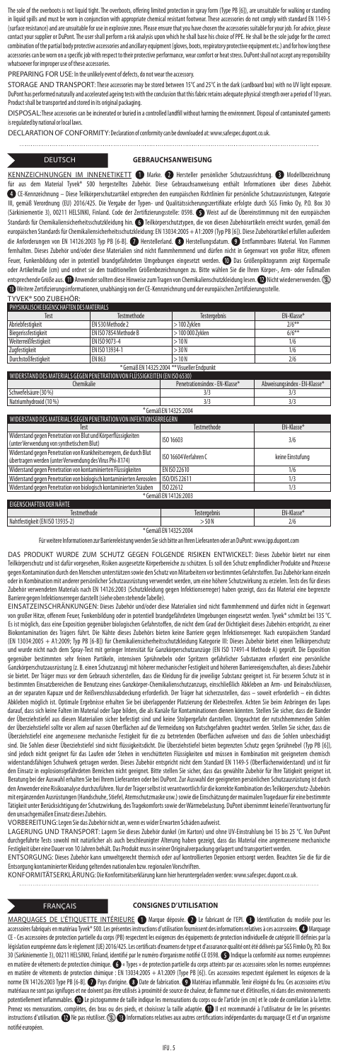The sole of the overboots is not liquid tight. The overboots, offering limited protection in spray form (Type PB [6]), are unsuitable for walking or standing in liquid spills and must be worn in conjunction with appropriate chemical resistant footwear. These accessories do not comply with standard EN 1149-5 (surface resistance) and are unsuitable for use in explosive zones. Please ensure that you have chosen the accessories suitable for your job. For advice, please contact your supplier or DuPont. The user shall perform a risk analysis upon which he shall base his choice of PPE. He shall be the sole judge for the correct combination of the partial body protective accessories and ancillary equipment (gloves, boots, respiratory protective equipment etc.) and for how long these accessories can be worn on a specific job with respect to their protective performance, wear comfort or heat stress. DuPont shall not accept any responsibility whatsoever for improper use of these accessories.

PREPARING FOR USE: In the unlikely event of defects, do not wear the accessory.

STORAGE AND TRANSPORT: These accessories may be stored between 15°C and 25°C in the dark (cardboard box) with no UV light exposure. DuPont has performed naturally and accelerated ageing tests with the conclusion that this fabric retains adequate physical strength over a period of 10 years. Product shall be transported and stored in its original packaging.

DISPOSAL: These accessories can be incinerated or buried in a controlled landfill without harming the environment. Disposal of contaminated garments is regulated by national or local laws.

DECLARATION OF CONFORMITY: Declaration of conformity can be downloaded at: www.safespec.dupont.co.uk.

## DEUTSCH — GEBRAUCHSANWEISUNG

KENNZEICHNUNGEN IM INNENETIKETT ❶ Marke. ❷ Hersteller persönlicher Schutzausrichtung. ❸ Modellbezeichnung für aus dem Material Tyvek® 500 hergestellten Zubehör. Diese Gebrauchsanweisung enthält Informationen über dieses Zubehör. ❹ CE-Kennzeichnung – Diese Teilkörperschutzartikel entsprechen den europäischen Richtlinien für persönliche Schutzausrüstungen, Kategorie III, gemäß Verordnung (EU) 2016/425. Die Vergabe der Typen- und Qualitätssicherungszertifikate erfolgte durch SGS Fimko Oy, P.O. Box 30 (Särkiniementie 3), 00211 HELSINKI, Finland. Code der Zertifizierungsstelle: 0598. ❺ Weist auf die Übereinstimmung mit den europäischen Standards für Chemikalienschutzkleidung hin. ❻ Teilkörperschutztypen, die von diesem Zubehörartikeln erreicht wurden, gemäß den europäischen Standards für Chemikalienschutzkleidung: EN 13034:2005 + A1:2009 (Typ PB [6]). Diese Zubehörartikel erfüllen außerdem die Anforderungen von EN 14126:2003 Typ PB [6-B]. ❼ Herstellerland. ❽ Herstellungsdatum. ❾ Entflammbares Material. Von Flammen fernhalten. Dieses Zubehör und/oder diese Materialien sind nicht flammhemmend und dürfen nicht in Gegenwart von großer Hitze, offenem Feuer, Funkenbildung oder in potentiell brandgefährdeten Umgebungen eingesetzt werden. ❿ Das Größenpiktogramm zeigt Körpermaße oder Artikelmaße (cm) und ordnet sie den traditionellen Größenbezeichnungen zu. Bitte wählen Sie die Ihren Körper-, Arm- oder Fußmaßen entsprechende Größe aus. ⓫ Anwender sollten diese Hinweise zum Tragen von Chemikalienschutzkleidung lesen. ⓬ Nicht wiederverwenden. ⓭ Weitere Zertifizierungsinformationen, unabhängig von der CE-Kennzeichnung und der europäischen Zertifizierungsstelle.

TYVEK® 500 ZUBEHÖR:

| PHYSIKALISCHE EIGENSCHAFTEN DES MATERIALS | | | |
|---|---|---|---|
| Test | Testmethode | Testergebnis | EN-Klasse* |
| Abriebfestigkeit | EN 530 Methode 2 | > 100 Zyklen | 2/6** |
| Biegerissfestigkeit | EN ISO 7854 Methode B | > 100 000 Zyklen | 6/6** |
| Weiterreißfestigkeit | EN ISO 9073-4 | > 10 N | 1/6 |
| Zugfestigkeit | EN ISO 13934-1 | > 30 N | 1/6 |
| Durchstoßfestigkeit | EN 863 | > 10 N | 2/6 |

\* Gemäß EN 14325:2004 ** Visueller Endpunkt

| WIDERSTAND DES MATERIALS GEGEN PENETRATION VON FLÜSSIGKEITEN (EN ISO 6530) | | |
|---|---|---|
| Chemikalie | Penetrationsindex - EN-Klasse* | Abweisungsindex - EN-Klasse* |
| Schwefelsäure (30 %) | 3/3 | 3/3 |
| Natriumhydroxid (10 %) | 3/3 | 3/3 |

\* Gemäß EN 14325:2004

| WIDERSTAND DES MATERIALS GEGEN PENETRATION VON INFEKTIONSERREGERN | | |
|---|---|---|
| Test | Testmethode | EN-Klasse* |
| Widerstand gegen Penetration von Blut und Körperflüssigkeiten (unter Verwendung von synthetischem Blut) | ISO 16603 | 3/6 |
| Widerstand gegen Penetration von Krankheitserregern, die durch Blut übertragen werden (unter Verwendung des Virus Phi-X174) | ISO 16604 Verfahren C | keine Einstufung |
| Widerstand gegen Penetration von kontaminierten Flüssigkeiten | EN ISO 22610 | 1/6 |
| Widerstand gegen Penetration von biologisch kontaminierten Aerosolen | ISO/DIS 22611 | 1/3 |
| Widerstand gegen Penetration von biologisch kontaminierten Stäuben | ISO 22612 | 1/3 |

\* Gemäß EN 14126:2003

| EIGENSCHAFTEN DER NÄHTE | | |
|---|---|---|
| Testmethode | Testergebnis | EN-Klasse* |
| Nahtfestigkeit (EN ISO 13935-2) | > 50 N | 2/6 |

\* Gemäß EN 14325:2004

Für weitere Informationen zur Barriereleistung wenden Sie sich bitte an Ihren Lieferanten oder an DuPont: www.ipp.dupont.com

DAS PRODUKT WURDE ZUM SCHUTZ GEGEN FOLGENDE RISIKEN ENTWICKELT: Dieses Zubehör bietet nur einen Teilkörperschutz und ist dafür vorgesehen, Risiken ausgesetzte Körperbereiche zu schützen. Es soll den Schutz empfindlicher Produkte und Prozesse gegen Kontamination durch den Menschen unterstützen sowie den Schutz von Mitarbeitern vor bestimmten Gefahrstoffen. Das Zubehör kann einzeln oder in Kombination mit anderer persönlicher Schutzausrüstung verwendet werden, um eine höhere Schutzwirkung zu erzielen. Tests des für dieses Zubehör verwendeten Materials nach EN 14126:2003 (Schutzkleidung gegen Infektionserreger) haben gezeigt, dass das Material eine begrenzte Barriere gegen Infektionserreger darstellt (siehe oben stehende Tabelle).

EINSATZEINSCHRÄNKUNGEN: Dieses Zubehör und/oder diese Materialien sind nicht flammhemmend und dürfen nicht in Gegenwart von großer Hitze, offenem Feuer, Funkenbildung oder in potentiell brandgefährdeten Umgebungen eingesetzt werden. Tyvek® schmilzt bei 135 °C. Es ist möglich, dass eine Exposition gegenüber biologischen Gefahrstoffen, die nicht dem Grad der Dichtigkeit dieses Zubehörs entspricht, zu einer Biokontamination des Trägers führt. Die Nähte dieses Zubehörs bieten keine Barriere gegen Infektionserreger. Nach europäischem Standard (EN 13034:2005 + A1:2009; Typ PB [6-B]) für Chemikalienschutzkleidung Kategorie III: Dieses Zubehör bietet einen Teilkörperschutz und wurde nicht nach dem Spray-Test mit geringer Intensität für Ganzkörperschutzanzüge (EN ISO 17491-4 Methode A) geprüft. Die Exposition gegenüber bestimmten sehr feinen Partikeln, intensiven Sprühnebeln oder Spritzern gefährlicher Substanzen erfordert eine persönliche Ganzkörperschutzausrüstung (z. B. einen Schutzanzug) mit höherer mechanischer Festigkeit und höheren Barriereeigenschaften, als dieses Zubehör sie bietet. Der Träger muss vor dem Gebrauch sicherstellen, dass die Kleidung für die jeweilige Substanz geeignet ist. Für besseren Schutz ist in bestimmten Einsatzbereichen die Benutzung eines Ganzkörper-Chemikalienschutzanzugs, einschließlich Abkleben an Arm- und Beinabschlüssen, an der separaten Kapuze und der Reißverschlussabdeckung erforderlich. Der Träger hat sicherzustellen, dass – soweit erforderlich – ein dichtes Abkleben möglich ist. Optimale Ergebnisse erhalten Sie bei überlappender Platzierung der Klebestreifen. Achten Sie beim Anbringen des Tapes darauf, dass sich keine Falten im Material oder Tape bilden, die als Kanäle für Kontaminationen dienen könnten. Stellen Sie sicher, dass die Bänder der Überziehstiefel aus diesen Materialien sicher befestigt sind und keine Stolpergefahr darstellen. Ungeachtet der rutschhemmenden Sohlen der Überziehstiefel sollte vor allem auf nassen Oberflächen auf die Vermeidung von Rutschgefahren geachtet werden. Stellen Sie sicher, dass die Überziehstiefel eine angemessene mechanische Festigkeit für die zu betretenden Oberflächen aufweisen und dass die Sohlen unbeschädigt sind. Die Sohlen dieser Überziehstiefel sind nicht flüssigkeitsdicht. Die Überziehstiefel bieten begrenzten Schutz gegen Sprühnebel (Typ PB [6]), sind jedoch nicht geeignet für das Laufen oder Stehen in verschütteten Flüssigkeiten und müssen in Kombination mit geeignetem chemisch widerstandsfähigen Schuhwerk getragen werden. Dieses Zubehör entspricht nicht dem Standard EN 1149-5 (Oberflächenwiderstand) und ist für den Einsatz in explosionsgefährdeten Bereichen nicht geeignet. Bitte stellen Sie sicher, dass das gewählte Zubehör für Ihre Tätigkeit geeignet ist. Beratung bei der Auswahl erhalten Sie bei Ihrem Lieferanten oder bei DuPont. Zur Auswahl der geeigneten persönlichen Schutzausrüstung ist durch den Anwender eine Risikoanalyse durchzuführen. Nur der Träger selbst ist verantwortlich für die korrekte Kombination des Teilkörperschutz-Zubehörs mit ergänzenden Ausrüstungen (Handschuhe, Stiefel, Atemschutzmaske usw.) sowie die Einschätzung der maximalen Tragedauer für eine bestimmte Tätigkeit unter Berücksichtigung der Schutzwirkung, des Tragekomforts sowie der Wärmebelastung. DuPont übernimmt keinerlei Verantwortung für den unsachgemäßen Einsatz dieses Zubehörs.

VORBEREITUNG: Legen Sie das Zubehör nicht an, wenn es wider Erwarten Schäden aufweist.

LAGERUNG UND TRANSPORT: Lagern Sie dieses Zubehör dunkel (im Karton) und ohne UV-Einstrahlung bei 15 bis 25 °C. Von DuPont durchgeführte Tests sowohl mit natürlicher als auch beschleunigter Alterung haben gezeigt, dass das Material eine angemessene mechanische Festigkeit über eine Dauer von 10 Jahren behält. Das Produkt muss in seiner Originalverpackung gelagert und transportiert werden.

ENTSORGUNG: Dieses Zubehör kann umweltgerecht thermisch oder auf kontrollierten Deponien entsorgt werden. Beachten Sie die für die Entsorgung kontaminierter Kleidung geltenden nationalen bzw. regionalen Vorschriften.

KONFORMITÄTSERKLÄRUNG: Die Konformitätserklärung kann hier heruntergeladen werden: www.safespec.dupont.co.uk.

## FRANÇAIS — CONSIGNES D'UTILISATION

MARQUAGES DE L'ÉTIQUETTE INTÉRIEURE ❶ Marque déposée. ❷ Le fabricant de l'EPI. ❸ Identification du modèle pour les accessoires fabriqués en matériau Tyvek® 500. Les présentes instructions d'utilisation fournissent des informations relatives à ces accessoires. ❹ Marquage CE - Ces accessoires de protection partielle du corps (PB) respectent les exigences des équipements de protection individuelle de catégorie III définies par la législation européenne dans le règlement (UE) 2016/425. Les certificats d'examens de type et d'assurance qualité ont été délivrés par SGS Fimko Oy, P.O. Box 30 (Särkiniementie 3), 00211 HELSINKI, Finland, identifié par le numéro d'organisme notifié CE 0598. ❺ Indique la conformité aux normes européennes en matière de vêtements de protection chimique. ❻ « Types » de protection partielle du corps atteints par ces accessoires selon les normes européennes en matière de vêtements de protection chimique : EN 13034:2005 + A1:2009 (Type PB [6]). Ces accessoires respectent également les exigences de la norme EN 14126:2003 Type PB [6-B]. ❼ Pays d'origine. ❽ Date de fabrication. ❾ Matériau inflammable. Tenir éloigné du feu. Ces accessoires et/ou matériaux ne sont pas ignifuges et ne doivent pas être utilisés à proximité de source de chaleur, de flamme nue et d'étincelles, ni dans des environnements potentiellement inflammables. ❿ Le pictogramme de taille indique les mensurations du corps ou de l'article (en cm) et le code de corrélation à la lettre. Prenez vos mensurations, complètes, des bras ou des pieds, et choisissez la taille adaptée. ⓫ Il est recommandé à l'utilisateur de lire les présentes instructions d'utilisation. ⓬ Ne pas réutiliser. ⓭ Informations relatives aux autres certifications indépendantes du marquage CE et d'un organisme notifié européen.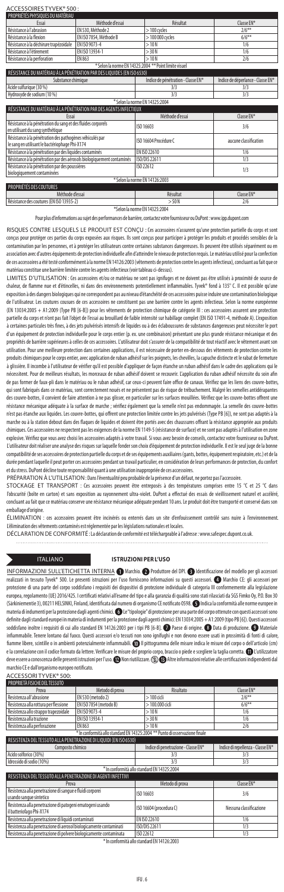## ACCESSOIRES TYVEK® 500 :

| PROPRIÉTÉS PHYSIQUES DU MATÉRIAU | | | |
|---|---|---|---|
| Essai | Méthode d'essai | Résultat | Classe EN* |
| Résistance à l'abrasion | EN 530, Méthode 2 | > 100 cycles | 2/6** |
| Résistance à la flexion | EN ISO 7854, Méthode B | > 100 000 cycles | 6/6** |
| Résistance à la déchirure trapézoïdale | EN ISO 9073-4 | > 10 N | 1/6 |
| Résistance à l'étirement | EN ISO 13934-1 | > 30 N | 1/6 |
| Résistance à la perforation | EN 863 | > 10 N | 2/6 |

\* Selon la norme EN 14325:2004 ** Point limite visuel

| RÉSISTANCE DU MATÉRIAU À LA PÉNÉTRATION PAR DES LIQUIDES (EN ISO 6530) | | |
|---|---|---|
| Substance chimique | Indice de pénétration - Classe EN* | Indice de déperlance - Classe EN* |
| Acide sulfurique (30 %) | 3/3 | 3/3 |
| Hydroxyde de sodium (10 %) | 3/3 | 3/3 |

\* Selon la norme EN 14325:2004

| RÉSISTANCE DU MATÉRIAU À LA PÉNÉTRATION PAR DES AGENTS INFECTIEUX | | |
|---|---|---|
| Essai | Méthode d'essai | Classe EN* |
| Résistance à la pénétration du sang et des fluides corporels en utilisant du sang synthétique | ISO 16603 | 3/6 |
| Résistance à la pénétration des pathogènes véhiculés par le sang en utilisant le bactériophage Phi-X174 | ISO 16604 Procédure C | aucune classification |
| Résistance à la pénétration par des liquides contaminés | EN ISO 22610 | 1/6 |
| Résistance à la pénétration par des aérosols biologiquement contaminés | ISO/DIS 22611 | 1/3 |
| Résistance à la pénétration par des poussières biologiquement contaminées | ISO 22612 | 1/3 |

\* Selon la norme EN 14126:2003

| PROPRIÉTÉS DES COUTURES | | |
|---|---|---|
| Méthode d'essai | Résultat | Classe EN* |
| Résistance des coutures (EN ISO 13935-2) | > 50 N | 2/6 |

\*Selon la norme EN 14325:2004

Pour plus d'informations au sujet des performances de barrière, contactez votre fournisseur ou DuPont : www.ipp.dupont.com

RISQUES CONTRE LESQUELS LE PRODUIT EST CONÇU : Ces accessoires n'assurent qu'une protection partielle du corps et sont conçus pour protéger ces parties du corps exposées aux risques. Ils sont conçus pour participer à protéger les produits et procédés sensibles de la contamination par les personnes, et à protéger les utilisateurs contre certaines substances dangereuses. Ils peuvent être utilisés séparément ou en association avec d'autres équipements de protection individuelle afin d'atteindre le niveau de protection requis. Le matériau utilisé pour la confection de ces accessoires a été testé conformément à la norme EN 14126:2003 (vêtements de protection contre les agents infectieux), concluant au fait que ce matériau constitue une barrière limitée contre les agents infectieux (voir tableau ci-dessus).

LIMITES D'UTILISATION : Ces accessoires et/ou ce matériau ne sont pas ignifuges et ne doivent pas être utilisés à proximité de source de chaleur, de flamme nue et d'étincelles, ni dans des environnements potentiellement inflammables. Tyvek® fond à 135° C. Il est possible qu'une exposition à des dangers biologiques qui ne correspondent pas au niveau d'étanchéité de ces accessoires puisse induire une contamination biologique de l'utilisateur. Les coutures cousues de ces accessoires ne constituent pas une barrière contre les agents infectieux. Selon la norme européenne (EN 13034:2005 + A1:2009 (Type PB [6-B]) pour les vêtements de protection chimique de catégorie III : ces accessoires assurent une protection partielle du corps et n'ont pas fait l'objet de l'essai au brouillard de faible intensité sur habillage complet (EN ISO 17491-4, méthode A). L'exposition à certaines particules très fines, à des jets pulvérisés intensifs de liquides ou à des éclaboussures de substances dangereuses peut nécessiter le port d'un équipement de protection individuelle pour le corps entier (p. ex. une combinaison) présentant une plus grande résistance mécanique et des propriétés de barrière supérieures à celles de ces accessoires. L'utilisateur doit s'assurer de la compatibilité de tout réactif avec le vêtement avant son utilisation. Pour une meilleure protection dans certaines applications, il est nécessaire de porter en-dessous des vêtements de protection contre les produits chimiques pour le corps entier, avec application de ruban adhésif sur les poignets, les chevilles, la capuche distincte et le rabat de fermeture à glissière. Il incombe à l'utilisateur de vérifier qu'il est possible d'appliquer de façon étanche un ruban adhésif dans le cadre des applications qui le nécessitent. Pour de meilleurs résultats, les morceaux de ruban adhésif doivent se recouvrir. L'application du ruban adhésif nécessite du soin afin de pas former de faux-plis dans le matériau ou le ruban adhésif, car ceux-ci peuvent faire office de canaux. Vérifiez que les liens des couvre-bottes, qui sont fabriqués dans ce matériau, sont correctement noués et ne présentent pas de risque de trébuchement. Malgré les semelles antidérapantes des couvre-bottes, il convient de faire attention à ne pas glisser, en particulier sur les surfaces mouillées. Vérifiez que les couvre-bottes offrent une résistance mécanique adéquate à la surface de marche ; vérifiez également que la semelle n'est pas endommagée. La semelle des couvre-bottes n'est pas étanche aux liquides. Les couvre-bottes, qui offrent une protection limitée contre les jets pulvérisés (Type PB [6]), ne sont pas adaptés à la marche ou à la station debout dans des flaques de liquides et doivent être portés avec des chaussures offrant la résistance appropriée aux produits chimiques. Ces accessoires ne respectent pas les exigences de la norme EN 1149-5 (résistance de surface) et ne sont pas adaptés à l'utilisation en zone explosive. Vérifiez que vous avez choisi les accessoires adaptés à votre travail. Si vous avez besoin de conseils, contactez votre fournisseur ou DuPont. L'utilisateur doit réaliser une analyse des risques sur laquelle fonder son choix d'équipement de protection individuelle. Il est le seul juge de la bonne compatibilité de ses accessoires de protection partielle du corps et de ses équipements auxiliaires (gants, bottes, équipement respiratoire, etc.) et de la durée pendant laquelle il peut porter ces accessoires pendant un travail particulier, en considération de leurs performances de protection, du confort et du stress. DuPont décline toute responsabilité quant à une utilisation inappropriée de ces accessoires.

PRÉPARATION À L'UTILISATION : Dans l'éventualité peu probable de la présence d'un défaut, ne portez pas l'accessoire.

STOCKAGE ET TRANSPORT : Ces accessoires peuvent être entreposés à des températures comprises entre 15 °C et 25 °C dans l'obscurité (boîte en carton) et sans exposition au rayonnement ultra-violet. DuPont a effectué des essais de vieillissement naturel et accéléré, concluant au fait que ce matériau conserve une résistance mécanique adéquate pendant 10 ans. Le produit doit être transporté et conservé dans son emballage d'origine.

ÉLIMINATION : ces accessoires peuvent être incinérés ou enterrés dans un site d'enfouissement contrôlé sans nuire à l'environnement. L'élimination des vêtements contaminés est réglementée par les législations nationales et locales.

DÉCLARATION DE CONFORMITÉ : La déclaration de conformité est téléchargeable à l'adresse : www.safespec.dupont.co.uk.

# ITALIANO

## ISTRUZIONI PER L'USO

INFORMAZIONI SULL'ETICHETTA INTERNA 1 Marchio. 2 Produttore del DPI. 3 Identificazione del modello per gli accessori realizzati in tessuto Tyvek® 500. Le presenti istruzioni per l'uso forniscono informazioni su questi accessori. 4 Marchio CE: gli accessori per protezione di una parte del corpo soddisfano i requisiti dei dispositivi di protezione individuale di categoria III conformemente alla legislazione europea, regolamento (UE) 2016/425. I certificati relativi all'esame del tipo e alla garanzia di qualità sono stati rilasciati da SGS Fimko Oy, P.O. Box 30 (Särkiniementie 3), 00211 HELSINKI, Finland, identificata dal numero di organismo CE notificato 0598. 5 Indica la conformità alle norme europee in materia di indumenti per la protezione dagli agenti chimici. 6 Le "tipologie" di protezione per una parte del corpo ottenute con questi accessori sono definite dagli standard europei in materia di indumenti per la protezione dagli agenti chimici: EN 13034:2005 + A1:2009 (tipo PB [6]). Questi accessori soddisfano inoltre i requisiti di cui allo standard EN 14126:2003 per i tipi PB [6-B]. 7 Paese di origine. 8 Data di produzione. 9 Materiale infiammabile. Tenere lontano dal fuoco. Questi accessori e/o tessuti non sono ignifughi e non devono essere usati in prossimità di fonti di calore, fiamme libere, scintille o in ambienti potenzialmente infiammabili. 10 Il pittogramma delle misure indica le misure del corpo o dell'articolo (cm) e la correlazione con il codice formato da lettere. Verificare le misure del proprio corpo, braccio o piede e scegliere la taglia corretta. 11 L'utilizzatore deve essere a conoscenza delle presenti istruzioni per l'uso. 12 Non riutilizzare. (5) 13 Altre informazioni relative alle certificazioni indipendenti dal marchio CE e dall'organismo europeo notificato.

## ACCESSORI TYVEK® 500:

| PROPRIETÀ FISICHE DEL TESSUTO | | | |
|---|---|---|---|
| Prova | Metodo di prova | Risultato | Classe EN* |
| Resistenza all'abrasione | EN 530 (metodo 2) | > 100 cicli | 2/6** |
| Resistenza alla rottura per flessione | EN ISO 7854 (metodo B) | > 100.000 cicli | 6/6** |
| Resistenza allo strappo trapezoidale | EN ISO 9073-4 | > 10 N | 1/6 |
| Resistenza alla trazione | EN ISO 13934-1 | > 30 N | 1/6 |
| Resistenza alla perforazione | EN 863 | > 10 N | 2/6 |

\* In conformità allo standard EN 14325:2004 ** Punto di osservazione finale

| RESISTENZA DEL TESSUTO ALLA PENETRAZIONE DI LIQUIDI (EN ISO 6530) | | |
|---|---|---|
| Composto chimico | Indice di penetrazione - Classe EN* | Indice di repellenza - Classe EN* |
| Acido solforico (30%) | 3/3 | 3/3 |
| Idrossido di sodio (10%) | 3/3 | 3/3 |

\* In conformità allo standard EN 14325:2004

| RESISTENZA DEL TESSUTO ALLA PENETRAZIONE DI AGENTI INFETTIVI | | |
|---|---|---|
| Prova | Metodo di prova | Classe EN* |
| Resistenza alla penetrazione di sangue e fluidi corporei usando sangue sintetico | ISO 16603 | 3/6 |
| Resistenza alla penetrazione di patogeni ematogeni usando il batteriofago Phi-X174 | ISO 16604 (procedura C) | Nessuna classificazione |
| Resistenza alla penetrazione di liquidi contaminati | EN ISO 22610 | 1/6 |
| Resistenza alla penetrazione di aerosol biologicamente contaminati | ISO/DIS 22611 | 1/3 |
| Resistenza alla penetrazione di polvere biologicamente contaminata | ISO 22612 | 1/3 |

\* In conformità allo standard EN 14126:2003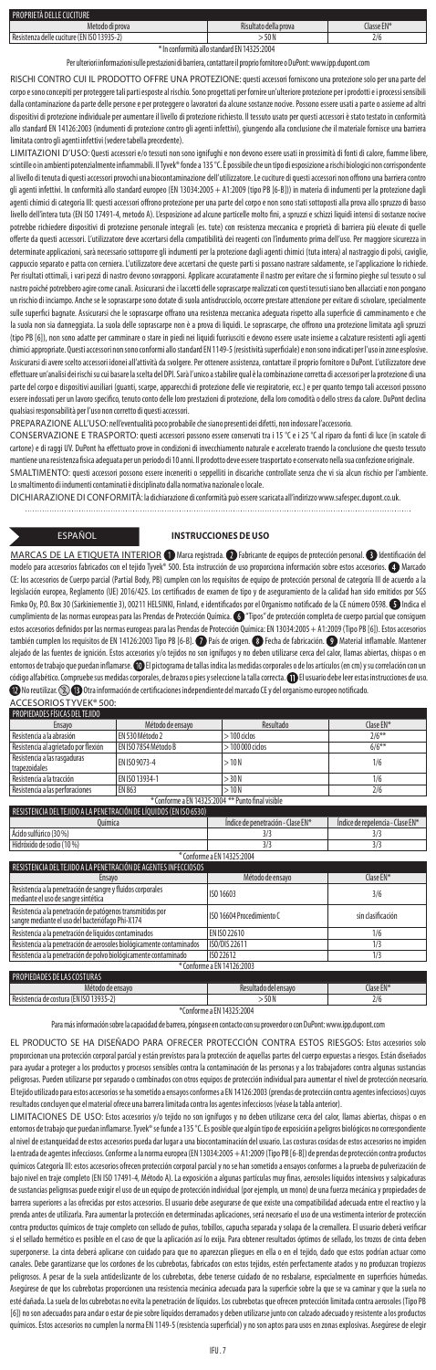| PROPRIETÀ DELLE CUCITURE | | |
|---|---|---|
| Metodo di prova | Risultato della prova | Classe EN* |
| Resistenza delle cuciture (EN ISO 13935-2) | > 50 N | 2/6 |

* In conformità allo standard EN 14325:2004

Per ulteriori informazioni sulle prestazioni di barriera, contattare il proprio fornitore o DuPont: www.ipp.dupont.com

RISCHI CONTRO CUI IL PRODOTTO OFFRE UNA PROTEZIONE: questi accessori forniscono una protezione solo per una parte del corpo e sono concepiti per proteggere tali parti esposte al rischio. Sono progettati per fornire un'ulteriore protezione per i prodotti e i processi sensibili dalla contaminazione da parte delle persone e per proteggere i lavoratori da alcune sostanze nocive. Possono essere usati a parte o assieme ad altri dispositivi di protezione individuale per aumentare il livello di protezione richiesto. Il tessuto usato per questi accessori è stato testato in conformità allo standard EN 14126:2003 (indumenti di protezione contro gli agenti infettivi), giungendo alla conclusione che il materiale fornisce una barriera limitata contro gli agenti infettivi (vedere tabella precedente).

LIMITAZIONI D'USO: Questi accessori e/o tessuti non sono ignifughi e non devono essere usati in prossimità di fonti di calore, fiamme libere, scintille o in ambienti potenzialmente infiammabili. Il Tyvek® fonde a 135 °C. È possibile che un tipo di esposizione a rischi biologici non corrispondente al livello di tenuta di questi accessori provochi una biocontaminazione dell'utilizzatore. Le cuciture di questi accessori non offrono una barriera contro gli agenti infettivi. In conformità allo standard europeo (EN 13034:2005 + A1:2009 (tipo PB [6-B])) in materia di indumenti per la protezione dagli agenti chimici di categoria III: questi accessori offrono protezione per una parte del corpo e non sono stati sottoposti alla prova allo spruzzo di basso livello dell'intera tuta (EN ISO 17491-4, metodo A). L'esposizione ad alcune particelle molto fini, a spruzzi e schizzi liquidi intensi di sostanze nocive potrebbe richiedere dispositivi di protezione personale integrali (es. tute) con resistenza meccanica e proprietà di barriera più elevate di quelle offerte da questi accessori. L'utilizzatore deve accertarsi della compatibilità dei reagenti con l'indumento prima dell'uso. Per maggior sicurezza in determinate applicazioni, sarà necessario sottoporre gli indumenti per la protezione dagli agenti chimici (tuta intera) al nastraggio di polsi, caviglie, cappuccio separato e patta con cerniera. L'utilizzatore deve accertarsi che queste parti si possano nastrare saldamente, se l'applicazione lo richiede. Per risultati ottimali, i vari pezzi di nastro devono sovrapporsi. Applicare accuratamente il nastro per evitare che si formino pieghe sul tessuto o sul nastro poiché potrebbero agire come canali. Assicurarsi che i lacci delle soprascarpe realizzati con questi tessuti siano ben allacciati e non pongano un rischio di inciampo. Anche se le soprascarpe sono dotate di suola antisdrucciolo, occorre prestare attenzione per evitare di scivolare, specialmente sulle superfici bagnate. Assicurarsi che le soprascarpe offrano una resistenza meccanica adeguata rispetto alla superficie di camminamento e che la suola non sia danneggiata. La suola delle soprascarpe non è a prova di liquidi. Le soprascarpe, che offrono una protezione limitata agli spruzzi (tipo PB [6]), non sono adatte per camminare o stare in piedi nei liquidi fuoriusciti e devono essere usate insieme a calzature resistenti agli agenti chimici appropriate. Questi accessori non sono conformi allo standard EN 1149-5 (resistività superficiale) e non sono indicati per l'uso in zone esplosive. Assicurarsi di avere scelto accessori idonei all'attività da svolgere. Per ottenere assistenza, contattare il proprio fornitore o DuPont. L'utilizzatore deve effettuare un'analisi dei rischi su cui basare la scelta del DPI. Sarà l'unico a stabilire qual è la combinazione corretta di accessori per la protezione di una parte del corpo e dispositivi ausiliari (guanti, scarpe, apparecchi di protezione delle vie respiratorie, ecc.) e per quanto tempo tali accessori possono essere indossati per un lavoro specifico, tenuto conto delle loro prestazioni di protezione, della loro comodità o dello stress da calore. DuPont declina qualsiasi responsabilità per l'uso non corretto di questi accessori.

PREPARAZIONE ALL'USO: nell'eventualità poco probabile che siano presenti dei difetti, non indossare l'accessorio.

CONSERVAZIONE E TRASPORTO: questi accessori possono essere conservati tra i 15 °C e i 25 °C al riparo da fonti di luce (in scatole di cartone) e dai raggi UV. DuPont ha effettuato prove in condizioni di invecchiamento naturale e accelerato traendo la conclusione che questo tessuto mantiene una resistenza fisica adeguata per un periodo di 10 anni. Il prodotto deve essere trasportato e conservato nella sua confezione originale.

SMALTIMENTO: questi accessori possono essere inceneriti o seppelliti in discariche controllate senza che vi sia alcun rischio per l'ambiente. Lo smaltimento di indumenti contaminati è disciplinato dalla normativa nazionale o locale.

DICHIARAZIONE DI CONFORMITÀ: la dichiarazione di conformità può essere scaricata all'indirizzo www.safespec.dupont.co.uk.

## ESPAÑOL

## INSTRUCCIONES DE USO

MARCAS DE LA ETIQUETA INTERIOR ① Marca registrada. ② Fabricante de equipos de protección personal. ③ Identificación del modelo para accesorios fabricados con el tejido Tyvek® 500. Esta instrucción de uso proporciona información sobre estos accesorios. ④ Marcado CE: los accesorios de Cuerpo parcial (Partial Body, PB) cumplen con los requisitos de equipo de protección personal de categoría III de acuerdo a la legislación europea, Reglamento (UE) 2016/425. Los certificados de examen de tipo y de aseguramiento de la calidad han sido emitidos por SGS Fimko Oy, P.O. Box 30 (Särkiniementie 3), 00211 HELSINKI, Finland, e identificados por el Organismo notificado de la CE número 0598. ⑤ Indica el cumplimiento de las normas europeas para las Prendas de Protección Química. ⑥ "Tipos" de protección completa de cuerpo parcial que consiguen estos accesorios definidos por las normas europeas para las Prendas de Protección Química: EN 13034:2005 + A1:2009 (Tipo PB [6]). Estos accesorios también cumplen los requisitos de EN 14126:2003 Tipo PB [6-B]. ⑦ País de origen. ⑧ Fecha de fabricación. ⑨ Material inflamable. Mantener alejado de las fuentes de ignición. Estos accesorios y/o tejidos no son ignífugos y no deben utilizarse cerca del calor, llamas abiertas, chispas o en entornos de trabajo que puedan inflamarse. ⑩ El pictograma de tallas indica las medidas corporales o de los artículos (en cm) y su correlación con un código alfabético. Compruebe sus medidas corporales, de brazos o pies y seleccione la talla correcta. ⑪ El usuario debe leer estas instrucciones de uso. ⑫ No reutilizar. ⑬ ⑭ Otra información de certificaciones independiente del marcado CE y del organismo europeo notificado.

ACCESORIOS TYVEK® 500:

| PROPIEDADES FÍSICAS DEL TEJIDO | | | |
|---|---|---|---|
| Ensayo | Método de ensayo | Resultado | Clase EN* |
| Resistencia a la abrasión | EN 530 Método 2 | > 100 ciclos | 2/6** |
| Resistencia al agrietado por flexión | EN ISO 7854 Método B | > 100 000 ciclos | 6/6** |
| Resistencia a las rasgaduras trapezoidales | EN ISO 9073-4 | > 10 N | 1/6 |
| Resistencia a la tracción | EN ISO 13934-1 | > 30 N | 1/6 |
| Resistencia a las perforaciones | EN 863 | > 10 N | 2/6 |

* Conforme a EN 14325:2004 ** Punto final visible

| RESISTENCIA DEL TEJIDO A LA PENETRACIÓN DE LÍQUIDOS (EN ISO 6530) | | |
|---|---|---|
| Química | Índice de penetración - Clase EN* | Índice de repelencia - Clase EN* |
| Ácido sulfúrico (30 %) | 3/3 | 3/3 |
| Hidróxido de sodio (10 %) | 3/3 | 3/3 |

* Conforme a EN 14325:2004

| RESISTENCIA DEL TEJIDO A LA PENETRACIÓN DE AGENTES INFECCIOSOS | | |
|---|---|---|
| Ensayo | Método de ensayo | Clase EN* |
| Resistencia a la penetración de sangre y fluidos corporales mediante el uso de sangre sintética | ISO 16603 | 3/6 |
| Resistencia a la penetración de patógenos transmitidos por sangre mediante el uso del bacteriófago Phi-X174 | ISO 16604 Procedimiento C | sin clasificación |
| Resistencia a la penetración de líquidos contaminados | EN ISO 22610 | 1/6 |
| Resistencia a la penetración de aerosoles biológicamente contaminados | ISO/DIS 22611 | 1/3 |
| Resistencia a la penetración de polvo biológicamente contaminado | ISO 22612 | 1/3 |

* Conforme a EN 14126:2003

| PROPIEDADES DE LAS COSTURAS | | |
|---|---|---|
| Método de ensayo | Resultado del ensayo | Clase EN* |
| Resistencia de costura (EN ISO 13935-2) | > 50 N | 2/6 |

*Conforme a EN 14325:2004

Para más información sobre la capacidad de barrera, póngase en contacto con su proveedor o con DuPont: www.ipp.dupont.com

EL PRODUCTO SE HA DISEÑADO PARA OFRECER PROTECCIÓN CONTRA ESTOS RIESGOS: Estos accesorios solo proporcionan una protección corporal parcial y están previstos para la protección de aquellas partes del cuerpo expuestas a riesgos. Están diseñados para ayudar a proteger a los productos y procesos sensibles contra la contaminación de las personas y a los trabajadores contra algunas sustancias peligrosas. Pueden utilizarse por separado o combinados con otros equipos de protección individual para aumentar el nivel de protección necesario. El tejido utilizado para estos accesorios se ha sometido a ensayos conformes a EN 14126:2003 (prendas de protección contra agentes infecciosos) cuyos resultados concluyen que el material ofrece una barrera limitada contra los agentes infecciosos (véase la tabla anterior).

LIMITACIONES DE USO: Estos accesorios y/o tejido no son ignífugos y no deben utilizarse cerca del calor, llamas abiertas, chispas o en entornos de trabajo que puedan inflamarse. Tyvek® se funde a 135 °C. Es posible que algún tipo de exposición a peligros biológicos no correspondiente al nivel de estanqueidad de estos accesorios pueda dar lugar a una biocontaminación del usuario. Las costuras cosidas de estos accesorios no impiden la entrada de agentes infecciosos. Conforme a la norma europea (EN 13034:2005 + A1:2009 (Tipo PB [6-B]) de prendas de protección contra productos químicos Categoría III: estos accesorios ofrecen protección corporal parcial y no se han sometido a ensayos conformes a la prueba de pulverización de bajo nivel en traje completo (EN ISO 17491-4, Método A). La exposición a algunas partículas muy finas, aerosoles líquidos intensivos y salpicaduras de sustancias peligrosas puede exigir el uso de un equipo de protección individual (por ejemplo, un mono) de una fuerza mecánica y propiedades de barrera superiores a las ofrecidas por estos accesorios. El usuario debe asegurarse de que existe una compatibilidad adecuada entre el reactivo y la prenda antes de utilizarla. Para aumentar la protección en determinadas aplicaciones, será necesario el uso de una vestimenta interior de protección contra productos químicos de traje completo con sellado de puños, tobillos, capucha separada y solapa de la cremallera. El usuario deberá verificar si el sellado hermético es posible en el caso de que la aplicación así lo exija. Para obtener resultados óptimos de sellado, los trozos de cinta deben superponerse. La cinta deberá aplicarse con cuidado para que no aparezcan pliegues en ella o en el tejido, dado que estos podrían actuar como canales. Debe garantizarse que los cordones de los cubrebotas, fabricados con estos tejidos, estén perfectamente atados y no produzcan tropiezos peligrosos. A pesar de la suela antideslizante de los cubrebotas, debe tenerse cuidado de no resbalarse, especialmente en superficies húmedas. Asegúrese de que los cubrebotas proporcionen una resistencia mecánica adecuada para la superficie sobre la que se va caminar y que la suela no esté dañada. La suela de los cubrebotas no evita la penetración de líquidos. Los cubrebotas que ofrecen protección limitada contra aerosoles (Tipo PB [6]) no son adecuados para andar o estar de pie sobre líquidos derramados y deben utilizarse junto con calzado adecuado y resistente a los productos químicos. Estos accesorios no cumplen la norma EN 1149-5 (resistencia superficial) y no son aptos para usos en zonas explosivas. Asegúrese de elegir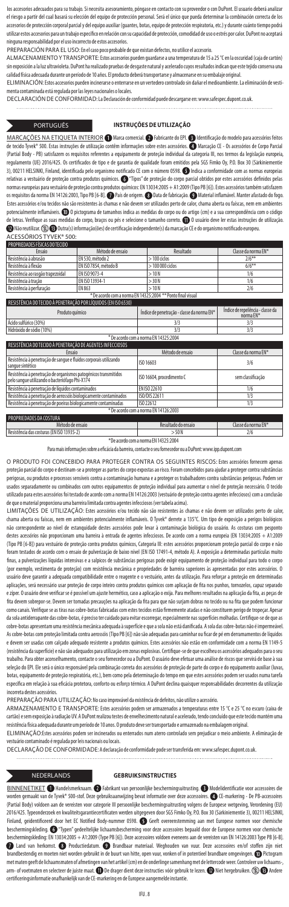los accesorios adecuados para su trabajo. Si necesita asesoramiento, póngase en contacto con su proveedor o con DuPont. El usuario deberá analizar el riesgo a partir del cual basará su elección del equipo de protección personal. Será el único que pueda determinar la combinación correcta de los accesorios de protección corporal parcial y del equipo auxiliar (guantes, botas, equipo de protección respiratoria, etc.) y durante cuánto tiempo podrá utilizar estos accesorios para un trabajo específico en relación con su capacidad de protección, comodidad de uso o estrés por calor. DuPont no aceptará ninguna responsabilidad por el uso incorrecto de estos accesorios.

PREPARACIÓN PARA EL USO: En el caso poco probable de que existan defectos, no utilice el accesorio.

ALMACENAMIENTO Y TRANSPORTE: Estos accesorios pueden guardarse a una temperatura de 15 a 25 °C en la oscuridad (caja de cartón) sin exposición a la luz ultravioleta. DuPont ha realizado pruebas de desgaste natural y acelerado cuyos resultados indican que este tejido conserva una calidad física adecuada durante un período de 10 años. El producto deberá transportarse y almacenarse en su embalaje original.

ELIMINACIÓN: Estos accesorios pueden incinerarse o enterrarse en un vertedero controlado sin dañar el medioambiente. La eliminación de vestimenta contaminada está regulada por las leyes nacionales o locales.

DECLARACIÓN DE CONFORMIDAD: La Declaración de conformidad puede descargarse en: www.safespec.dupont.co.uk.

## PORTUGUÊS

### INSTRUÇÕES DE UTILIZAÇÃO

MARCAÇÕES NA ETIQUETA INTERIOR 1 Marca comercial. 2 Fabricante do EPI. 3 Identificação do modelo para acessórios feitos de tecido Tyvek® 500. Estas instruções de utilização contêm informações sobre estes acessórios. 4 Marcação CE - Os acessórios de Corpo Parcial (Partial Body - PB) satisfazem os requisitos referentes a equipamento de proteção individual da categoria III, nos termos da legislação europeia, regulamento (UE) 2016/425. Os certificados de tipo e de garantia de qualidade foram emitidos pela SGS Fimko Oy, P.O. Box 30 (Särkiniementie 3), 00211 HELSINKI, Finland, identificada pelo organismo notificado CE com o número 0598. 5 Indica a conformidade com as normas europeias relativas a vestuário de proteção contra produtos químicos. 6 "Tipos" de proteção do corpo parcial obtidos por estes acessórios definidos pelas normas europeias para vestuário de proteção contra produtos químicos: EN 13034:2005 + A1:2009 (Tipo PB [6]). Estes acessórios também satisfazem os requisitos da norma EN 14126:2003, Tipo PB [6-B]. 7 País de origem. 8 Data de fabricação. 9 Material inflamável. Manter afastado do fogo. Estes acessórios e/ou tecidos não são resistentes às chamas e não devem ser utilizados perto de calor, chama aberta ou faíscas, nem em ambientes potencialmente inflamáveis. 10 O pictograma de tamanhos indica as medidas do corpo ou do artigo (cm) e a sua correspondência com o código de letras. Verifique as suas medidas do corpo, braços ou pés e selecione o tamanho correto. 11 O usuário deve ler estas instruções de utilização. 12 Não reutilizar. 13 Outra(s) informação(ões) de certificação independente(s) da marcação CE e do organismo notificado europeu.

ACESSÓRIOS TYVEK® 500:

| PROPRIEDADES FÍSICAS DO TECIDO | | | |
|---|---|---|---|
| Ensaio | Método de ensaio | Resultado | Classe da norma EN* |
| Resistência à abrasão | EN 530, método 2 | > 100 ciclos | 2/6** |
| Resistência à flexão | EN ISO 7854, método B | > 100 000 ciclos | 6/6** |
| Resistência ao rasgão trapezoidal | EN ISO 9073-4 | > 10 N | 1/6 |
| Resistência à tração | EN ISO 13934-1 | > 30 N | 1/6 |
| Resistência à perfuração | EN 863 | > 10 N | 2/6 |

\* De acordo com a norma EN 14325:2004 \*\* Ponto final visual

| RESISTÊNCIA DO TECIDO À PENETRAÇÃO POR LÍQUIDOS (EN ISO 6530) | | |
|---|---|---|
| Produto químico | Índice de penetração - classe da norma EN* | Índice de repelência - classe da norma EN* |
| Ácido sulfúrico (30%) | 3/3 | 3/3 |
| Hidróxido de sódio (10%) | 3/3 | 3/3 |

\* De acordo com a norma EN 14325:2004

| RESISTÊNCIA DO TECIDO À PENETRAÇÃO DE AGENTES INFECCIOSOS | | |
|---|---|---|
| Ensaio | Método de ensaio | Classe da norma EN* |
| Resistência à penetração de sangue e fluidos corporais utilizando sangue sintético | ISO 16603 | 3/6 |
| Resistência à penetração de organismos patogénicos transmitidos pelo sangue utilizando o bacteriófago Phi-X174 | ISO 16604, procedimento C | sem classificação |
| Resistência à penetração de líquidos contaminados | EN ISO 22610 | 1/6 |
| Resistência à penetração de aerossóis biologicamente contaminados | ISO/DIS 22611 | 1/3 |
| Resistência à penetração de poeiras biologicamente contaminadas | ISO 22612 | 1/3 |

\* De acordo com a norma EN 14126:2003

| PROPRIEDADES DA COSTURA | | |
|---|---|---|
| Método de ensaio | Resultado do ensaio | Classe da norma EN* |
| Resistência das costuras (EN ISO 13935-2) | > 50 N | 2/6 |

\* De acordo com a norma EN 14325:2004

Para mais informações sobre a eficácia da barreira, contacte o seu fornecedor ou a DuPont: www.ipp.dupont.com

O PRODUTO FOI CONCEBIDO PARA PROTEGER CONTRA OS SEGUINTES RISCOS: Estes acessórios fornecem apenas proteção parcial do corpo e destinam-se a proteger as partes do corpo expostas ao risco. Foram concebidos para ajudar a proteger contra substâncias perigosas, ou produtos e processos sensíveis contra a contaminação humana e a proteger os trabalhadores contra substâncias perigosas. Podem ser usados separadamente ou combinados com outros equipamentos de proteção individual para aumentar o nível de proteção necessário. O tecido utilizado para estes acessórios foi testado de acordo com a norma EN 14126:2003 (vestuário de proteção contra agentes infecciosos) com a conclusão de que o material proporciona uma barreira limitada contra agentes infecciosos (ver tabela acima).

LIMITAÇÕES DE UTILIZAÇÃO: Estes acessórios e/ou tecido não são resistentes às chamas e não devem ser utilizados perto de calor, chama aberta ou faíscas, nem em ambientes potencialmente inflamáveis. O Tyvek® derrete a 135°C. Um tipo de exposição a perigos biológicos não correspondente ao nível de estanquidade destes acessórios pode levar à contaminação biológica do usuário. As costuras com pesponto destes acessórios não proporcionam uma barreira à entrada de agentes infecciosos. De acordo com a norma europeia (EN 13034:2005 + A1:2009 (Tipo PB [6-B]) para vestuário de proteção contra produtos químicos, Categoria III: estes acessórios proporcionam proteção parcial do corpo e não foram testados de acordo com o ensaio de pulverização de baixo nível (EN ISO 17491-4, método A). A exposição a determinadas partículas muito finas, a pulverizações líquidas intensivas e a salpicos de substâncias perigosas pode exigir equipamento de proteção individual para todo o corpo (por exemplo, vestimenta de proteção) com resistência mecânica e propriedades de barreira superiores às apresentadas por estes acessórios. O usuário deve garantir a adequada compatibilidade entre o reagente e o vestuário, antes da utilização. Para reforçar a proteção em determinadas aplicações, será necessário usar proteção de corpo inteiro contra produtos químicos com aplicação de fitas nos punhos, tornozelos, capuz separado e ziper. O usuário deve verificar se é possível um ajuste hermético, caso a aplicação o exija. Para melhores resultados na aplicação da fita, as peças de fita devem sobrepor-se. Devem ser tomadas precauções na aplicação da fita para que não surjam dobras no tecido ou na fita que podem funcionar como canais. Verifique se as tiras nas cobre-botas fabricadas com estes tecidos estão firmemente atadas e não constituem perigo de tropeçar. Apesar da sola antiderrapante das cobre-botas, é preciso ter cuidado para evitar escorregar, especialmente nas superfícies molhadas. Certifique-se de que as cobre-botas apresentam uma resistência mecânica adequada à superfície e que a sola não está danificada. A sola das cobre-botas não é impermeável. As cobre-botas com proteção limitada contra aerossóis (Tipo PB [6]) não são adequadas para caminhar ou ficar de pé em derramamentos de líquidos e devem ser usadas com calçado adequado resistente a produtos químicos. Estes acessórios não estão em conformidade com a norma EN 1149-5 (resistência da superfície) e não são adequados para utilização em zonas explosivas. Certifique-se de que escolheu os acessórios adequados para o seu trabalho. Para obter aconselhamento, contacte o seu fornecedor ou a DuPont. O usuário deve efetuar uma análise de riscos que servirá de base à sua seleção do EPI. Ele será o único responsável pela combinação correta dos acessórios de proteção de parte do corpo e do equipamento auxiliar (luvas, botas, equipamento de proteção respiratória, etc.), bem como pela determinação do tempo em que estes acessórios podem ser usados numa tarefa específica em relação à sua eficácia protetora, conforto ou esforço térmico. A DuPont declina quaisquer responsabilidades decorrentes da utilização incorreta destes acessórios.

PREPARAÇÃO PARA UTILIZAÇÃO: No caso improvável da existência de defeitos, não utilize o acessório.

ARMAZENAMENTO E TRANSPORTE: Estes acessórios podem ser armazenados a temperaturas entre 15 °C e 25 °C no escuro (caixa de cartão) e sem exposição à radiação UV. A DuPont realizou testes de envelhecimento natural e acelerado, tendo concluído que este tecido mantém uma resistência física adequada durante um período de 10 anos. O produto deve ser transportado e armazenado na embalagem original.

ELIMINAÇÃO: Estes acessórios podem ser incinerados ou enterrados num aterro controlado sem prejudicar o meio ambiente. A eliminação de vestuário contaminado é regulada por leis nacionais ou locais.

DECLARAÇÃO DE CONFORMIDADE: A declaração de conformidade pode ser transferida em: www.safespec.dupont.co.uk.

## NEDERLANDS

### GEBRUIKSINSTRUCTIES

BINNENETIKET 1 Handelsmerknaam. 2 Fabrikant van persoonlijke beschermingsuitrusting. 3 Modelidentificatie voor accessoires die worden gemaakt van de Tyvek® 500-stof. Deze gebruiksaanwijzing bevat informatie over deze accessoires. 4 CE-markering - De PB-accessoires (Partial Body) voldoen aan de vereisten voor categorie III persoonlijke beschermingsuitrusting volgens de Europese wetgeving, Verordening (EU) 2016/425. Typeonderzoek en kwaliteitsgarantiecertificaten werden uitgegeven door SGS Fimko Oy, P.O. Box 30 (Särkiniementie 3), 00211 HELSINKI, Finland, geïdentificeerd door het EC Notified Body-nummer 0598. 5 Geeft overeenstemming aan met Europese normen voor chemische beschermingskleding. 6 "Typen" gedeeltelijke lichaamsbescherming voor deze accessoires bepaald door de Europese normen voor chemische beschermingskleding: EN 13034:2005 + A1:2009 (Type PB [6]). Deze accessoires voldoen eveneens aan de vereisten van EN 14126:2003 Type PB [6-B]. 7 Land van herkomst. 8 Productiedatum. 9 Brandbaar materiaal. Weghouden van vuur. Deze accessoires en/of stoffen zijn niet brandbestendig en moeten niet worden gebruikt in de buurt van hitte, open vuur, vonken of in potentieel brandbare omgevingen. 10 Pictogram met maten geeft de lichaamsmaten of afmetingen van het artikel (cm) en de onderlinge samenhang met de lettercode weer. Controleer uw lichaams-, arm- of voetmaten en selecteer de juiste maat. 11 De drager dient deze instructies vóór gebruik te lezen. 12 Niet hergebruiken. 13 Andere certificeringsinformatie onafhankelijk van de CE-markering en de Europese aangemelde instantie.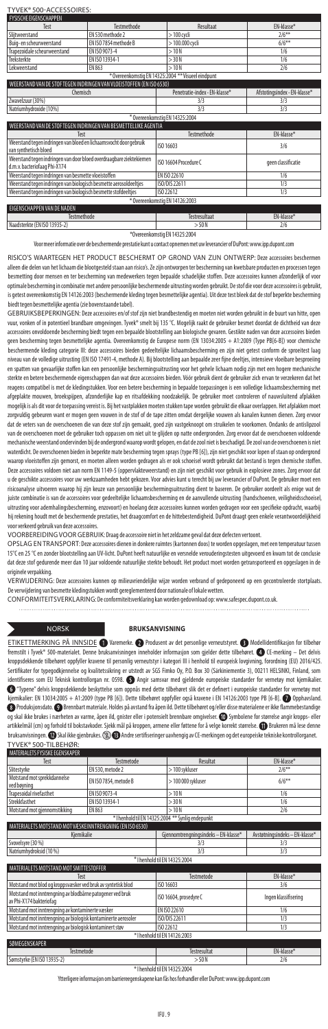TYVEK® 500-ACCESSOIRES:

| FYSISCHE EIGENSCHAPPEN | | | |
|---|---|---|---|
| Test | Testmethode | Resultaat | EN-klasse* |
| Slijtweerstand | EN 530 methode 2 | > 100 cycli | 2/6** |
| Buig- en scheurweerstand | EN ISO 7854 methode B | > 100.000 cycli | 6/6** |
| Trapezoïdale scheurweerstand | EN ISO 9073-4 | > 10 N | 1/6 |
| Treksterkte | EN ISO 13934-1 | > 30 N | 1/6 |
| Lekweerstand | EN 863 | > 10 N | 2/6 |

\* Overeenkomstig EN 14325:2004 ** Visueel eindpunt

| WEERSTAND VAN DE STOF TEGEN INDRINGEN VAN VLOEISTOFFEN (EN ISO 6530) | | |
|---|---|---|
| Chemisch | Penetratie-index - EN-klasse* | Afstotingsindex - EN-klasse* |
| Zwavelzuur (30%) | 3/3 | 3/3 |
| Natriumhydroxide (10%) | 3/3 | 3/3 |

\* Overeenkomstig EN 14325:2004

| WEERSTAND VAN DE STOF TEGEN INDRINGEN VAN BESMETTELIJKE AGENTIA | | |
|---|---|---|
| Test | Testmethode | EN-klasse* |
| Weerstand tegen indringen van bloed en lichaamsvocht door gebruik van synthetisch bloed | ISO 16603 | 3/6 |
| Weerstand tegen indringen van door bloed overdraagbare ziektekiemen d.m.v. bacteriofaag Phi-X174 | ISO 16604 Procedure C | geen classificatie |
| Weerstand tegen indringen van besmette vloeistoffen | EN ISO 22610 | 1/6 |
| Weerstand tegen indringen van biologisch besmette aerosoldeeltjes | ISO/DIS 22611 | 1/3 |
| Weerstand tegen indringen van biologisch besmette stofdeeltjes | ISO 22612 | 1/3 |

\* Overeenkomstig EN 14126:2003

| EIGENSCHAPPEN VAN DE NADEN | | |
|---|---|---|
| Testmethode | Testresultaat | EN-klasse* |
| Naadsterkte (EN ISO 13935-2) | > 50 N | 2/6 |

\*Overeenkomstig EN 14325:2004

Voor meer informatie over de beschermende prestatie kunt u contact opnemen met uw leverancier of DuPont: www.ipp.dupont.com

RISICO'S WAARTEGEN HET PRODUCT BESCHERMT OF GROND VAN ZIJN ONTWERP: Deze accessoires beschermen alleen die delen van het lichaam die blootgesteld staan aan risico's. Ze zijn ontworpen ter bescherming van kwetsbare producten en processen tegen besmetting door mensen en ter bescherming van medewerkers tegen bepaalde schadelijke stoffen. Deze accessoires kunnen afzonderlijk of voor optimale bescherming in combinatie met andere persoonlijke beschermende uitrusting worden gebruikt. De stof die voor deze accessoires is gebruikt, is getest overeenkomstig EN 14126:2003 (beschermende kleding tegen besmettelijke agentia). Uit deze test bleek dat de stof beperkte bescherming biedt tegen besmettelijke agentia (zie bovenstaande tabel).

GEBRUIKSBEPERKINGEN: Deze accessoires en/of stof zijn niet brandbestendig en moeten niet worden gebruikt in de buurt van hitte, open vuur, vonken of in potentieel brandbare omgevingen. Tyvek® smelt bij 135 °C. Mogelijk raakt de gebruiker besmet doordat de dichtheid van deze accessoires onvoldoende bescherming biedt tegen een bepaalde blootstelling aan biologische gevaren. Gestikte naden van deze accessoires bieden geen bescherming tegen besmettelijke agentia. Overeenkomstig de Europese norm (EN 13034:2005 + A1:2009 (Type PB[6-B]) voor chemische beschermende kleding categorie III: deze accessoires bieden gedeeltelijke lichaamsbescherming en zijn niet getest conform de sproeitest laag niveau van de volledige uitrusting (EN ISO 17491-4, methode A). Bij blootstelling aan bepaalde zeer fijne deeltjes, intensieve vloeibare besproeiing en spatten van gevaarlijke stoffen kan een persoonlijke beschermingsuitrusting voor het gehele lichaam nodig zijn met een hogere mechanische sterkte en betere beschermende eigenschappen dan wat deze accessoires bieden. Vóór gebruik dient de gebruiker zich ervan te verzekeren dat het reagens compatibel is met de kledingstukken. Voor een betere bescherming in bepaalde toepassingen is een volledige lichaamsbescherming met afgeplakte mouwen, broekspijpen, afzonderlijke kap en ritsafdekking noodzakelijk. De gebruiker moet controleren of nauwsluitend afplakken mogelijk is als dit voor de toepassing vereist is. Bij het vastplakken moeten stukken tape worden gebruikt die elkaar overlappen. Het afplakken moet zorgvuldig gebeuren want er mogen geen vouwen in de stof of de tape zitten omdat dergelijke vouwen als kanalen kunnen dienen. Zorg ervoor dat de veters van de overschoenen die van deze stof zijn gemaakt, goed zijn vastgeknoopt om struikelen te voorkomen. Ondanks de antislipzool van de overschoenen moet de gebruiker toch oppassen om niet uit te glijden op natte ondergronden. Zorg ervoor dat de overschoenen voldoende mechanische weerstand ondervinden bij de ondergrond waarop wordt gelopen, en dat de zool niet is beschadigd. De zool van de overschoenen is niet waterdicht. De overschoenen bieden in beperkte mate bescherming tegen sprays (type PB [6]), zijn niet geschikt voor lopen of staan op ondergrond waarop vloeistoffen zijn gemorst, en moeten alleen worden gedragen als er ook schoeisel wordt gebruikt dat bestand is tegen chemische stoffen. Deze accessoires voldoen niet aan norm EN 1149-5 (oppervlakteweerstand) en zijn niet geschikt voor gebruik in explosieve zones. Zorg ervoor dat u de geschikte accessoires voor uw werkzaamheden hebt gekozen. Voor advies kunt u terecht bij uw leverancier of DuPont. De gebruiker moet een risicoanalyse uitvoeren waarop hij zijn keuze van persoonlijke beschermingsuitrusting dient te baseren. De gebruiker oordeelt als enige wat de juiste combinatie is van de accessoires voor gedeeltelijke lichaamsbescherming en de aanvullende uitrusting (handschoenen, veiligheidsschoeisel, uitrusting voor ademhalingsbescherming, enzovoort) en hoelang deze accessoires kunnen worden gedragen voor een specifieke opdracht, waarbij hij rekening houdt met de beschermende prestaties, het draagcomfort en de hittebestendigheid. DuPont draagt geen enkele verantwoordelijkheid voor verkeerd gebruik van deze accessoires.

VOORBEREIDING VOOR GEBRUIK: Draag de accessoire niet in het zeldzame geval dat deze defecten vertoont.

OPSLAG EN TRANSPORT: Deze accessoires dienen in donkere ruimtes (kartonnen doos) te worden opgeslagen, met een temperatuur tussen 15°C en 25 °C en zonder blootstelling aan UV-licht. DuPont heeft natuurlijke en versnelde verouderingstesten uitgevoerd en kwam tot de conclusie dat deze stof gedurende meer dan 10 jaar voldoende natuurlijke sterkte behoudt. Het product moet worden getransporteerd en opgeslagen in de originele verpakking.

VERWIJDERING: Deze accessoires kunnen op milieuvriendelijke wijze worden verbrand of gedeponeerd op een gecontroleerde stortplaats. De verwijdering van besmette kledingstukken wordt gereglementeerd door nationale of lokale wetten.

CONFORMITEITSVERKLARING: De conformiteitsverklaring kan worden gedownload op: www.safespec.dupont.co.uk.

NORSK

## BRUKSANVISNING

ETIKETTMERKING PÅ INNSIDE ① Varemerke. ② Produsent av det personlige verneutstyret. ③ Modellidentifikasjon for tilbehør fremstilt i Tyvek® 500-materialet. Denne bruksanvisningen inneholder informasjon som gjelder dette tilbehøret. ④ CE-merking – Det delvis kroppsbeskyttende tilbehøret oppfyller kravene til personlig verneutstyr i kategori III i henhold til europeisk lovgivning, forordning (EU) 2016/425. Sertifikater for typegodkjennelse og kvalitetssikring er utstedt av SGS Fimko Oy, P.O. Box 30 (Särkiniementie 3), 00211 HELSINKI, Finland, som identifiseres som EU Teknisk kontrollorgan nr. 0598. ⑤ Angir samsvar med gjeldende europeiske standarder for vernetøy mot kjemikalier. ⑥ "Typene" delvis kroppsdekkende beskyttelse som oppnås med dette tilbehøret slik det er definert i europeiske standarder for vernetøy mot kjemikalier: EN 13034:2005 + A1:2009 (type PB [6]). Dette tilbehøret oppfyller også kravene i EN 14126:2003 type PB [6-B]. ⑦ Opphavsland. ⑧ Produksjonsdato. ⑨ Brennbart materiale. Holdes på avstand fra åpen ild. Dette tilbehøret og/eller disse materialene er ikke flammebestandige og skal ikke brukes i nærheten av varme, åpen ild, gnister eller i potensielt brennbare omgivelser. ⑩ Symbolene for størrelse angir kropps- eller artikkelmål (cm) og forhold til bokstavkoder. Sjekk mål på kroppen, armene eller føttene for å velge korrekt størrelse. ⑪ Brukeren må lese denne bruksanvisningen. ⑫ Skal ikke gjenbrukes. ⑬ Andre sertifiseringer uavhengig av CE-merkingen og det europeiske tekniske kontrollorganet.

TYVEK® 500-TILBEHØR:

| MATERIALETS FYSISKE EGENSKAPER | | | |
|---|---|---|---|
| Test | Testmetode | Resultat | EN-klasse* |
| Slitestyrke | EN 530, metode 2 | > 100 sykluser | 2/6** |
| Motstand mot sprekkdannelse ved bøyning | EN ISO 7854, metode B | > 100 000 sykluser | 6/6** |
| Trapesoidal rivefasthet | EN ISO 9073-4 | > 10 N | 1/6 |
| Strekkfasthet | EN ISO 13934-1 | > 30 N | 1/6 |
| Motstand mot gjennomstikking | EN 863 | > 10 N | 2/6 |

\* I henhold til EN 14325:2004 ** Synlig endepunkt

| MATERIALETS MOTSTAND MOT VÆSKEINNTRENGNING (EN ISO 6530) | | |
|---|---|---|
| Kjemikalie | Gjennomtrengningsindeks – EN-klasse* | Avstøtningsindeks – EN-klasse* |
| Svovelsyre (30 %) | 3/3 | 3/3 |
| Natriumhydroksid (10 %) | 3/3 | 3/3 |

\* I henhold til EN 14325:2004

| MATERIALETS MOTSTAND MOT SMITTESTOFFER | | |
|---|---|---|
| Test | Testmetode | EN-klasse* |
| Motstand mot blod og kroppsvæsker ved bruk av syntetisk blod | ISO 16603 | 3/6 |
| Motstand mot inntrengning av blodbårne patogener ved bruk av Phi-X174 bakteriofag | ISO 16604, prosedyre C | Ingen klassifisering |
| Motstand mot inntrengning av kontaminerte væsker | EN ISO 22610 | 1/6 |
| Motstand mot inntrengning av biologisk kontaminerte aerosoler | ISO/DIS 22611 | 1/3 |
| Motstand mot inntrengning av biologisk kontaminert støv | ISO 22612 | 1/3 |

\* I henhold til EN 14126:2003

| SØMEGENSKAPER | | |
|---|---|---|
| Testmetode | Testresultat | EN-klasse* |
| Sømstyrke (EN ISO 13935-2) | > 50 N | 2/6 |

\* I henhold til EN 14325:2004

Ytterligere informasjon om barriereegenskapene kan fås hos forhandler eller DuPont: www.ipp.dupont.com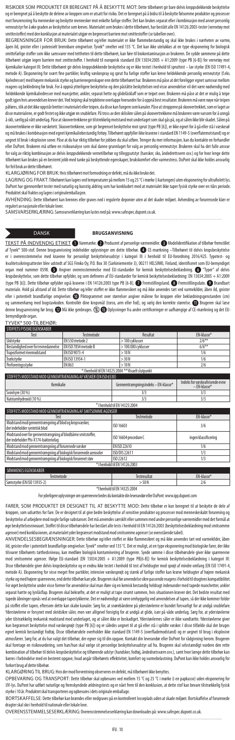RISIKOER SOM PRODUKTET ER BEREGNET PÅ Å BESKYTTE MOT: Dette tilbehøret gir bare delvis kroppsdekkende beskyttelse og er beregnet på å beskytte de delene av kroppen som er utsatt for risiko. Det er beregnet på å bidra til å beskytte følsomme produkter og prosesser mot forurensning fra mennesker og beskytte mennesker mot enkelte farlige stoffer. Det kan brukes separat eller i kombinasjon med annet personlig verneutstyr for å øke graden av beskyttelse som kreves. Materialet som brukes i dette tilbehøret, har bestått alle EN 14126:2003-tester (vernetøy mot smittestoffer) med den konklusjon at materialet utgjør en begrenset barriere mot smittestoffer (se tabellen over).

BEGRENSNINGER FOR BRUK: Dette tilbehøret og/eller materialet er ikke flammebestandig og skal ikke brukes i nærheten av varme, åpen ild, gnister eller i potensielt brennbare omgivelser. Tyvek* smelter ved 135 °C. Det kan ikke utelukkes at en type eksponering for biologisk smittefarlige stoffer som ikke samsvarer med tettheten til dette tilbehøret, kan føre til biokontaminasjon av brukeren. De sydde sømmene på dette tilbehøret utgjør ingen barriere mot smittestoffer. I henhold til europeisk standard (EN 13034:2005 + A1:2009 (type PB [6-B]) for vernetøy mot kjemikalier kategori III: Dette tilbehøret gir delvis kroppsdekkende beskyttelse og er ikke testet i henhold til spruttest – lav styrke (EN ISO 17491-4, metode A). Eksponering for svært fine partikler, kraftig væskesprøyt og sprut fra farlige stoffer kan kreve heldekkende personlig verneutstyr (f.eks. kjeledresser) med høyere mekanisk styrke og barriereegenskaper enn dette tilbehøret har. Brukeren må påse at det foreligger egnet samsvar mellom reagens og bekledning før bruk. For å oppnå ytterligere beskyttelse og den påståtte beskyttelsen ved visse anvendelser vil det være nødvendig med heldekkende kjemikaliedresser med mansjetter, ankler, separat hette og glidelåsklaff som er teipet over. Brukeren må påse at det er mulig å teipe godt igjen hvis anvendelsen krever det. Ved teiping skal teipbitene overlappe hverandre for å oppnå best resultater. Brukeren må være nøye når teipen påføres, slik at det ikke oppstår bretter i materialet eller teipen, da disse kan fungere som kanaler. Påse at stroppene på skoovertrekket, som er laget av disse materialene, er godt festet og ikke utgjør en snublefare. På tross av den sklisikre sålen på skoovertrekkene må brukeren være varsom for å unngå å skli, særlig på vått underlag. Påse at skoovertrekkene gir tilstrekkelig motstand mot underlaget som skal gås på, og at sålen ikke blir skadet. Sålen på skoovertrekkene er ikke vasketett. Skoovertrekkene, som gir begrenset beskyttelse mot sprut (type PB [6]), er ikke egnet for å gå eller stå i væskesøl og må brukes i kombinasjon med egnet kjemikaliebestandig fottøy. Tilbehøret oppfyller ikke kravene i standard EN 1149-5 (overflatemotstand) og er uegnet til bruk i eksplosive soner. Påse at du har riktig tilbehør for jobben du skal utføre. Trenger du mer informasjon, kan du kontakte en forhandler eller DuPont. Brukeren må utføre en risikoanalyse som skal danne grunnlaget for valg av personlig verneutstyr. Brukeren skal ha det fulle ansvar for valg av riktig kombinasjon av delvis kroppsdekkende vernetilbehør og tilleggsutstyr (hansker, sko, åndedrettsvern osv.) og for hvor lenge dette tilbehøret kan brukes på en bestemt jobb med tanke på beskyttende egenskaper, brukskomfort eller varmestress. DuPont skal ikke holdes ansvarlig for feil bruk av dette tilbehøret.

KLARGJØRING FOR BRUK: Hvis tilbehøret mot formodning er defekt, må du ikke bruke det.

LAGRING OG FRAKT: Tilbehøret kan lagres ved temperaturer på mellom 15 og 25 °C i mørke (i kartongen) uten eksponering for ultrafiolett lys. DuPont har gjennomført tester med naturlig og kunstig aldring som har konkludert med at materialet ikke taper fysisk styrke over en tiårs periode. Produktet skal fraktes og lagres i originalemballasjen.

AVHENDING: Dette tilbehøret kan brennes eller graves ned i regulerte deponier uten at det skader miljøet. Avhending av forurensede klær er regulert av nasjonale eller lokale lover.

SAMSVARSERKLÆRING: Samsvarserklæring kan lastes ned på: www.safespec.dupont.co.uk.

DANSK

# BRUGSANVISNING

TEKST PÅ INDVENDIG ETIKET 1 Varemærke. 2 Producent af personlige værnemidler. 3 Modelidentifikation af tilbehør fremstillet af Tyvek* 500-stof. Denne brugsanvisning indeholder oplysninger om dette tilbehør. 4 CE-mærkning –Tilbehøret til delvis kropsbeskyttelse er i overensstemmelse med kravene for personligt beskyttelsesudstyr i kategori III i henhold til EU-forordning 2016/425. Typetest- og kvalitetssikringsattester blev udstedt af SGS Fimko Oy, P.O. Box 30 (Särkiniementie 3), 00211 HELSINKI, Finland, identificeret som EU-bemyndiget organ med nummer 0598. 5 Angiver overensstemmelse med EU-standarder for kemisk beskyttelsesbeklædning. 6 "Typer" af delvis kropsbeskyttelse, som dette tilbehør opfylder, og som defineres af EU-standarder for kemisk beskyttelsesbeklædning: EN 13034:2005 + A1:2009 (type PB [6]). Dette tilbehør opfylder også kravene i EN 14126:2003 type PB [6-B]. 7 Fremstillingsland. 8 Fremstillingsdato. 9 Brandbart materiale. Hold på afstand af ild. Dette tilbehør og/eller stoffer er ikke flammesikret og må ikke anvendes tæt ved varmekilder, åben ild, gnister eller i potentielt brandfarlige omgivelser. 10 Piktogrammet over størrelser angiver målene for kroppen eller beklædningsgenstanden (cm) og sammenhæng med bogstavkoden. Kontrollér dine kropsmål (torso, arm eller fod), og vælg den korrekte størrelse. 11 Brugeren skal læse denne brugsanvisning før brug. 12 Må ikke genbruges. 13 Oplysninger fra andre certificeringer er uafhængige af CE-mærkning og det EU-bemyndigede organ.

TYVEK* 500-TILBEHØR:

| STOFFETS FYSISKE EGENSKABER | | | |
|---|---|---|---|
| Test | Testmetode | Resultat | EN-klasse* |
| Slidstyrke | EN 530 metode 2 | > 100 cyklusser | 2/6** |
| Bestandighed over for revnedannelse | EN ISO 7854 metode B | > 100.000 cyklusser | 6/6** |
| Trapezformet rivemodstand | EN ISO 9073-4 | > 10 N | 1/6 |
| Trækstyrke | EN ISO 13934-1 | > 30 N | 1/6 |
| Perforeringsstyrke | EN 863 | > 10 N | 2/6 |

\* I henhold til EN 14325:2004 ** Visuelt slutpunkt

| STOFFETS MODSTAND MOD GENNEMTRÆNGNING AF VÆSKER (EN ISO 6530) | | |
|---|---|---|
| Kemikalie | Gennemtrængningsindeks – EN-klasse* | Indeks for væskeafvisende evne – EN-klasse* |
| Svovlsyre (30 %) | 3/3 | 3/3 |
| Natriumhydroxid (10 %) | 3/3 | 3/3 |

\* I henhold til EN 14325:2004

| STOFFETS MODSTAND MOD GENNEMTRÆNGNING AF SMITSOMME AGENSER | | |
|---|---|---|
| Test | Testmetode | EN-klasse* |
| Modstand mod gennemtrængning af blod og kropsvæsker, der indeholder syntetisk blod | ISO 16603 | 3/6 |
| Modstand over for gennemtrængning af blodbårne smitstoffer, der indeholder Phi-X174-bakteriofag | ISO 16604 procedure C | ingen klassificering |
| Modstand mod gennemtrængning af forurenede væsker | EN ISO 22610 | 1/6 |
| Modstand mod gennemtrængning af biologisk forurenede aerosoler | ISO/DIS 22611 | 1/3 |
| Modstand mod gennemtrængning af biologisk forurenet støv | ISO 22612 | 1/3 |

\* I henhold til EN 14126:2003

| SØMMENES EGENSKABER | | |
|---|---|---|
| Testmetode | Testresultat | EN-klasse* |
| Sømstyrke (EN ISO 13935-2) | > 50 N | 2/6 |

\*I henhold til EN 14325:2004

For yderligere oplysninger om spærreevne bedes du kontakte din leverandør eller DuPont: www.ipp.dupont.com

FARER, SOM PRODUKTET ER DESIGNET TIL AT BESKYTTE MOD: Dette tilbehør er kun beregnet til at beskytte de dele af kroppen, som udsættes for fare. De er designet til at give bedre beskyttelse af sensitive produkter og processer mod menneskeskabt forurening og beskyttelse af arbejdere mod nogle farlige substanser. Det må anvendes særskilt eller sammen med andre personlige værnemidler med det formål at øge beskyttelsesniveauet. Stoffet til disse tilbehørsdele har bestået alle tests i henhold til EN 14126:2003 (beskyttelsesbeklædning mod smitsomme agenser) med konklusionen, at materialet yder begrænset modstand mod smitsomme agenser (se ovenstående tabel).

ANVENDELSESBEGRÆNSNINGER: Dette tilbehør og/eller stoffer er ikke flammesikret og må ikke anvendes tæt ved varmekilder, åben ild, gnister eller i potentielt brandfarlige omgivelser. Tyvek* smelter ved 135 °C. Det er muligt, at en type eksponering mod biologiske farer, der ikke tilsvarer tilbehørets tæthedsniveau, kan medføre biologisk kontaminering af brugeren. Syede sømme i disse tilbehørsdele giver ikke spærreevne mod smitsomme agenser. Ifølge EU-standard (EN 13034:2005 + A1:2009 (type PB[6-B]) for kemisk beskyttelsesbeklædning i kategori III: Disse tilbehørsdele giver delvis kropsbeskyttelse og er endnu ikke testet i henhold til test af heldragter mod sprøjt af mindre omfang (EN ISO 17491-4, metode A). Eksponering for visse meget fine partikler, intensive væskesprøjt og stænk af farlige stoffer kan kræve heldragter af højere mekanisk styrke og med højere spærreevne, end dette tilbehør kan yde. Brugeren skal før anvendelse sikre passende reagens i forhold til dragtens kompatibilitet. For øget beskyttelse under visse former for anvendelse skal man iføre sig en kemisk bestandig heldragt indenunder med tapede manchetter, ankler separat hætte og lynlåsflap. Brugeren skal bekræfte, at det er muligt at tape stramt sammen, hvis situationen kræver det. Det bedste resultat med tapede åbninger opnås ved at overlappe tapestykkerne. Det er nødvendigt at være omhyggelig ved anvendelsen af tapen, så der ikke kommer folder på stoffet eller tapen, eftersom dette kan skabe kanaler. Sørg for, at snørebåndene på yderstøvlerne er bundet forsvarligt for at undgå snublefare. Yderstøvlerne er forsynet med skridsikre såler, men vær alligevel forsigtig for at undgå at glide, især på våde underlag. Sørg for, at yderstøvlerne yder tilstrækkelig mekanisk modstand mod underlaget, og at sålen ikke er beskadiget. Yderstøvlernes såler er ikke vandtætte. Yderstøvlerne giver kun begrænset beskyttelse mod væskesprøjt (type PB [6]) og er således uegnet til at gå eller stå i spildte væsker. I disse tilfælde skal der bruges egnet kemisk bestandigt fodtøj. Disse tilbehørsdele overholder ikke standard EN 1149-5 (overflademodstand) og er uegnet til brug i eksplosive atmosfærer. Sørg for, at du har valgt det tilbehør, der egner sig til din opgave. Kontakt din leverandør eller DuPont for rådgivning herom. Brugeren skal foretage en risikovurdering, som han/hun skal vælge sit personlige beskyttelsesudstyr ud fra. Brugeren skal selvstændigt vurdere den rette kombination af tilbehør til delvis kropsbeskyttelse og tilhørende udstyr (handsker, fodtøj, åndedrætsværn osv.), samt hvor længe dette tilbehør kan bæres i forbindelse med en bestemt opgave, hvad angår tilbehørets effektivitet, komfort og varmebelastning. DuPont kan ikke holdes ansvarlig for forkert brug af dette tilbehør.

KLARGØRING TIL BRUG: Hvis der mod forventning observeres en defekt, må tilbehøret ikke benyttes.

OPBEVARING OG TRANSPORT: Dette tilbehør skal opbevares ved mellem 15 °C og 25 °C i mørke (i en papkasse) uden eksponering for UV-lys. DuPont har udført naturlige og fremskyndede ældningstests og er nået frem til den konklusion, at dette stof kan bevare tilstrækkelig fysisk styrke i 10 år. Produktet skal transporteres og opbevares i dets originale emballage.

BORTSKAFFELSE: Dette tilbehør kan brændes eller nedgraves på en kontrolleret losseplads uden at skade miljøet. Bortskaffelse af forurenede dragter skal ske i henhold til nationale eller lokale love.

OVERENSSTEMMELSESERKLÆRING: Overensstemmelseserklæring kan downloades på: www.safespec.dupont.co.uk.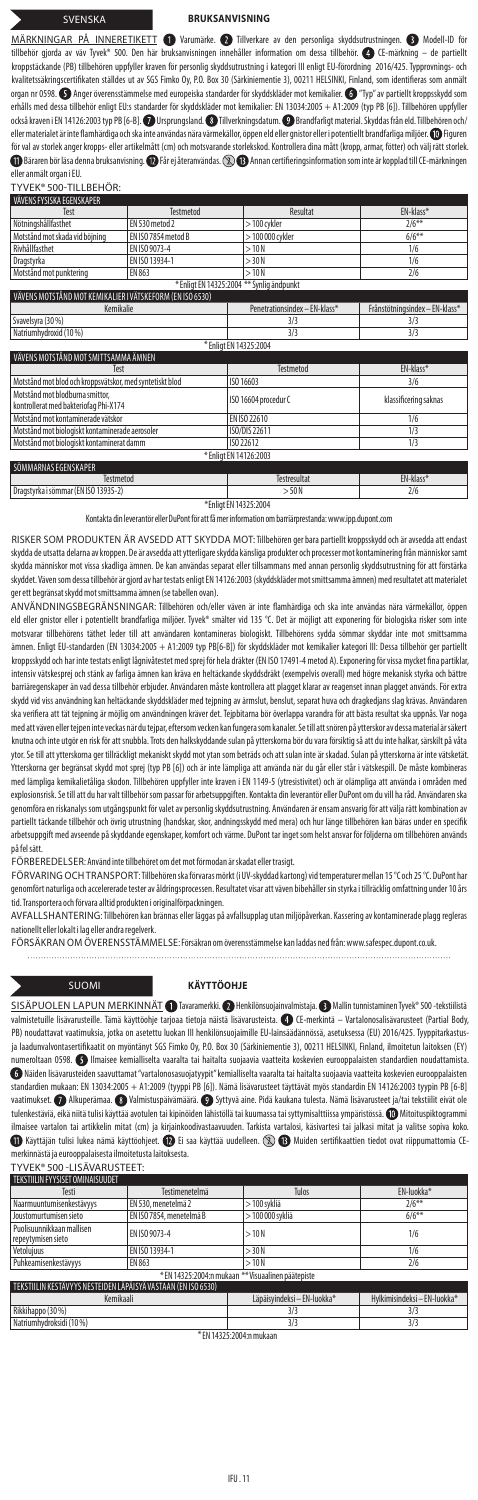SVENSKA

# BRUKSANVISNING

MÄRKNINGAR PÅ INNERETIKETT ❶ Varumärke. ❷ Tillverkare av den personliga skyddsutrustningen. ❸ Modell-ID för tillbehör gjorda av väv Tyvek® 500. Den här bruksanvisningen innehåller information om dessa tillbehör. ❹ CE-märkning – de partiellt kroppstäckande (PB) tillbehören uppfyller kraven för personlig skyddsutrustning i kategori III enligt EU-förordning 2016/425. Typprovnings- och kvalitetssäkringscertifikaten ställdes ut av SGS Fimko Oy, P.O. Box 30 (Särkiniementie 3), 00211 HELSINKI, Finland, som identifieras som anmält organ nr 0598. ❺ Anger överensstämmelse med europeiska standarder för skyddskläder mot kemikalier. ❻ "Typ" av partiellt kroppsskydd som erhålls med dessa tillbehör enligt EU:s standarder för skyddskläder mot kemikalier: EN 13034:2005 + A1:2009 (typ PB [6]). Tillbehören uppfyller också kraven i EN 14126:2003 typ PB [6-B]. ❼ Ursprungsland. ❽ Tillverkningsdatum. ❾ Brandfarligt material. Skyddas från eld. Tillbehören och/eller materialet är inte flamhärdiga och ska inte användas nära värmekällor, öppen eld eller gnistor eller i potentiellt brandfarliga miljöer. ❿ Figuren för val av storlek anger kropps- eller artikelmått (cm) och motsvarande storlekskod. Kontrollera dina mått (kropp, armar, fötter) och välj rätt storlek. ⓫ Bäraren bör läsa denna bruksanvisning. ⓬ Får ej återanvändas. ⓭ Annan certifieringsinformation som inte är kopplad till CE-märkningen eller anmält organ i EU.

TYVEK® 500-TILLBEHÖR:

| VÄVENS FYSISKA EGENSKAPER | | | |
|---|---|---|---|
| Test | Testmetod | Resultat | EN-klass* |
| Nötningshållfasthet | EN 530 metod 2 | > 100 cykler | 2/6** |
| Motstånd mot skada vid böjning | EN ISO 7854 metod B | > 100 000 cykler | 6/6** |
| Rivhållfasthet | EN ISO 9073-4 | > 10 N | 1/6 |
| Dragstyrka | EN ISO 13934-1 | > 30 N | 1/6 |
| Motstånd mot punktering | EN 863 | > 10 N | 2/6 |

\* Enligt EN 14325:2004 ** Synlig ändpunkt

| VÄVENS MOTSTÅND MOT KEMIKALIER I VÄTSKEFORM (EN ISO 6530) | | |
|---|---|---|
| Kemikalie | Penetrationsindex – EN-klass* | Frånstötningsindex – EN-klass* |
| Svavelsyra (30 %) | 3/3 | 3/3 |
| Natriumhydroxid (10 %) | 3/3 | 3/3 |

\* Enligt EN 14325:2004

| VÄVENS MOTSTÅND MOT SMITTSAMMA ÄMNEN | | |
|---|---|---|
| Test | Testmetod | EN-klass* |
| Motstånd mot blod och kroppsvätskor, med syntetiskt blod | ISO 16603 | 3/6 |
| Motstånd mot blodburna smittor, kontrollerat med bakteriofag Phi-X174 | ISO 16604 procedur C | klassificering saknas |
| Motstånd mot kontaminerade vätskor | EN ISO 22610 | 1/6 |
| Motstånd mot biologiskt kontaminerade aerosoler | ISO/DIS 22611 | 1/3 |
| Motstånd mot biologiskt kontaminerat damm | ISO 22612 | 1/3 |

\* Enligt EN 14126:2003

| SÖMMARNAS EGENSKAPER | | |
|---|---|---|
| Testmetod | Testresultat | EN-klass* |
| Dragstyrka i sömmar (EN ISO 13935-2) | > 50 N | 2/6 |

\*Enligt EN 14325:2004

Kontakta din leverantör eller DuPont för att få mer information om barriärprestanda: www.ipp.dupont.com

RISKER SOM PRODUKTEN ÄR AVSEDD ATT SKYDDA MOT: Tillbehören ger bara partiellt kroppsskydd och är avsedda att endast skydda de utsatta delarna av kroppen. De är avsedda att ytterligare skydda känsliga produkter och processer mot kontaminering från människor samt skydda människor mot vissa skadliga ämnen. De kan användas separat eller tillsammans med annan personlig skyddsutrustning för att förstärka skyddet. Även som dessa tillbehör är gjord av har testats enligt EN 14126:2003 (skyddskläder mot smittsamma ämnen) med resultatet att materialet ger ett begränsat skydd mot smittsamma ämnen (se tabellen ovan).

ANVÄNDNINGSBEGRÄNSNINGAR: Tillbehören och/eller väven är inte flamhärdiga och ska inte användas nära värmekällor, öppen eld eller gnistor eller i potentiellt brandfarliga miljöer. Tyvek® smälter vid 135 °C. Det är möjligt att exponering för biologiska risker som inte motsvarar tillbehörens täthet leder till att användaren kontamineras biologiskt. Tillbehörens sydda sömmar skyddar inte mot smittsamma ämnen. Enligt EU-standarden (EN 13034:2005 + A1:2009 typ PB[6-B]) för skyddskläder mot kemikalier kategori III: Dessa tillbehör ger partiellt kroppsskydd och har inte testats enligt lågnivåtestet med sprej för hela dräkter (EN ISO 17491-4 metod A). Exponering för vissa mycket fina partiklar, intensiv vätskesprej och stänk av farliga ämnen kan kräva en heltäckande skyddsdräkt (exempelvis overall) med högre mekanisk styrka och bättre barriäregenskaper än vad dessa tillbehör erbjuder. Användaren måste kontrollera att plagget klarar av reagenset innan plagget används. För extra skydd vid viss användning kan heltäckande skyddskläder med tejpning av ärmslut, benslut, separat huva och dragkedjans slag krävas. Användaren ska verifiera att tät tejpning är möjlig om användningen kräver det. Tejpbitarna bör överlappa varandra för att bästa resultat ska uppnås. Var noga med att väven eller tejpen inte veckas när du tejpar, eftersom vecken kan fungera som kanaler. Se till att snören på ytterskor av dessa material är säkert knutna och inte utgör en risk för att snubbla. Trots den halkskyddande sulan på ytterskorna bör du vara försiktig så att du inte halkar, särskilt på våta ytor. Se till att ytterskorna ger tillräckligt mekaniskt skydd mot ytan som beträds och att sulan inte är skadad. Sulan på ytterskorna är inte vätsketät. Ytterskorna ger begränsat skydd mot sprej (typ PB [6]) och är inte lämpliga att använda när du går eller står i vätskepöl. De måste kombineras med lämpliga kemikalietåliga skodon. Tillbehören uppfyller inte kraven i EN 1149-5 (ytresistivitet) och är olämpliga att användas i områden med explosionsrisk. Se till att du har valt tillbehör som passar för arbetsuppgiften. Kontakta din leverantör eller DuPont om du vill ha råd. Användaren ska genomföra en riskanalys som utgångspunkt för valet av personlig skyddsutrustning. Användaren är ensam ansvarig för att välja rätt kombination av partiellt täckande tillbehör och övrig utrustning (handskar, skor, andningsskydd med mera) och hur länge tillbehören kan bäras under en specifik arbetsuppgift med avseende på skyddande egenskaper, komfort och värme. DuPont tar inget som helst ansvar för följderna om tillbehören används på fel sätt.

FÖRBEREDELSER: Använd inte tillbehöret om det mot förmodan är skadat eller trasigt.

FÖRVARING OCH TRANSPORT: Tillbehören ska förvaras mörkt (i UV-skyddad kartong) vid temperaturer mellan 15 °C och 25 °C. DuPont har genomfört naturliga och accelererade tester av åldringsprocessen. Resultatet visar att väven bibehåller sin styrka i tillräcklig omfattning under 10 års tid. Transportera och förvara alltid produkten i originalförpackningen.

AVFALLSHANTERING: Tillbehören kan brännas eller läggas på avfallsupplag utan miljöpåverkan. Kassering av kontaminerade plagg regleras nationellt eller lokalt i lag eller andra regelverk.

FÖRSÄKRAN OM ÖVERENSSTÄMMELSE: Försäkran om överensstämmelse kan laddas ned från: www.safespec.dupont.co.uk.

SUOMI

# KÄYTTÖOHJE

SISÄPUOLEN LAPUN MERKINNÄT ❶ Tavaramerkki. ❷ Henkilönsuojainvalmistaja. ❸ Mallin tunnistaminen Tyvek® 500 -tekstiilistä valmistetuille lisävarusteille. Tämä käyttöohje tarjoaa tietoja näistä lisävarusteista. ❹ CE-merkintä – Vartalonsuojalisävarusteet (Partial Body, PB) noudattavat vaatimuksia, jotka on asetettu luokan III henkilönsuojaimille EU-lainsäädännössä, asetuksessa (EU) 2016/425. Tyyppitarkastus- ja laadunvalvontasertifikaatit on myöntänyt SGS Fimko Oy, P.O. Box 30 (Särkiniementie 3), 00211 HELSINKI, Finland, ilmoitettun laitoksen (EY) numerollaan 0598. ❺ Ilmaisee kemiallisilta vaaroilta tai haitoilta suojaavia vaatteita koskevien eurooppalaisten standardien noudattamista. ❻ Näiden lisävarusteiden saavuttamat "vartalonosasuojatyypit" kemiallisilta vaaroilta tai haitoilta suojaavia vaatteita koskevien eurooppalaisten standardien mukaan: EN 13034:2005 + A1:2009 (tyyppi PB [6]). Nämä lisävarusteet täyttävät myös standardin EN 14126:2003 tyypin PB [6-B] vaatimukset. ❼ Alkuperämaa. ❽ Valmistuspäivämäärä. ❾ Syttyvä aine. Pidä kaukana tulesta. Nämä lisävarusteet ja/tai tekstiilit eivät ole tulenkestäviä, eikä niitä tulisi käyttää avotulen tai kipinöiden lähistöllä tai kuumassa tai syttymisalttiissa ympäristössä. ❿ Mitoituspiktogrammi ilmaisee vartalon tai artikkelin mitat (cm) ja kirjainkoodivastaavuuden. Tarkista vartalosi, käsivartesi tai jalkasi mitat ja valitse sopiva koko. ⓫ Käyttäjän tulisi lukea nämä käyttöohjeet. ⓬ Ei saa käyttää uudelleen. ⓭ Muiden sertifikaattien tiedot ovat riippumattomia CE-merkinnästä ja eurooppalaisesta ilmoitetusta laitoksesta.

TYVEK® 500 -LISÄVARUSTEET:

| TEKSTIILIN FYYSISET OMINAISUUDET | | | |
|---|---|---|---|
| Testi | Testimenetelmä | Tulos | EN-luokka* |
| Naarmuuntumisenkestävyys | EN 530, menetelmä 2 | > 100 sykliä | 2/6** |
| Joustomurtumisen sieto | EN ISO 7854, menetelmä B | > 100 000 sykliä | 6/6** |
| Puolisuunnikkaan mallisen repeytymisen sieto | EN ISO 9073-4 | > 10 N | 1/6 |
| Vetolujuus | EN ISO 13934-1 | > 30 N | 1/6 |
| Puhkeamisenkestävyys | EN 863 | > 10 N | 2/6 |

\* EN 14325:2004:n mukaan ** Visuaalinen päätepiste

| TEKSTIILIN KESTÄVYYS NESTEIDEN LÄPÄISYÄ VASTAAN (EN ISO 6530) | | |
|---|---|---|
| Kemikaali | Läpäisyindeksi – EN-luokka* | Hylkimisindeksi – EN-luokka* |
| Rikkihappo (30 %) | 3/3 | 3/3 |
| Natriumhydroksidi (10 %) | 3/3 | 3/3 |

\* EN 14325:2004:n mukaan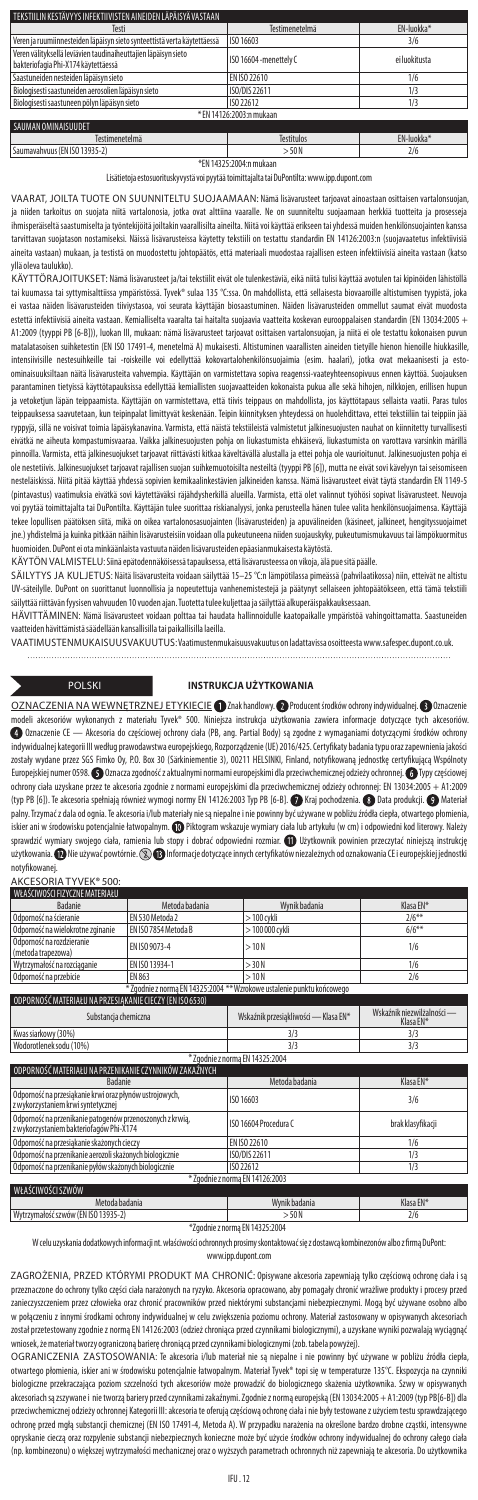| TEKSTIILIN KESTÄVYYS INFEKTIIVISTEN AINEIDEN LÄPÄISYÄ VASTAAN | | |
|---|---|---|
| Testi | Testimenetelmä | EN-luokka* |
| Veren ja ruumiinnesteiden läpäisyn sietoa synteettistä verta käyttäessä | ISO 16603 | 3/6 |
| Veren välityksellä leviävien taudinaiheuttajien läpäisyn sieto bakteriofagia Phi-X174 käyttäessä | ISO 16604 -menettely C | ei luokitusta |
| Saastuneiden nesteiden läpäisyn sieto | EN ISO 22610 | 1/6 |
| Biologisesti saastuneiden aerosolien läpäisyn sieto | ISO/DIS 22611 | 1/3 |
| Biologisesti saastuneen pölyn läpäisyn sieto | ISO 22612 | 1/3 |

*EN 14126:2003:n mukaan

| SAUMAN OMINAISUUDET | | |
|---|---|---|
| Testimenetelmä | Testitulos | EN-luokka* |
| Saumavahvuus (EN ISO 13935-2) | > 50 N | 2/6 |

*EN 14325:2004:n mukaan

Lisätietoja estosuorituskyvystä voi pyytää toimittajalta tai DuPontilta: www.ipp.dupont.com

VAARAT, JOILTA TUOTE ON SUUNNITELTU SUOJAAMAAN: Nämä lisävarusteet tarjoavat ainoastaan osittaisen vartalonsuojan, ja niiden tarkoitus on suojata niitä vartalonosia, jotka ovat alttiina vaaralle. Ne on suunniteltu suojaamaan herkkiä tuotteita ja prosesseja ihmisperäiseltä saastumiselta ja työntekijöitä joiltakin vaarallisilta aineilta. Niitä voi käyttää erikseen tai yhdessä muiden henkilönsuojainten kanssa tarvittavan suojatason nostamiseksi. Näissä lisävarusteissa käytetty tekstiili on testattu standardin EN 14126:2003:n (suojavaatetus infektiivisiä aineita vastaan) mukaan, ja testistä on muodostettu johtopäätös, että materiaali muodostaa rajallisen esteen infektiivisiä aineita vastaan (katso yllä oleva taulukko).

KÄYTTÖRAJOITUKSET: Nämä lisävarusteet ja/tai tekstiilit eivät ole tulenkestäviä, eikä niitä tulisi käyttää avotulen tai kipinöiden lähistöllä tai kuumassa tai syttymisalttiissa ympäristössä. Tyvek® sulaa 135 °C:ssa. On mahdollista, että sellaisesta biovaaroille altistumisen tyypistä, joka ei vastaa näiden lisävarusteiden tiiviystasoa, voi seurata käyttäjän biosaastuminen. Näiden lisävarusteiden ommellut saumat eivät muodosta estettä infektiivisiä aineita vastaan. Kemialliselta vaaralta tai haitalta suojaavia vaatteita koskevan eurooppalaisen standardin (EN 13034:2005 + A1:2009 (tyyppi PB [6-B])), luokan III, mukaan: nämä lisävarusteet tarjoavat osittaisen vartalonsuojan, ja niitä ei ole testattu kokonaisen puvun matalatasoisen suihketestin (EN ISO 17491-4, menetelmä A) mukaisesti. Altistuminen vaarallisten aineiden tietyille hienon hienoille hiukkasille, intensiivisille nestesuihkeille tai -roiskeille voi edellyttää kokovartalohenkilönsuojaimia (esim. haalari), jotka ovat mekaanisesti ja esto-ominaisuuksiltaan näitä lisävarusteita vahvempia. Käyttäjän on varmistettava sopiva reagenssi-vaateyhteensopivuus ennen käyttöä. Suojauksen parantaminen tietyissä käyttötapauksissa edellyttää kemiallisten suojavaatteiden kokonaista pukua alle sekä hihojen, nilkkojen, erillisen hupun ja vetoketjun läpän teippaamista. Käyttäjän on varmistettava, että tiivis teippaus on mahdollista, jos käyttötapaus sellaista vaatii. Paras tulos teippauksessa saavutetaan, kun teippinpalat limittyvät keskenään. Teipin kiinnityksen yhteydessä on huolehdittava, ettei tekstiiliin tai teippiin jää ryppyjä, sillä ne voisivat toimia läpäisykanavina. Varmista, että näistä tekstiileistä valmistetut jalkinesuojusten nauhat on kiinnitetty turvallisesti eivätkä ne aiheuta kompastumisvaaraa. Vaikka jalkinesuojusten pohja on liukastumista ehkäisevä, liukastumista on varottava varsinkin märillä pinnoilla. Varmista, että jalkinesuojukset tarjoavat riittävästi kitkaa käveltävällä alustalla ja ettei pohja ole vaurioitunut. Jalkinesuojusten pohja ei ole nestetiivis. Jalkinesuojukset tarjoavat rajallisen suojan suihkemuotoisilta nesteiltä (tyyppi PB [6]), mutta ne eivät sovi kävelyyn tai seisomiseen nesteläiskissä. Niitä pitää käyttää yhdessä sopivien kemikaalinkestävien jalkineiden kanssa. Nämä lisävarusteet eivät täytä standardin EN 1149-5 (pintavastus) vaatimuksia eivätkä sovi käytettäviksi räjähdysherkillä alueilla. Varmista, että olet valinnut työhösi sopivat lisävarusteet. Neuvoja voi pyytää toimittajalta tai DuPontilta. Käyttäjän tulee suorittaa riskianalyysi, jonka perusteella hänen tulee valita henkilönsuojaimensa. Käyttäjä tekee lopullisen päätöksen siitä, mikä on oikea vartalonosasuojainten (lisävarusteiden) ja apuvälineiden (käsineet, jalkineet, hengityssuojaimet jne.) yhdistelmä ja kuinka pitkään näihin lisävarusteisiin voidaan olla pukeutuneena niiden suojauskyky, pukeutumismukavuus tai lämpökuormitus huomioiden. DuPont ei ota minkäänlaista vastuuta näiden lisävarusteiden epäasianmukaisesta käytöstä.

KÄYTÖN VALMISTELU: Siinä epätodennäköisessä tapauksessa, että lisävarusteessa on vikoja, älä pue sitä päälle.

SÄILYTYS JA KULJETUS: Näitä lisävarusteita voidaan säilyttää 15–25 °C:n lämpötilassa pimeässä (pahvilaatikossa) niin, etteivät ne altistu UV-säteilylle. DuPont on suorittanut luonnollisia ja nopeutettuja vanhenemistestejä ja päätynyt sellaiseen johtopäätökseen, että tämä tekstiili säilyttää riittävän fyysisen vahvuuden 10 vuoden ajan. Tuotetta tulee kuljettaa ja säilyttää alkuperäispakkauksessaan.

HÄVITTÄMINEN: Nämä lisävarusteet voidaan polttaa tai haudata hallinnoidulle kaatopaikalle ympäristöä vahingoittamatta. Saastuneiden vaatteiden hävittämistä säädellään kansallisilla tai paikallisilla laeilla.

VAATIMUSTENMUKAISUUSVAKUUTUS: Vaatimustenmukaisuusvakuutus on ladattavissa osoitteesta www.safespec.dupont.co.uk.

## POLSKI

## INSTRUKCJA UŻYTKOWANIA

OZNACZENIA NA WEWNĘTRZNEJ ETYKIECIE 1 Znak handlowy. 2 Producent środków ochrony indywidualnej. 3 Oznaczenie modeli akcesoriów wykonanych z materiału Tyvek® 500. Niniejsza instrukcja użytkowania zawiera informacje dotyczące tych akcesoriów. 4 Oznaczenie CE — Akcesoria do częściowej ochrony ciała (PB, ang. Partial Body) są zgodne z wymaganiami dotyczącymi środków ochrony indywidualnej kategorii III według prawodawstwa europejskiego, Rozporządzenie (UE) 2016/425. Certyfikaty badania typu oraz zapewnienia jakości zostały wydane przez SGS Fimko Oy, P.O. Box 30 (Särkiniementie 3), 00211 HELSINKI, Finland, notyfikowaną jednostkę certyfikującą Wspólnoty Europejskiej numer 0598. 5 Oznacza zgodność z aktualnymi normami europejskimi dla przeciwchemicznej odzieży ochronnej. 6 Typy częściowej ochrony ciała uzyskane przez te akcesoria zgodnie z normami europejskimi dla przeciwchemicznej odzieży ochronnej: EN 13034:2005 + A1:2009 (typ PB [6]). Te akcesoria spełniają również wymogi normy EN 14126:2003 Typ PB [6-B]. 7 Kraj pochodzenia. 8 Data produkcji. 9 Materiał palny. Trzymać z dala od ognia. Te akcesoria i/lub materiały nie są niepalne i nie powinny być używane w pobliżu źródła ciepła, otwartego płomienia, iskier ani w środowisku potencjalnie łatwopalnym. 10 Piktogram wskazuje wymiary ciała lub artykułu (w cm) i odpowiedni kod literowy. Należy sprawdzić wymiary swojego ciała, ramienia lub stopy i dobrać odpowiedni rozmiar. 11 Użytkownik powinien przeczytać niniejszą instrukcję użytkowania. 12 Nie używać powtórnie. 13 Informacje dotyczące innych certyfikatów niezależnych od oznakowania CE i europejskiej jednostki notyfikowanej.

AKCESORIA TYVEK® 500:

| WŁAŚCIWOŚCI FIZYCZNE MATERIAŁU | | | |
|---|---|---|---|
| Badanie | Metoda badania | Wynik badania | Klasa EN* |
| Odporność na ścieranie | EN 530 Metoda 2 | > 100 cykli | 2/6** |
| Odporność na wielokrotne zginanie | EN ISO 7854 Metoda B | > 100 000 cykli | 6/6** |
| Odporność na rozdzieranie (metoda trapezowa) | EN ISO 9073-4 | > 10 N | 1/6 |
| Wytrzymałość na rozciąganie | EN ISO 13934-1 | > 30 N | 1/6 |
| Odporność na przebicie | EN 863 | > 10 N | 2/6 |

* Zgodnie z normą EN 14325:2004 ** Wzrokowe ustalenie punktu końcowego

| ODPORNOŚĆ MATERIAŁU NA PRZESIĄKANIE CIECZY (EN ISO 6530) | | |
|---|---|---|
| Substancja chemiczna | Wskaźnik przesiąkliwości — Klasa EN* | Wskaźnik niezwilżalności — Klasa EN* |
| Kwas siarkowy (30%) | 3/3 | 3/3 |
| Wodorotlenek sodu (10%) | 3/3 | 3/3 |

* Zgodnie z normą EN 14325:2004

| ODPORNOŚĆ MATERIAŁU NA PRZENIKANIE CZYNNIKÓW ZAKAŹNYCH | | |
|---|---|---|
| Badanie | Metoda badania | Klasa EN* |
| Odporność na przesiąkanie krwi oraz płynów ustrojowych, z wykorzystaniem krwi syntetycznej | ISO 16603 | 3/6 |
| Odporność na przenikanie patogenów przenoszonych z krwią, z wykorzystaniem bakteriofaga Phi-X174 | ISO 16604 Procedura C | brak klasyfikacji |
| Odporność na przesiąkanie skażonych cieczy | EN ISO 22610 | 1/6 |
| Odporność na przenikanie aerozoli skażonych biologicznie | ISO/DIS 22611 | 1/3 |
| Odporność na przenikanie pyłów skażonych biologicznie | ISO 22612 | 1/3 |

* Zgodnie z normą EN 14126:2003

| WŁAŚCIWOŚCI SZWÓW | | |
|---|---|---|
| Metoda badania | Wynik badania | Klasa EN* |
| Wytrzymałość szwów (EN ISO 13935-2) | > 50 N | 2/6 |

*Zgodnie z normą EN 14325:2004

W celu uzyskania dodatkowych informacji nt. właściwości ochronnych prosimy skontaktować się z dostawcą kombinezonów albo z firmą DuPont: www.ipp.dupont.com

ZAGROŻENIA, PRZED KTÓRYMI PRODUKT MA CHRONIĆ: Opisywane akcesoria zapewniają tylko częściową ochronę ciała i są przeznaczone do ochrony tylko części ciała narażonych na ryzyko. Akcesoria opracowano, aby pomagały chronić wrażliwe produkty i procesy przed zanieczyszczeniem przez człowieka oraz chronić pracowników przed niektórymi substancjami niebezpiecznymi. Mogą być używane osobno albo w połączeniu z innymi środkami ochrony indywidualnej w celu zwiększenia poziomu ochrony. Materiał zastosowany w opisywanych akcesoriach został przetestowany zgodnie z normą EN 14126:2003 (odzież chroniąca przed czynnikami biologicznymi), a uzyskane wyniki pozwalają wyciągnąć wniosek, że materiał tworzy ograniczoną barierę chroniącą przed czynnikami biologicznymi (zob. tabela powyżej).

OGRANICZENIA ZASTOSOWANIA: Te akcesoria i/lub materiał nie są niepalne i nie powinny być używane w pobliżu źródła ciepła, otwartego płomienia, iskier ani w środowisku potencjalnie łatwopalnym. Materiał Tyvek® topi się w temperaturze 135°C. Ekspozycja na czynniki biologiczne przekraczająca poziom szczelności tych akcesoriów może prowadzić do biologicznego skażenia użytkownika. Szwy w opisywanych akcesoriach są szywane i nie tworzą bariery przed czynnikami zakaźnymi. Zgodnie z normą europejską (EN 13034:2005 + A1:2009 (typ PB[6-B]) dla przeciwchemicznej odzieży ochronnej Kategorii III: akcesoria te oferują częściową ochronę ciała i nie były testowane z użyciem testu sprawdzającego ochronę przed mgłą substancji chemicznej (EN ISO 17491-4, Metoda A). W przypadku narażenia na określone bardzo drobne cząstki, intensywne opryskanie cieczą oraz rozpylenie substancji niebezpiecznych konieczne może być użycie środków ochrony indywidualnej do ochrony całego ciała (np. kombinezonu) o większej wytrzymałości mechanicznej oraz o wyższych parametrach ochronnych niż zapewniają te akcesoria. Do użytkownika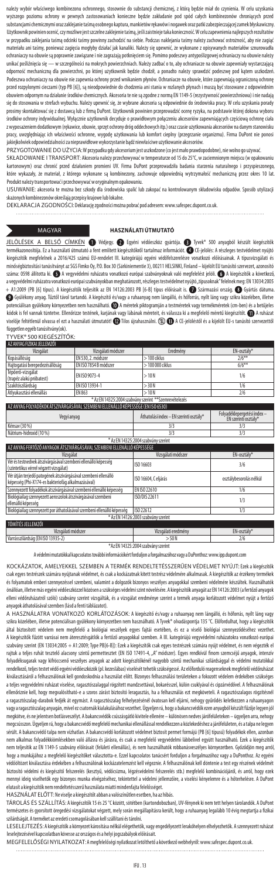należy wybór właściwego kombinezonu ochronnego, stosownie do substancji chemicznej, z którą będzie miał do czynienia. W celu uzyskania wyższego poziomu ochrony w pewnych zastosowaniach konieczne będzie zakładanie pod spód całych kombinezonów chroniących przed substancjami chemicznymi oraz zaklejanie taśmą osobnego kaptura, mankietów rękawów i nogawek oraz patki zabezpieczającej zamek błyskawiczny. Użytkownik powinien ocenić, czy możliwe jest szczelne zaklejanie taśmą, jeśli zaistnieje taka konieczność. W celu zapewnienia najlepszych rezultatów w przypadku zaklejania taśmą odcinki taśmy powinny zachodzić na siebie. Podczas naklejania taśmy należy zachować ostrożność, aby nie zagiąć materiału ani taśmy, ponieważ zagięcia mogłyby działać jak kanaliki. Należy się upewnić, że wykonane z opisywanych materiałów sznurowadła ochraniaczy na obuwie są poprawnie zawiązane i nie zagrażają potknięciem się. Pomimo podeszwy antypoślizgowej ochraniaczy na obuwie należy unikać poślizgnięcia się — w szczególności na mokrych powierzchniach. Należy zadbać o to, aby ochraniacze na obuwie zapewniały wystarczającą odporność mechaniczną dla powierzchni, po której użytkownik będzie chodził, a ponadto należy sprawdzić podeszwę pod kątem uszkodzeń. Podeszwa ochraniaczy na obuwie nie zapewnia ochrony przed wnikaniem płynów. Ochraniacze na obuwie, które zapewniają ograniczoną ochronę przed rozpylonymi cieczami (typ PB [6]), są nieodpowiednie do chodzenia ani stania w rozlanych płynach i muszą być stosowane z odpowiednim obuwiem odpornym na działanie środków chemicznych. Akcesoria te nie są zgodne z normą EN 1149-5 (rezystywność powierzchniowa) i nie nadają się do stosowania w strefach wybuchu. Należy upewnić się, że wybrane akcesoria są odpowiednie do środowiska pracy. W celu uzyskania porady prosimy skontaktować się z dostawcą lub z firmą DuPont. Użytkownik powinien przeprowadzić ocenę ryzyka, na podstawie której dokona wyboru środków ochrony indywidualnej. Wyłącznie użytkownik decyduje o prawidłowym połączeniu akcesoriów zapewniających częściową ochronę ciała z wyposażeniem dodatkowym (rękawice, obuwie, sprzęt ochrony dróg oddechowych itp.) oraz czasie użytkowania akcesoriów na danym stanowisku pracy, uwzględniając ich właściwości ochronne, wygodę użytkowania lub komfort cieplny (przegrzanie organizmu). Firma DuPont nie ponosi jakiejkolwiek odpowiedzialności za nieprawidłowe wykorzystanie bądź niewłaściwe użytkowanie akcesoriów.

PRZYGOTOWANIE DO UŻYCIA: W przypadku gdy akcesorium jest uszkodzone (co jest mało prawdopodobne), nie wolno go używać.

SKŁADOWANIE I TRANSPORT: Akcesoria należy przechowywać w temperaturze od 15 do 25°C, w zaciemnionym miejscu (w opakowaniu kartonowym) oraz chronić przed działaniem promieni UV. Firma DuPont przeprowadziła badania starzenia naturalnego i przyspieszonego, które wykazały, że materiał, z którego wykonane są kombinezony, zachowuje odpowiednią wytrzymałość mechaniczną przez okres 10 lat. Produkt należy transportować i przechowywać w oryginalnym opakowaniu.

USUWANIE: akcesoria te można bez szkody dla środowiska spalić lub zakopać na kontrolowanym składowisku odpadów. Sposób utylizacji skażonych kombinezonów określają przepisy krajowe lub lokalne.

DEKLARACJA ZGODNOŚCI: Deklarację zgodności można pobrać pod adresem: www.safespec.dupont.co.uk.

MAGYAR

## HASZNÁLATI ÚTMUTATÓ

JELÖLÉSEK A BELSŐ CÍMKÉN ① Védjegy. ② Egyéni védőeszköz gyártója. ③ Tyvek® 500 anyagból készült kiegészítők termékazonosítója. Ez a használati útmutató a fent említett kiegészítőkről tartalmaz információt. ④ CE-jelölés: A részleges testvédelmet nyújtó kiegészítők megfelelnek a 2016/425 számú EU-rendelet III. kategóriájú egyéni védőfelszerelésre vonatkozó előírásainak. A típusvizsgálati és minőségbiztosítási tanúsítványt az SGS Fimko Oy, P.O. Box 30 (Särkiniementie 3), 00211 HELSINKI, Finland – kijelölt EU tanúsító szervezet, azonosító száma: 0598 állította ki. ⑤ A vegyvédelmi ruházatra vonatkozó európai szabványoknak való megfelelést jelöli. ⑥ A kiegészítők a következő, a vegyvédelmi ruházatra vonatkozó európai szabványokban meghatározott, részleges testvédelmet nyújtó „típusoknak" felelnek meg: EN 13034:2005 + A1:2009 [PB [6] típus]. A kiegészítők teljesítik az EN 14126:2003 PB [6-B] típus előírásait is. ⑦ Származási ország. ⑧ Gyártás dátuma. ⑨ Gyúlékony anyag. Tűztől távol tartandó. A kiegészítő és/vagy a ruhaanyag nem lángálló, és hőforrás, nyílt láng vagy szikra közelében, illetve potenciálisan gyúlékony környezetben nem használható. ⑩ A méretek piktogramján a testméretek vagy termékméretek (cm-ben) és a betűjeles kódok is fel vannak tüntetve. Ellenőrizze testének, karjának vagy lábának méreteit, és válassza ki a megfelelő méretű kiegészítőt. ⑪ A ruházat viselője feltétlenül olvassa el ezt a használati útmutatót! ⑫ Tilos újrahasználni. ⑬ A CE-jelöléstől és a kijelölt EU-s tanúsító szervezettől független egyéb tanúsítvány(ok).

TYVEK® 500 KIEGÉSZÍTŐK:

| AZ ANYAG FIZIKAI JELLEMZŐI | | | |
|---|---|---|---|
| Vizsgálat | Vizsgálati módszer | Eredmény | EN-osztály* |
| Kopásállóság | EN 530, 2. módszer | > 100 ciklus | 2/6** |
| Hajtogatási berepedezésállóság | EN ISO 7854 B módszer | > 100 000 ciklus | 6/6** |
| Tépőerő-vizsgálat (trapéz alakú próbatest) | EN ISO 9073-4 | > 10 N | 1/6 |
| Szakítószilárdság | EN ISO 13934-1 | > 30 N | 1/6 |
| Átlyukasztási ellenállás | EN 863 | > 10 N | 2/6 |

\* Az EN 14325:2004 szabvány szerint **Szemrevételezés

| AZ ANYAG FOLYADÉKOK ÁTSZIVÁRGÁSÁVAL SZEMBENI ELLENÁLLÓ KÉPESSÉGE (EN ISO 6530) | | |
|---|---|---|
| Vegyi anyag | Áthatolási index – EN szerinti osztály* | Folyadéklepergetési index – EN szerinti osztály* |
| Kénsav (30 %) | 3/3 | 3/3 |
| Nátrium-hidroxid (10 %) | 3/3 | 3/3 |

\* Az EN 14325:2004 szabvány szerint

| AZ ANYAG FERTŐZŐ ANYAGOK ÁTSZIVÁRGÁSÁVAL SZEMBENI ELLENÁLLÓ KÉPESSÉGE | | |
|---|---|---|
| Vizsgálat | Vizsgálati módszer | EN-osztály* |
| Vér és testnedvek átszivárgásával szembeni ellenálló képesség (szintetikus vérrel végzett vizsgálat) | ISO 16603 | 3/6 |
| Vér útján terjedő patogének átszivárgásával szembeni ellenálló képesség (Phi-X174-es bakteriofág alkalmazásával) | ISO 16604, C eljárás | osztálybesorolás nélkül |
| Szennyezett folyadékok átszivárgásával szembeni ellenálló képesség | EN ISO 22610 | 1/6 |
| Biológiailag szennyezett aeroszolok átszivárgásával szembeni ellenálló képesség | ISO/DIS 22611 | 1/3 |
| Biológiailag szennyezett por áthatolásával szembeni ellenálló képesség | ISO 22612 | 1/3 |

\* Az EN 14126:2003 szabvány szerint

| TÖMÍTÉS JELLEMZŐI | | |
|---|---|---|
| Vizsgálati módszer | Vizsgálati eredmény | EN-osztály* |
| Varrásszilárdság (EN ISO 13935-2) | > 50 N | 2/6 |

\* Az EN 14325:2004 szabvány szerint

A védelmi mutatókkal kapcsolatos további információkért forduljon a forgalmazóhoz vagy a DuPonthoz: www.ipp.dupont.com

KOCKÁZATOK, AMELYEKKEL SZEMBEN A TERMÉK RENDELTETÉSSZERŰEN VÉDELMET NYÚJT: Ezek a kiegészítők csak egyes testrészek számára nyújtanak védelmet, és csak a kockázatnak kitett testrész védelmére alkalmasak. A kiegészítők az érzékeny termékek és folyamatok emberi szennyezéssel szembeni, valamint a dolgozók bizonyos veszélyes anyagokkal szembeni védelmére készültek. Használhatók önállóan, illetve más egyéni védőeszközzel közösen a szükséges védelmi szint növelésére. A kiegészítők anyagát az EN 14126:2003 (a fertőző anyagok elleni védőruházatról szóló) szabvány szerint vizsgálták, és a vizsgálat eredménye szerint a termék anyaga korlátozott védelmet nyújt a fertőző anyagok áthatolásával szemben (lásd a fenti táblázatot).

A HASZNÁLATRA VONATKOZÓ KORLÁTOZÁSOK: A kiegészítő és/vagy a ruhaanyag nem lángálló, és hőforrás, nyílt láng vagy szikra közelében, illetve potenciálisan gyúlékony környezetben nem használható. A Tyvek® olvadáspontja 135 °C. Előfordulhat, hogy a kiegészítők által biztosított védelem nem megfelelő a biológiai veszélyek egyes fajtái esetében, és ez a viselő biológiai szennyeződéséhez vezethet. A kiegészítők fűzött varrásai nem áteresztésgátlók a fertőző anyagokkal szemben. A III. kategóriájú vegyvédelmi ruházatokra vonatkozó európai szabvány szerint (EN 13034:2005 + A1:2009; Type PB [6-B]): Ezek a kiegészítők csak egyes testrészek számára nyújt védelmet, és nem végeztek el rajtuk a teljes ruhát tesztelő alacsony szintű permettesztet (EN ISO 17491-4, „A" módszer). Egyes rendkívül finom szemcséjű anyagok, intenzív folyadéksugarak vagy kifröccsenő veszélyes anyagok az adott kiegészítőknél nagyobb szintű mechanikai szilárdsággal és védelemmel rendelkező, teljes testet védő egyéni védőeszközök (pl. kezeslábas) viselését tehetik szükségessé. Az előforduló reagensekhez megfelelő védőruházat kiválasztásáról a felhasználónak kell gondoskodnia a használat előtt. Bizonyos felhasználási területeken a fokozott védelem érdekében szükséges a teljes vegyvédelmi ruházat viselése, ragasztószalaggal rögzített mandzsettával, bokaréssel, külön csuklyával és cipzárvédővel. A felhasználónak ellenőriznie kell, hogy megvalósítható-e a szoros zárást biztosító leragasztás, ha a felhasználás ezt megköveteli. A ragasztószalagos rögzítésnél a ragasztószalag-darabok fedjék át egymást. A ragasztószalag felhelyezésénél óvatosan kell eljárni, hogy gyűrődés keletkezzen a ruhaanyagon vagy a ragasztószalag anyagán, mivel ez csatornák kialakulásához vezethet. Ügyeljen rá, hogy a bakancsvédők ezen anyagból készült fűzője legyen jól megkötve, és ne jelentsen botlásveszélyt. A bakancsvédők csúszásgátló kivitele ellenére – különösen nedves járófelületeken – ügyeljen arra, nehogy megcsússzon. Ügyeljen rá, hogy a bakancsvédő megfelelő mechanikai ellenállással rendelkezzen a közlekedéshez a járófelületen, és a talpa ne legyen sérült. A bakancsvédő talpa nem vízhatlan. A bakancsvédő korlátozott védelmet biztosít permet formájú (PB [6] típusú) folyadékok ellen, azonban nem alkalmas folyadékkiömlésekben való állásra és járásra, és csak a megfelelő vegyvédelmi lábbelivel együtt használható. Ezek a kiegészítők nem teljesítik az EN 1149-5 szabvány előírásait (felületi ellenállás), és nem használhatók robbanásveszélyes környezetben. Győződjön meg arról, hogy a munkájához a megfelelő kiegészítőket választotta-e. Ezzel kapcsolatos tanácsért forduljon a forgalmazóhoz vagy a DuPonthoz. Az egyéni védőöltözet kiválasztása érdekében a felhasználónak kockázatelemzést kell végeznie. A felhasználónak kell döntenie a test egy részének védelmét biztosító védelmi és kiegészítő felszerelés (kesztyű, védőcsizma, légzésvédelmi felszerelés stb.) megfelelő kombinációjáról, és arról, hogy ezek mennyi ideig viselhetők egy bizonyos munka elvégzéséhez, tekintettel a védelmi jellemzőire, a viselési kényelemre és a hőterhelésre. A DuPont elutasít a kiegészítők nem rendeltetésszerű használata miatti mindenfajta felelősséget.

HASZNÁLAT ELŐTT: Ne viselje a kiegészítőt abban a valószínűtlen esetben, ha az hibás.

TÁROLÁS ÉS SZÁLLÍTÁS: A kiegészítők 15 és 25 °C között, sötétben (kartondobozban), UV-fénynek ki nem tett helyen tárolandók. A DuPont természetes és gyorsított öregedési vizsgálatokat végzett, mely során megállapításra került, hogy a ruhaanyag legalább 10 évig megtartja a fizikai szilárdságát. A terméket az eredeti csomagolásában kell szállítani és tárolni.

LESELEJTEZÉS: A kiegészítők a környezet károsítása nélkül elégethetők, vagy engedélyezett lerakóhelyen elhelyezhetők. A szennyezett ruházat leselejtezésével kapcsolatban kövesse az országos és a helyi jogszabályok előírásait.

MEGFELELŐSÉGI NYILATKOZAT: A megfelelőségi nyilatkozat letölthető a következő webhelyről: www.safespec.dupont.co.uk.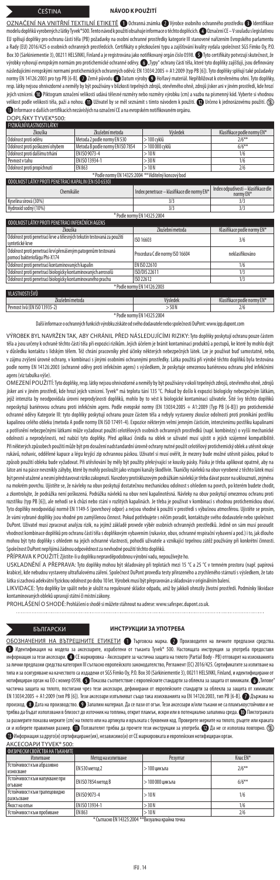ČEŠTINA

## NÁVOD K POUŽITÍ

OZNAČENÍ NA VNITŘNÍ TEXTILNÍ ETIKETĚ ❶ Ochranná známka ❷ Výrobce osobního ochranného prostředku ❸ Identifikace modelu doplňků vyrobených z látky Tyvek® 500. Tento návod k použití obsahuje informace o těchto doplňcích. ❹ Označení CE – V souladu s legislativou EU splňují doplňky pro ochranu části těla (PB) požadavky na osobní ochranné prostředky kategorie III stanovené nařízením Evropského parlamentu a Rady (EU) 2016/425 o osobních ochranných prostředcích. Certifikáty o přezkoušení typu a zajišťování kvality vydala společnost SGS Fimko Oy, P.O. Box 30 (Särkiniementie 3), 00211 HELSINKI, Finland a je registrována jako notifikovaný orgán číslo 0598. ❺ Tyto certifikáty potvrzují skutečnost, že výrobky vyhovují evropským normám pro protichemické ochranné oděvy. ❻ „Typy" ochrany části těla, které tyto doplňky zajišťují, jsou definovány následujícími evropskými normami protichemických ochranných oděvů: EN 13034:2005 + A1:2009 (typ PB [6]). Tyto doplňky splňují také požadavky normy EN 14126:2003 pro typ PB [6-B]. ❼ Země původu ❽ Datum výroby ❾ Hořlavý materiál. Nepřibližovat k otevřenému ohni. Tyto doplňky, resp. látky nejsou ohnivzdorné a neměly by být používány v blízkosti tepelných zdrojů, otevřeného ohně, jiskří jisker ani v jiném prostředí, kde hrozí jejich vznícení. ❿ Piktogram označení velikostí udává tělesné rozměry nebo rozměry výrobku (cm) a vazbu na písmenný kód. Vyberte si vhodnou velikost podle velikosti těla, paží a nohou. ⓫ Uživatel by se měl seznámit s tímto návodem k použití. ⓬ Určeno k jednorázovému použití. ⓭ Informace o dalších certifikacích nezávislých na označení CE a na evropském notifikovaném orgánu.

DOPLŇKY TYVEK® 500:

| FYZIKÁLNÍ VLASTNOSTI LÁTKY | | | |
|---|---|---|---|
| Zkouška | Zkušební metoda | Výsledek | Klasifikace podle normy EN* |
| Odolnost proti oděru | Metoda 2 podle normy EN 530 | > 100 cyklů | 2/6** |
| Odolnost proti poškození ohybem | Metoda B podle normy EN ISO 7854 | > 100 000 cyklů | 6/6** |
| Odolnost proti dalšímu trhání | EN ISO 9073-4 | > 10 N | 1/6 |
| Pevnost v tahu | EN ISO 13934-1 | > 30 N | 1/6 |
| Odolnost proti propíchnutí | EN 863 | > 10 N | 2/6 |

\* Podle normy EN 14325:2004 ** Viditelný koncový bod

| ODOLNOST LÁTKY PROTI PENETRACI KAPALIN (EN ISO 6530) | | |
|---|---|---|
| Chemikálie | Index penetrace – klasifikace dle normy EN* | Index odpudivosti – klasifikace dle normy EN* |
| Kyselina sírová (30%) | 3/3 | 3/3 |
| Hydroxid sodný (10%) | 3/3 | 3/3 |

\* Podle normy EN 14325:2004

| ODOLNOST LÁTKY PROTI PENETRACI INFEKČNÍCH AGENS | | |
|---|---|---|
| Zkouška | Zkušební metoda | Klasifikace podle normy EN* |
| Odolnost proti penetraci krve a tělesných tekutin testovaná za použití syntetické krve | ISO 16603 | 3/6 |
| Odolnost proti penetraci krví přenášeným patogenům testovaná pomocí bakteriofágu Phi-X174 | Procedura C dle normy ISO 16604 | neklasifikováno |
| Odolnost proti penetraci kontaminovaných kapalin | EN ISO 22610 | 1/6 |
| Odolnost proti penetraci biologicky kontaminovaných aerosolů | ISO/DIS 22611 | 1/3 |
| Odolnost proti penetraci biologicky kontaminovaného prachu | ISO 22612 | 1/3 |

\* Podle normy EN 14126:2003

| VLASTNOSTI ŠVŮ | | |
|---|---|---|
| Zkušební metoda | Výsledek | Klasifikace podle normy EN* |
| Pevnost švů (EN ISO 13935-2) | > 50 N | 2/6 |

\* Podle normy EN 14325:2004

Další informace o ochranných funkcích výrobku získáte od svého dodavatele nebo společnosti DuPont: www.ipp.dupont.com

VÝROBEK BYL NAVRŽEN TAK, ABY CHRÁNIL PŘED NÁSLEDUJÍCÍMI RIZIKY: Tyto doplňky poskytují ochranu pouze částem těla a jsou určeny k ochraně těchto částí těla při expozici rizikům. Jejich účelem je bránit kontaminaci produktů a postupů, ke které by mohlo dojít v důsledku kontaktu s lidským tělem. Též chrání pracovníky před účinky některých nebezpečných látek. Lze je používat buď samostatně, nebo, v zájmu zvýšení úrovně ochrany, v kombinaci s jinými osobními ochrannými prostředky. Látka použitá při výrobě těchto doplňků byla testována podle normy EN 14126:2003 (ochranné oděvy proti infekčním agens) s výsledkem, že poskytuje omezenou bariérovou ochranu před infekčními agens (viz tabulka výše).

OMEZENÍ POUŽITÍ: Tyto doplňky, resp. látky nejsou ohnivzdorné a neměly by být používány v okolí tepelných zdrojů, otevřeného ohně, zdrojů jisker ani v jiném prostředí, kde hrozí jejich vznícení. Tyvek® má teplotu tání 135 °C. Pokud by došlo k expozici biologicky nebezpečným látkám, jejíž intenzita by neodpovídala úrovni nepropustnosti doplňků, mohlo by to vést k biologické kontaminaci uživatele. Šité švy těchto doplňků neposkytují bariérovou ochranu proti infekčním agens. Podle evropské normy (EN 13034:2005 + A1:2009 (Typ PB [6-B])) pro protichemické ochranné oděvy Kategorie III: tyto doplňky poskytují ochranu pouze částem těla a nebyly vystaveny zkoušce odolnosti proti pronikání postřiku kapalinou celého obleku (metoda A podle normy EN ISO 17491-4). Expozice některým velmi jemným částicím, intenzivnímu postřiku kapalinami a potřísnění nebezpečnými látkami může vyžadovat použití celotělových osobních ochranných prostředků (např. kombinézy) s vyšší mechanické odolnosti a nepropustnosti, než nabízí tyto doplňky. Před aplikací činidla na oblek se uživatel musí ujistit o jejich vzájemné kompatibilitě. Při některých způsobech použití může být pro dosažení nadstandardní úrovně ochrany nutné použít celotělový protichemický oblek a utěsnit okraje rukávů, nohavic, odělené kapuce a lepu krytící zip ochrannou páskou. Uživatel si musí ověřit, že mezery bude možné utěsnit páskou, pokud to způsob použití oblekem bude vyžadovat. Při utěsňování by měly být použity překrývající se kousky pásky. Pásku je třeba aplikovat opatrně, aby na látce ani na pásce nevznikly záhyby, které by mohly posloužit jako vstupní kanály škodlivin. Tkaničky návleků na obuv vyrobené z těchto látek musí být pevně utažené a nesmí představovat riziko zakopnutí. Navzdory protiskluzovým podrážkám návleků je třeba dávat pozor na uklouznutí, zejména na mokrém povrchu. Ujistěte se, že návleky na obuv poskytují dostatečnou mechanickou odolnost s ohledem na povrch, po kterém budete chodit, a zkontrolujte, že podrážka není poškozena. Podrážka návleků na obuv není kapalinotěsná. Návleky na obuv poskytují omezenou ochranu proti rozstřiku (typ PB [6]), ale nehodí se k chůzi nebo stání v různých kapalinách. Je třeba je používat v kombinaci s vhodnou protichemickou obuví. Tyto doplňky neodpovídají normě EN 1149-5 (povrchový odpor) a nejsou vhodné k použití v prostředí s výbušnou atmosférou. Ujistěte se prosím, že vámi vybrané doplňky jsou vhodné pro zamýšlenou činnost. Pokud potřebujete s něčím poradit, kontaktujte svého dodavatele nebo společnost DuPont. Uživatel musí zpracovat analýzu rizik, na jejímž základě provede výběr osobních ochranných prostředků. Jedině on sám musí posoudit vhodnost kombinace doplňků pro ochranu částí těla s doplňkovým vybavením (rukavice, obuv, ochranné respirační vybavení a pod.) i to, jak dlouho mohou být tyto doplňky s ohledem na jejich ochranné vlastnosti, pohodlí uživatele a vznikající tepelnou zátěž používány při konkrétní činnosti. Společnost DuPont nepřijímá žádnou odpovědnost za nevhodné použití těchto doplňků.

PŘÍPRAVA K POUŽITÍ: Zjistíte-li u doplňku nepravděpodobnou výrobní vadu, nepoužívejte ho.

USKLADNĚNÍ A PŘEPRAVA: Tyto doplňky mohou být skladovány při teplotách mezi 15 °C a 25 °C v temném prostoru (např. papírová krabice), kde nebudou vystaveny ultrafialovému záření. Společnost DuPont provedla testy přirozeného a zrychleného stárnutí s výsledkem, že tato látka si zachová adekvátní fyzickou odolnost po dobu 10 let. Výrobek musí být přepravován a skladován v originálním balení.

LIKVIDACE: Tyto doplňky lze spálit nebo je uložit na regulované skládce odpadu, aniž by jakkoli ohrozily životní prostředí. Podmínky likvidace kontaminovaných obleků upravují státní či místní zákony.

PROHLÁŠENÍ O SHODĚ: Prohlášení o shodě si můžete stáhnout na adrese: www.safespec.dupont.co.uk.

БЪЛГАРСКИ

## ИНСТРУКЦИИ ЗА УПОТРЕБА

ОБОЗНАЧЕНИЯ НА ВЪТРЕШНИТЕ ЕТИКЕТИ ❶ Търговска марка. ❷ Производител на личните предпазни средства. ❸ Идентификация на модела за аксесоарите, изработени от тъканта Tyvek® 500. Настоящата инструкция за употреба предоставя информация за тези аксесоари. ❹ CE маркировка – Аксесоарите за частична защита на тялото (Partial Body - PB) отговарят на изискванията за лични предпазни средства категория III съгласно европейското законодателство, Регламент (ЕС) 2016/425. Сертификатите за изпитване на типа и за осигуряване на качеството са издадени от SGS Fimko Oy, P.O. Box 30 (Särkiniementie 3), 00211 HELSINKI, Finland, и идентифицирани от нотифициран орган на ЕО с номер 0598. ❺ Показва съответствие с европейските стандарти за облекла за защита от химикали. ❻ „Типове" частична защита на тялото, постигани чрез тези аксесоари, дефинирани от европейските стандарти за облекла за защита от химикали: EN 13034:2005 + A1:2009 (тип PB [6]). Тези аксесоари изпълняват също така изискванията на EN 14126:2003, тип PB [6-B]. ❼ Държава на произход. ❽ Дата на производство. ❾ Запалим материал. Да се пази от огън. Тези аксесоари и/или тъкани не са пламъкоустойчиви и не трябва да бъдат използвани в близост до източник на топлина, открит пламък, искри или в потенциално запалима среда. ❿ Пиктограмата за размерите показва мерките (cm) на тялото или на артикула и връзката с буквения код. Проверете мерките на тялото, ръцете или краката си и изберете правилния размер. ⓫ Потребителят трябва да прочете тези инструкции за употреба. ⓬ Да не се използва повторно. ⓭ Информация за друго(и) сертифициране(ия), независимо(и) от CE маркировката и европейския нотифициран орган.

АКСЕСОАРИ TYVEK® 500:

| ФИЗИЧЕСКИ СВОЙСТВА НА ТЪКАНИТЕ | | | |
|---|---|---|---|
| Изпитване | Метод на изпитване | Резултат | Клас EN* |
| Устойчивост към абразивно износване | EN 530 метод 2 | > 100 цикъла | 2/6** |
| Устойчивост към напукване при огъване | EN ISO 7854 метод B | > 100 000 цикъла | 6/6** |
| Устойчивост към трапецовидно разкъсване | EN ISO 9073-4 | > 10 N | 1/6 |
| Якост на опън | EN ISO 13934-1 | > 30 N | 1/6 |
| Устойчивост към пробиване | EN 863 | > 10 N | 2/6 |

\* Съгласно EN 14325:2004 ** Визуална крайна точка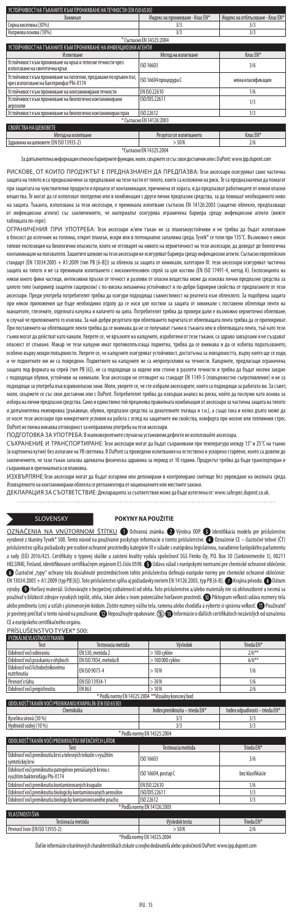| УСТОЙЧИВОСТ НА ТЪКАНИТЕ КЪМ ПРОНИКВАНЕ НА ТЕЧНОСТИ (EN ISO 6530) | | |
|---|---|---|
| Химикал | Индекс на проникване - Клас EN* | Индекс на отблъскване - Клас EN* |
| Сярна киселина (30%) | 3/3 | 3/3 |
| Натриева основа (10%) | 3/3 | 3/3 |

\* Съгласно EN 14325:2004

| УСТОЙЧИВОСТ НА ТЪКАНИТЕ КЪМ ПРОНИКВАНЕ НА ИНФЕКЦИОЗНИ АГЕНТИ | | |
|---|---|---|
| Изпитване | Метод на изпитване | Клас EN* |
| Устойчивост към проникване на кръв и телесни течности чрез използване на синтетична кръв | ISO 16603 | 3/6 |
| Устойчивост към проникване на патогени, предавани по кръвен път, чрез използване на бактериофаг Phi-X174 | ISO 16604 процедура C | няма класификация |
| Устойчивост към проникване на контаминирани течности | EN ISO 22610 | 1/6 |
| Устойчивост към проникване на биологично контаминирани аерозоли | ISO/DIS 22611 | 1/3 |
| Устойчивост към проникване на биологично контаминиран прах | ISO 22612 | 1/3 |

\* Съгласно EN 14126:2003

| СВОЙСТВА НА ШЕВОВЕТЕ | | |
|---|---|---|
| Метод на изпитване | Резултат от изпитването | Клас EN* |
| Здравина на шевовете (EN ISO 13935-2) | > 50 N | 2/6 |

\*Съгласно EN 14325:2004

За допълнителна информация относно бариерните функции, моля, свържете се със своя доставчик или с DuPont: www.ipp.dupont.com

РИСКОВЕ, ОТ КОИТО ПРОДУКТЪТ Е ПРЕДНАЗНАЧЕН ДА ПРЕДПАЗВА: Тези аксесоари осигуряват само частична защита на тялото и са предназначени за предпазване на тези части от тялото, които са изложени на риск. Те са предназначени да помагат при защитата на чувствителни продукти и процеси от контаминация, причинена от хората, и да предпазват работниците от някои опасни вещества. Те могат да се използват поотделно или в комбинация с други лични предпазни средства, за да повишат необходимото ниво на защита. Тъканта, използвана за тези аксесоари, е преминала изпитване съгласно EN 14126:2003 (защитно облекло, предпазващо от инфекциозни агенти) със заключението, че материалът осигурява ограничена бариера срещу инфекциозни агенти (вижте таблицата по-горе).

ОГРАНИЧЕНИЯ ПРИ УПОТРЕБА: Тези аксесоари и/или тъкан не са пламъкоустойчиви и не трябва да бъдат използвани в близост до източник на топлина, открит пламък, искри или в потенциално запалима среда. Tyvek® се топи при 135°C. Възможно е някои типове експозиция на биологични опасности, които не отговарят на нивото на херметичност на аксесоара, да доведат до биологична контаминация на ползвателя. Защитните шевове на тези аксесоари не осигуряват бариера срещу инфекциозни агенти. Съгласно европейския стандарт (EN 13034:2005 + A1:2009 (тип PB [6-B])) за облекла за защита от химикали, категория III: тези аксесоари осигуряват частична защита на тялото и не са преминали изпитването с нискоинтензивен спрей за цял костюм (EN ISO 17491-4, метод A). Експозицията на някои много фини частици, интензивни пръски от течност и разливи от опасни вещества може да изисква лични предпазни средства за цялото тяло (например защитен гащеризон) с по-висока механична устойчивост и по-добри бариерни свойства от предлаганите от тези аксесоари. Преди употреба потребителят трябва да осигури подходяща съвместимост на реагента към облеклото. За подобрена защита при някои приложения ще бъде необходимо отделно да се носи цял костюм за защита от химикали с поставени облепващи ленти на маншетите, глезените, отделната качулка и капачето на ципа. Потребителят трябва да провери дали е възможно херметично облепване, в случай че приложението го изисква. За най-добри резултати при облепването парчетата от облепващата лента трябва да се припокриват. При поставянето на облепващите ленти трябва да се внимава да не се получават гънки в тъканта или в облепващата лента, тъй като тези гънки могат да действат като канали. Уверете се, че връзките на калцуните, изработени от тези тъкани, са здраво завързани и не създават опасност от спъване. Макар че тези калцуни имат противоплъзгаща подметка, трябва да се внимава и да се избягва подхлъзването, особено върху мокри повърхности. Уверете се, че калцуните осигуряват устойчивост, достатъчна за повърхността, върху която ще се ходи, и че подметките им не са повредени. Подметките на калцуните не са непромокаеми на течности. Калцуните, предлагащи ограничена защита под формата на спрей (тип PB [6]), не са подходящи за ходене или стоене в разлети течности и трябва да бъдат носени заедно с подходящи обувки, устойчиви на химикали. Тези аксесоари не отговарят на стандарт EN 1149-5 (повърхностно съпротивление) и не са подходящи за употреба във взривоопасни зони. Моля, уверете се, че сте избрали аксесоарите, които са подходящи за работата ви. За съвет, моля, свържете се със своя доставчик или с DuPont. Потребителят трябва да извърши анализ на риска, който да послужи като основа за избора на лични предпазни средства. Само и единствено той преценява правилната комбинация от аксесоари за частична защита на тялото и допълнителна екипировка (ръкавици, обувки, предпазни средства за дихателните пътища и т.н.), а също така и колко дълго може да се носят тези аксесоари при конкретните условия на работа с оглед на защитните им свойства, комфорта при носене или топлинния стрес. DuPont не поема никаква отговорност за неправилна употреба на тези аксесоари.

ПОДГОТОВКА ЗА УПОТРЕБА: В малковероятните случаи на установени дефекти не използвайте аксесоара.

СЪХРАНЕНИЕ И ТРАНСПОРТИРАНЕ: Тези аксесоари могат да бъдат съхранявани при температура между 15° и 25°C на тъмно (в картонена кутия) без излагане на УВ светлина. В DuPont са проведени изпитвания на естествено и ускорено стареене, които са довели до заключението, че тази тъкан запазва адекватна физическа здравина за период от 10 години. Продуктът трябва да бъде транспортиран и съхраняван в оригиналната си опаковка.

ИЗХВЪРЛЯНЕ: Тези аксесоари могат да бъдат изгаряни или депонирани в контролирано сметище без увреждане на околната среда. Изхвърлянето на контаминирани облекла се регламентира от националните или местните закони.

ДЕКЛАРАЦИЯ ЗА СЪОТВЕТСТВИЕ: Декларацията за съответствие може да бъде изтеглена от: www.safespec.dupont.co.uk.

## SLOVENSKY — POKYNY NA POUŽITIE

OZNAČENIA NA VNÚTORNOM ŠTÍTKU 1 Ochranná známka. 2 Výrobca OOP. 3 Identifikácia modelu pre príslušenstvo vyrobené z tkaniny Tyvek® 500. Tento návod na používanie poskytuje informácie o tomto príslušenstve. 4 Označenie CE – čiastočné telové (CT) príslušenstvo spĺňa požiadavky pre osobné ochranné prostriedky kategórie III v súlade s európskou legislatívou, nariadenie Európskeho parlamentu a rady (EÚ) 2016/425. Certifikáty o typovej skúške a zaistení kvality vydala spoločnosť SGS Fimko Oy, P.O. Box 30 (Särkiniementie 3), 00211 HELSINKI, Finland, identifikované certifikačným orgánom ES číslo 0598. 5 Udáva súlad s európskymi normami pre chemické ochranné oblečenie. 6 Čiastočné „typy" ochrany tela dosiahnuté prostredníctvom tohto príslušenstva definujú európske normy pre chemické ochranné oblečenie: EN 13034:2005 + A1:2009 (typ PB [6]). Toto príslušenstvo spĺňa aj požiadavky noriem EN 14126:2003, typ PB [6-B]. 7 Krajina pôvodu. 8 Dátum výroby. 9 Horľavý materiál. Uchovávajte v bezpečnej vzdialenosti od ohňa. Toto príslušenstvo a/alebo materiály nie sú ohňovzdorné a nesmú sa používať v blízkosti zdrojov vysokých teplôt, ohňa, iskier alebo v inom potenciálne horľavom prostredí. 10 Piktogram veľkosti udáva rozmery tela alebo predmetu (cm) a vzťah s písmenovým kódom. Zistite rozmery vášho tela, ramena alebo chodidla a vyberte si správnu veľkosť. 11 Používateľ je povinný prečítať si tento návod na používanie. 12 Nepoužívajte opakovane. 13 Informácie o ďalších certifikátoch nezávislých od označenia CE a európskeho certifikačného orgánu.

PRÍSLUŠENSTVO TYVEK® 500:

| FYZIKÁLNE VLASTNOSTI TKANÍN | | | |
|---|---|---|---|
| Test | Testovacia metóda | Výsledok | Trieda EN* |
| Odolnosť voči odieraniu | EN 530, metóda 2 | > 100 cyklov | 2/6** |
| Odolnosť voči praskaniu v ohyboch | EN ISO 7854, metóda B | > 100 000 cyklov | 6/6** |
| Odolnosť voči lichobežníkovému roztrhnutiu | EN ISO 9073-4 | > 10 N | 1/6 |
| Pevnosť v ťahu | EN ISO 13934-1 | > 30 N | 1/6 |
| Odolnosť voči prepichnutiu | EN 863 | > 10 N | 2/6 |

\* Podľa normy EN 14325:2004 **Vizuálny koncový bod

| ODOLNOSŤ TKANÍN VOČI PRENIKANIU KVAPALÍN (EN ISO 6530) | | |
|---|---|---|
| Chemikália | Index prenikania – trieda EN* | Index odpudivosti – trieda EN* |
| Kyselina sírová (30 %) | 3/3 | 3/3 |
| Hydroxid sodný (10 %) | 3/3 | 3/3 |

\* Podľa normy EN 14325:2004

| ODOLNOSŤ TKANÍN VOČI PRENIKNUTIU INFEKČNÝCH LÁTOK | | |
|---|---|---|
| Test | Testovacia metóda | Trieda EN* |
| Odolnosť voči preniknutiu krvi a telesných tekutín s využitím syntetickej krvi | ISO 16603 | 3/6 |
| Odolnosť voči preniknutiu patogénov prenášaných krvou s využitím bakteriofágu Phi-X174 | ISO 16604, postup C | bez klasifikácie |
| Odolnosť voči preniknutiu kontaminovaných kvapalín | EN ISO 22610 | 1/6 |
| Odolnosť voči preniknutiu biologicky kontaminovaných aerosólov | ISO/DIS 22611 | 1/3 |
| Odolnosť voči preniknutiu biologicky kontaminovaného prachu | ISO 22612 | 1/3 |

\* Podľa normy EN 14126:2003

| VLASTNOSTI ŠVA | | |
|---|---|---|
| Testovacia metóda | Výsledok testu | Trieda EN* |
| Pevnosť švov (EN ISO 13935-2) | > 50 N | 2/6 |

\*Podľa normy EN 14325:2004

Ďalšie informácie o bariérových charakteristikách získate u svojho dodávateľa alebo spoločnosti DuPont: www.ipp.dupont.com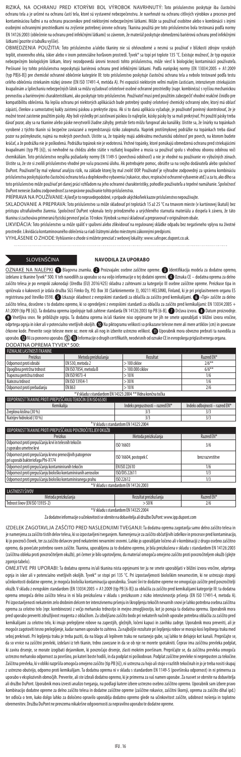RIZIKÁ, NA OCHRANU PRED KTORÝMI BOL VÝROBOK NAVRHNUTÝ: Toto príslušenstvo poskytuje iba čiastočnú ochranu tela a je určené na ochranu častí tela, ktoré sú vystavené nebezpečenstvu. Je navrhnuté na ochranu citlivých výrobkov a procesov pred kontamináciou ľuďmi a na ochranu pracovníkov pred niektorými nebezpečnými látkami. Môže sa používať osobitne alebo v kombinácii s inými osobnými ochrannými prostriedkami na zvýšenie potrebnej úrovne ochrany. Tkanina použitá pre toto príslušenstvo bola testovaná podľa normy EN 14126:2003 (oblečenie na ochranu pred infekčnými látkami) so záverom, že materiál poskytuje obmedzenú bariérovú ochranu pred infekčnými látkami (pozrite si tabuľku vyššie).

OBMEDZENIA POUŽITIA: Toto príslušenstvo a/alebo tkaniny nie sú ohňovzdorné a nesmú sa používať v blízkosti zdrojov vysokých teplôt, otvoreného ohňa, iskier alebo v inom potenciálne horľavom prostredí. Tyvek® sa topí pri teplote 135 °C. Existuje možnosť, že typ expozície nebezpečným biologickým látkam, ktorý nezodpovedá úrovni tesnosti tohto príslušenstva, môže viesť k biologickej kontaminácii používateľa. Prešívané švy tohto príslušenstva neposkytujú bariérovú ochranu pred infekčnými látkami. Podľa európskej normy (EN 13034:2005 + A1:2009 (typ PB[6-B]) pre chemické ochranné oblečenie kategórie III: toto príslušenstvo poskytuje čiastočnú ochranu tela a nebolo testované podľa testu celého oblečenia striekaním nízkej úrovne (EN ISO 17491-4, metóda A). Pri expozícii niektorým veľmi malým časticiam, intenzívnym striekajúcim kvapalinám a špliechaniu nebezpečných látok sa môžu vyžadovať celotelové osobné ochranné prostriedky (napr. kombinéza) s vyššou mechanickou pevnosťou a bariérovými charakteristikami, ako poskytuje toto príslušenstvo. Používateľ musí pred použitím zabezpečiť vhodné reakčné činidlo pre kompatibilitu oblečenia. Na lepšiu ochranu pri niektorých aplikáciách bude potrebný spodný celotelový chemický ochranný odev, ktorý má oblasť zápästí, členkov a samostatnej kukly zaistenú páskou a prekrytie zipsu. Ak si to daná aplikácia vyžaduje, je používateľ povinný skontrolovať, že je možné tesné zaistenie použitím pásky. Aby boli výsledky pri zaisťovaní páskou čo najlepšie, kúsky pásky by sa mali prekrývať. Pri použití pásky treba dávať pozor, aby sa na tkanine alebo páske nevytvorili žiadne záhyby, pretože tieto môžu fungovať ako kanáliky. Uistite sa, že šnúrky na topánkach vyrobené z týchto tkanín sú bezpečne zaviazané a nepredstavujú riziko zakopnutia. Napriek protišmykovej podrážke na topánkach treba dávať pozor na pošmyknutie, najmä na mokrých povrchoch. Uistite sa, že topánky majú adekvátnu mechanickú odolnosť pre povrch, na ktorom budete kráčať, a že podrážka nie je poškodená. Podrážka topánok nie je vodotesná. Vrchné topánky, ktoré ponúkajú obmedzenú ochranu pred striekajúcimi kvapalinami (typ PB [6]), sú nevhodné na chôdzu alebo státie v rozliatej kvapaline a musia sa používať spolu s vhodnou obuvou odolnou voči chemikáliám. Toto príslušenstvo nespĺňa požiadavky normy EN 1149-5 (povrchová odolnosť) a nie je vhodné na používanie vo výbušných zónach. Uistite sa, že ste si zvolili príslušenstvo vhodné pre vašu pracovnú úlohu. Ak potrebujete pomoc, obráťte sa na svojho dodávateľa alebo spoločnosť DuPont. Používateľ by mal vykonať analýzu rizík, na základe ktorej by mal zvoliť OOP. Používateľ je výhradne zodpovedný za správnu kombináciu príslušenstva poskytujúceho čiastočnú ochranu tela a doplnkového vybavenia (rukavice, obuv, respiračné ochranné vybavenie atď.) a za to, ako dlho sa toto príslušenstvo môže používať pri danej práci vzhľadom na jeho ochranné charakteristiky, pohodlie používateľa a tepelné namáhanie. Spoločnosť DuPont nenesie žiadnu zodpovednosť za nesprávne používanie tohto príslušenstva.

PRÍPRAVA NA POUŽÍVANIE: Ak by ste to nepravdepodobne, v prípade akýchkoľvek kazov príslušenstvo nepoužívajte.

SKLADOVANIE A PREPRAVA: Toto príslušenstvo sa môže skladovať pri teplotách 15 až 25 °C na tmavom mieste (v kartónovej škatuli) bez prístupu ultrafialového žiarenia. Spoločnosť DuPont vykonala testy prirodzeného a urýchleného starnutia materiálu a dospela k záveru, že táto tkanina si zachováva primeranú fyzickú pevnosť počas 10 rokov. Výrobok sa musí skladovať a prepravovať v originálnom obale.

LIKVIDÁCIA: Toto príslušenstvo sa môže spáliť v súvislosti alebo zlikvidovať na regulovanej skládke odpadu bez negatívneho vplyvu na životné prostredie. Likvidácia kontaminovaného oblečenia sa riadi štátnymi alebo miestnymi zákonnými predpismi.

VYHLÁSENIE O ZHODE: Vyhlásenie o zhode si môžete prevziať z webovej lokality: www.safespec.dupont.co.uk.

## SLOVENŠČINA

## NAVODILA ZA UPORABO

OZNAKE NA NALEPKI ① Blagovna znamka. ② Proizvajalec osebne zaščitne opreme. ③ Identifikacija modela za dodatno opremo, izdelano iz tkanine Tyvek® 500. V teh navodilih za uporabo so na voljo informacije o tej dodatni opremi. ④ Oznaka CE – dodatna oprema za delno zaščito telesa je po evropski zakonodaji (Uredba (EU) 2016/425) skladna z zahtevami za kategorijo III osebne zaščitne opreme. Preizkuse tipa in spričevala o kakovosti je izdala družba SGS Fimko Oy, P.O. Box 30 (Särkiniementie 3), 00211 HELSINKI, Finland, ki je pri priglasitvenem organu ES registrirana pod številko 0598. ⑤ Izkazuje skladnost z evropskimi standardi za oblačila za zaščito pred kemikalijami. ⑥ »Tipi« zaščite za delno zaščito telesa, dosežene s to dodatno opremo, ki so opredeljeni z evropskimi standardi za oblačila za zaščito pred kemikalijami: EN 13034:2005 + A1:2009 (tip PB [6]). Ta dodatna oprema izpolnjuje tudi zahteve standarda EN 14126:2003 tip PB [6-B]. ⑦ Država izvora. ⑧ Datum proizvodnje. ⑨ Vnetljiva snov. Ne približujte ognju. Ta dodatna oprema in/ali tkanine niso ognjevarne ter jih ne smete uporabljati v bližini izvora vročine, odprtega ognja in isker ali v potencialno vnetljivih okoljih. ⑩ Na piktogramu velikosti so prikazane telesne mere ali velikost (cm) in povezane črkovne kode. Preverite svoje telesne mere oz. mere nok ali nog in izberite ustrezno velikost. ⑪ Uporabnik mora obvezno prebrati ta navodila za uporabo. ⑫ Ni za ponovno uporabo. ⑬ Informacije o drugih certifikatih, neodvisnih od oznake CE in evropskega priglasitvenega organa.

DODATNA OPREMA TYVEK® 500:

| FIZIKALNE LASTNOSTI TKANINE | | | |
|---|---|---|---|
| Preizkus | Metoda preizkušanja | Rezultat | Razred EN* |
| Odpornost proti obrabi | EN 530, metoda 2 | > 100 ciklov | 2/6** |
| Upogibna pretržna trdnost | EN ISO 7854, metoda B | > 100.000 ciklov | 6/6** |
| Trapezna pretržna trdnost | EN ISO 9073-4 | > 10 N | 1/6 |
| Natezna trdnost | EN ISO 13934-1 | > 30 N | 1/6 |
| Odpornost proti prebadanju | EN 863 | > 10 N | 2/6 |

*V skladu s standardom EN 14325:2004 **Vidna končna točka

| ODPORNOST TKANINE PROTI PREPUŠČANJU TEKOČIN (EN ISO 6530) | | |
|---|---|---|
| Kemikalija | Indeks prepustnosti – razred EN* | Indeks odbojnosti – razred EN* |
| Žveplova kislina (30 %) | 3/3 | 3/3 |
| Natrijev hidroksid (10 %) | 3/3 | 3/3 |

*V skladu s standardom EN 14325:2004

| ODPORNOST TKANINE PROTI PREPUŠČANJU POVZROČITELJEV OKUŽB | | |
|---|---|---|
| Preizkus | Metoda preizkušanja | Razred EN* |
| Odpornost proti prepuščanju krvi in telesnih tekočin z uporabo umetne krvi | ISO 16603 | 3/6 |
| Odpornost proti prepuščanju krvno prenosljivih patogenov pri uporabi bakteriofaga Phi-X174 | ISO 16604, postopek C | brez razvrstitve |
| Odpornost proti prepuščanju kontaminiranih tekočin | EN ISO 22610 | 1/6 |
| Odpornost proti prepuščanju biološko kontaminiranih aerosolov | ISO/DIS 22611 | 1/3 |
| Odpornost proti prepuščanju biološko kontaminiranega prahu | ISO 22612 | 1/3 |

*V skladu s standardom EN 14126:2003

| LASTNOSTI ŠIVOV | | |
|---|---|---|
| Metoda preizkušanja | Rezultat preizkušanja | Razred EN* |
| Trdnost šivov (EN ISO 13935-2) | > 50 N | 2/6 |

*V skladu s standardom EN 14325:2004

Za dodatne informacije o učinkovitosti se obrnite na dobavitelja ali družbo DuPont: www.ipp.dupont.com

IZDELEK ZAGOTAVLJA ZAŠČITO PRED NASLEDNJIMI TVEGANJI: Ta dodatna oprema zagotavlja samo delno zaščito telesa in je namenjena za zaščito tistih delov telesa, ki so izpostavljeni tveganjem. Namenjena je za zaščito občutljivih izdelkov in procesov pred kontaminacijo, ki jo povzroči človek, ter za zaščito delavcev pred nekaterimi nevarnimi snovmi. Lahko jo uporabljate ločeno ali v kombinaciji z drugo osebno zaščitno opremo, da povečate potrebno raven zaščite. Tkanina, uporabljena za to dodatno opremo, je bila preizkušena v skladu s standardom EN 14126:2003 (zaščitna obleka proti povzročiteljem okužb), pri čemer je bilo ugotovljeno, da material omogoča omejeno zaščito proti povzročiteljem okužb (glejte zgornjo tabelo).

OMEJITVE PRI UPORABI: Ta dodatna oprema in/ali tkanina nista ognjevarni ter ju ne smete uporabljati v bližini izvora vročine, odprtega ognja in isker ali v potencialno vnetljivih okoljih. Tyvek® se stopi pri 135 °C. Pri izpostavljenosti biološkim nevarnostim, ki ne ustrezajo stopnji učinkovitosti dodatne opreme, je mogoča biološka kontaminacija uporabnika. Šivani šivi te dodatne opreme ne omogočajo zaščite pred povzročitelji okužb. V skladu z evropskim standardom (EN 13034:2005 + A1:2009 (tip PB [6-B]) za oblačila za zaščito pred kemikalijami kategorije III: ta dodatna oprema omogoča delno zaščito telesa in ni bila preizkušena v skladu s preizkusom z nizko intenzivnostjo pršenja (EN ISO 17491-4, metoda A). Pri izpostavljenosti nekaterim zelo drobnim delcem ter intenzivnemu pršenju in škropljenju tekočih nevarnih snovi je lahko potrebna osebna zaščitna oprema za celotno telo (npr. kombinezon) z večjo mehansko trdnostjo in mejno zmogljivostjo, kot jo ponuja ta dodatna oprema. Uporabnik mora pred uporabo preveriti združljivost reagenta z oblačilom. Za izboljšano zaščito bodo pri nekaterih načinih uporabe potrebna oblačila za zaščito pred kemikalijami za celotno telo, ki imajo prelepljene robove na zapestjih, gležnjih, ločeni kapuci in zavihku zadrge. Uporabnik mora preveriti, ali je mogoče zagotoviti tesno prelepljenje, kadar namen uporabe to zahteva. Za najboljše rezultate pri lepljenju robov se morajo kosi lepilnega traku med seboj prekrivati. Pri lepljenju traku je treba paziti, da na blagu ali lepilnem traku ne nastanejo gube, saj lahko te delujejo kot kanali. Prepričajte se, da so vrvice na zaščitni prevleki, izdelani iz teh tkanin, trdno zavezane in da se ob njo ne morete spotakniti. Čeprav ima zaščitna prevleka podplat, ki zavira drsenje, se morate izogibati dejavnikom, ki povzročajo drsenje, zlasti mokrim površinam. Prepričajte se, da zaščitna prevleka omogoča ustrezno mehansko odpornost za površino, po kateri boste hodili, in da podplat ni poškodovan. Podplat zaščitne prevleke ni nepropusten za tekočine. Zaščitna prevleka, ki v obliki razpršila omogoča omejeno zaščito (tip PB [6]), ni ustrezna za hojo ali stojo v razlitih tekočinah in jo je treba nositi skupaj z ustrezno obutvijo, odporno proti kemikalijam. Ta dodatna oprema ni v skladu s standardom EN 1149-5 (površinska odpornost) in ni primerna za uporabo v eksplozivnih območjih. Preverite, ali ste izbrali dodatno opremo, ki je primerna za vaš namen uporabe. Za nasvet se obrnite na dobavitelja ali družbo DuPont. Uporabnik mora izvesti analizo tveganja, na podlagi katere izbere ustrezno osebno zaščitno opremo. Uporabnik sam izbere pravo kombinacijo dodatne opreme za delno zaščito telesa in dodatne zaščitne opreme (zaščitne rokavice, zaščitni škornji, oprema za zaščito dihal ipd.) ter odloča o tem, kako dolgo lahko za določeno opravilo uporablja dodatno opremo glede na učinkovitost zaščite, udobnost nošenja in toplotno obremenitev. Družba DuPont ne prevzema nikakršne odgovornosti za nepravilno uporabo te dodatne opreme.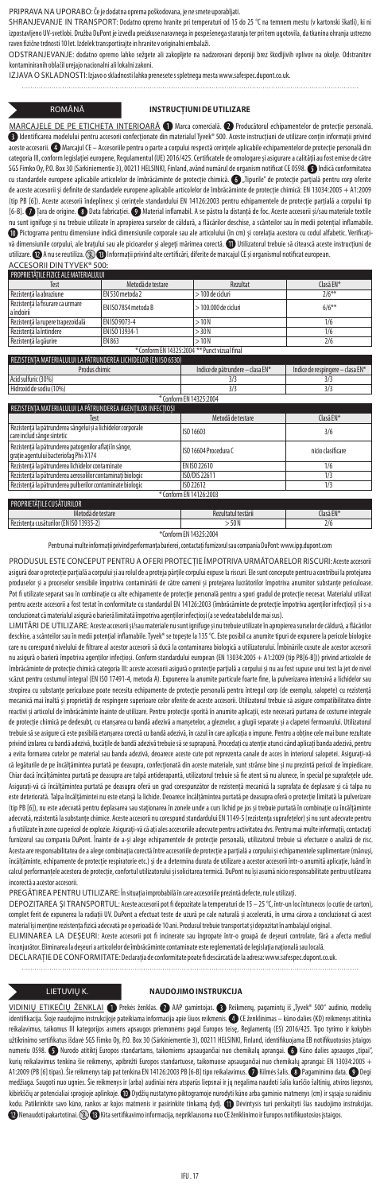PRIPRAVA NA UPORABO: Če je dodatna oprema poškodovana, je ne smete uporabljati.

SHRANJEVANJE IN TRANSPORT: Dodatno opremo hranite pri temperaturi od 15 do 25 °C na temnem mestu (v kartonski škatli), ki ni izpostavljeno UV-svetlobi. Družba DuPont je izvedla preizkuse naravnega in pospešenega staranja ter pri tem ugotovila, da tkanina ohranja ustrezno raven fizične trdnosti 10 let. Izdelek transportirajte in hranite v originalni embalaži.

ODSTRANJEVANJE: dodatno opremo lahko sežgete ali zakopljete na nadzorovani deponiji brez škodljivih vplivov na okolje. Odstranitev kontaminiranih oblačil urejajo nacionalni ali lokalni zakoni.

IZJAVA O SKLADNOSTI: Izjavo o skladnosti lahko prenesete s spletnega mesta www.safespec.dupont.co.uk.

## ROMÂNĂ — INSTRUCŢIUNI DE UTILIZARE

MARCAJELE DE PE ETICHETA INTERIOARĂ ❶ Marca comercială. ❷ Producătorul echipamentelor de protecție personală. ❸ Identificarea modelului pentru accesorii confecționate din materialul Tyvek® 500. Aceste instrucțiuni de utilizare conțin informații privind aceste accesorii. ❹ Marcajul CE – Accesoriile pentru a corpului respectă cerințele aplicabile echipamentelor de protecție personală din categoria III, conform legislației europene, Regulamentul (UE) 2016/425. Certificatele de omologare și asigurare a calității au fost emise de către SGS Fimko Oy, P.O. Box 30 (Särkiniementie 3), 00211 HELSINKI, Finland, având numărul de organism notificat CE 0598. ❺ Indică conformitatea cu standardele europene aplicabile articolelor de îmbrăcăminte de protecție chimică. ❻ „Tipurile" de protecție parțială pentru corp oferite de aceste accesorii și definite de standardele europene aplicabile articolelor de îmbrăcăminte de protecție chimică: EN 13034:2005 + A1:2009 (tip PB [6]). Aceste accesorii îndeplinesc și cerințele standardului EN 14126:2003 pentru echipamentele de protecție parțială a corpului tip [6-B]. ❼ Țara de origine. ❽ Data fabricației. ❾ Material inflamabil. A se păstra la distanță de foc. Aceste accesorii și/sau materiale textile nu sunt ignifuge și nu trebuie utilizate în apropierea surselor de căldură, a flăcărilor deschise, a scânteilor sau în medii potențial inflamabile. ❿ Pictograma pentru dimensiune indică dimensiunile corporale sau ale articolului (în cm) și corelația acestora cu codul alfabetic. Verificați-vă dimensiunile corpului, ale brațului sau ale picioarelor și alegeți mărimea corectă. ⓫ Utilizatorul trebuie să citească aceste instrucțiuni de utilizare. ⓬ A nu se reutiliza. ⓭ Informații privind alte certificări, diferite de marcajul CE și organismul notificat european.

### ACCESORII DIN TYVEK® 500:

| PROPRIETĂȚILE FIZICE ALE MATERIALULUI | | | |
|---|---|---|---|
| Test | Metodă de testare | Rezultat | Clasă EN* |
| Rezistență la abraziune | EN 530 metoda 2 | > 100 de cicluri | 2/6** |
| Rezistență la fisurare ca urmare a îndoirii | EN ISO 7854 metoda B | > 100.000 de cicluri | 6/6** |
| Rezistență la rupere trapezoidală | EN ISO 9073-4 | > 10 N | 1/6 |
| Rezistență la întindere | EN ISO 13934-1 | > 30 N | 1/6 |
| Rezistență la găurire | EN 863 | > 10 N | 2/6 |

\* Conform EN 14325:2004 ** Punct vizual final

| REZISTENȚA MATERIALULUI LA PĂTRUNDEREA LICHIDELOR (EN ISO 6530) | | |
|---|---|---|
| Produs chimic | Indice de pătrundere – clasa EN* | Indice de respingere – clasa EN* |
| Acid sulfuric (30%) | 3/3 | 3/3 |
| Hidroxid de sodiu (10%) | 3/3 | 3/3 |

\* Conform EN 14325:2004

| REZISTENȚA MATERIALULUI LA PĂTRUNDEREA AGENȚILOR INFECȚIOȘI | | |
|---|---|---|
| Test | Metodă de testare | Clasă EN* |
| Rezistență la pătrunderea sângelui și a lichidelor corporale care includ sânge sintetic | ISO 16603 | 3/6 |
| Rezistență la pătrunderea patogenilor aflați în sânge, grație agentului bacteriofag Phi-X174 | ISO 16604 Procedura C | nicio clasificare |
| Rezistență la pătrunderea lichidelor contaminate | EN ISO 22610 | 1/6 |
| Rezistență la pătrunderea aerosolilor contaminați biologic | ISO/DIS 22611 | 1/3 |
| Rezistență la pătrunderea pulberilor contaminate biologic | ISO 22612 | 1/3 |

\* Conform EN 14126:2003

| PROPRIETĂȚILE CUSĂTURILOR | | |
|---|---|---|
| Metodă de testare | Rezultatul testării | Clasă EN* |
| Rezistența cusăturilor (EN ISO 13935-2) | > 50 N | 2/6 |

\* Conform EN 14325:2004

Pentru mai multe informații privind performanța barierei, contactați furnizorul sau compania DuPont: www.ipp.dupont.com

PRODUSUL ESTE CONCEPUT PENTRU A OFERI PROTECȚIE ÎMPOTRIVA URMĂTOARELOR RISCURI: Aceste accesorii asigură doar o protecție parțială a corpului și au rolul de a proteja părțile corpului expuse la riscuri. Ele sunt concepute pentru a contribui la protejarea produselor și a proceselor sensibile împotriva contaminării de către oameni și protejarea lucrătorilor împotriva anumitor substanțe periculoase. Pot fi utilizate separat sau în combinație cu alte echipamente de protecție personală pentru a spori gradul de protecție necesar. Materialul utilizat pentru aceste accesorii a fost testat în conformitate cu standardul EN 14126:2003 (îmbrăcăminte de protecție împotriva agenților infecțioși) și s-a concluzionat că materialul asigură o barieră limitată împotriva agenților infecțioși (a se vedea tabelul de mai sus).

LIMITĂRI DE UTILIZARE: Aceste accesorii și/sau materiale nu sunt ignifuge și nu trebuie utilizate în apropierea surselor de căldură, a flăcărilor deschise, a scânteilor sau în medii potențial inflamabile. Tyvek® se topește la 135 °C. Este posibil ca anumite tipuri de expunere la pericole biologice care nu corespund nivelului de filtrare al acestor accesorii să ducă la contaminarea biologică a utilizatorului. Îmbinările cusute ale acestor accesorii nu asigură o barieră împotriva agenților infecțioși. Conform standardului european (EN 13034:2005 + A1:2009 (tip PB[6-B])) privind articolele de îmbrăcăminte de protecție chimică categoria III: aceste accesorii asigură o protecție parțială a corpului și nu au fost supuse unui test la jet de nivel scăzut pentru costumul integral (EN ISO 17491-4, metoda A). Expunerea la anumite particule foarte fine, la pulverizarea intensivă a lichidelor sau stropirea cu substanțe periculoase poate necesita echipamente de protecție personală pentru întregul corp (de exemplu, salopete) cu rezistență mecanică mai înaltă și proprietăți de respingere superioare celor oferite de aceste accesorii. Utilizatorul trebuie să asigure compatibilitatea dintre reactivi și articolul de îmbrăcăminte înainte de utilizare. Pentru protecție sporită în anumite aplicații, este necesară purtarea de costume integrale de protecție chimică pe deasupra, ce etanșează cu bandă adezivă a manșetelor, a glugei și a clapetei fermoarului. Utilizatorul trebuie să se asigure că este posibilă etanșarea corectă cu bandă adezivă, în cazul în care aplicația o impune. Pentru a obține cele mai bune rezultate privind izolarea cu bandă adezivă, bucățile de bandă adezivă trebuie să se suprapună. Procedați cu atenție atunci când aplicați banda adezivă, pentru a evita formarea cutelor pe material sau banda adezivă, deoarece aceste cute pot reprezenta canale de acces în interiorul salopetei. Asigurați-vă că legăturile de pe încălțămintea purtată pe deasupra, confecționată din aceste materiale, sunt strânse bine și nu prezintă pericol de împiedicare. Chiar dacă încălțămintea purtată pe deasupra are talpă antiderapantă, utilizatorul trebuie să fie atent să nu alunece, în special pe suprafețele ude. Asigurați-vă că încălțămintea purtată pe deasupra oferă un grad corespunzător de rezistență mecanică la suprafața de deplasare și că talpa nu este deteriorată. Talpa încălțămintei nu este etanșă la lichide. Deoarece încălțămintea purtată pe deasupra oferă o protecție limitată la pulverizare (tip PB [6]), nu este adecvată pentru deplasarea sau staționarea în zonele unde a curs lichid pe jos și trebuie purtată în combinație cu încălțămintea adecvată, rezistentă la substanțe chimice. Aceste accesorii nu corespund standardului EN 1149-5 (rezistența suprafețelor) și nu sunt adecvate pentru a fi utilizate în zone cu pericol de explozie. Asigurați-vă că ați ales accesoriile adecvate pentru activitatea dvs. Pentru mai multe informații, contactați furnizorul sau compania DuPont. Înainte de a-și alege echipamentele de protecție personală, utilizatorul trebuie să efectueze o analiză de risc. Acesta are responsabilitatea de a alege combinația corectă între accesoriile de protecție a parțială a corpului și echipamentele suplimentare (mănuși, încălțăminte, echipamente de protecție respiratorie etc.) și de a determina durata de utilizare a acestor accesorii într-o anumită aplicație, luând în calcul performanțele acestora de protecție, confortul utilizatorului și solicitarea termică. DuPont nu își asumă nicio responsabilitate pentru utilizarea incorectă a acestor accesorii.

PREGĂTIRE PENTRU UTILIZARE: În situația improbabilă în care accesoriile prezintă defecte, nu le utilizați.

DEPOZITAREA ȘI TRANSPORTUL: Aceste accesorii pot fi depozitate la temperaturi de 15 – 25 °C, într-un loc întunecos (o cutie de carton), complet ferit de expunerea la radiații UV. DuPont a efectuat teste de uzură pe cale naturală și accelerată, în urma cărora a concluzionat că acest material își menține rezistența fizică adecvată pe o perioadă de 10 ani. Produsul trebuie transportat și depozitat în ambalajul original.

ELIMINAREA LA DEȘEURI: Aceste accesorii pot fi incinerate sau îngropate într-o groapă de deșeuri controlate, fără a afecta mediul înconjurător. Eliminarea la deșeuri a articolelor de îmbrăcăminte contaminate este reglementată de legislația națională sau locală.

DECLARAȚIE DE CONFORMITATE: Declarația de conformitate poate fi descărcată de la adresa: www.safespec.dupont.co.uk.

## LIETUVIŲ K. — NAUDOJIMO INSTRUKCIJA

VIDINIŲ ETIKEČIŲ ŽENKLAI ❶ Prekės ženklas. ❷ AAP gamintojas. ❸ Reikmenų, pagamintų iš „Tyvek" 500" audinio, modelių identifikacija. Šioje naudojimo instrukcijoje pateikiama informacija apie šiuos reikmenis. ❹ CE ženklinimas – kūno dalies (KD) reikmenys atitinka reikalavimus, taikomus III kategorijos asmens apsaugos priemonėms pagal Europos teisę, Reglamentą (ES) 2016/425. Tipo tyrimo ir kokybės užtikrinimo sertifikatus išdavė SGS Fimko Oy, P.O. Box 30 (Särkiniementie 3), 00211 HELSINKI, Finland, identifikuojama EB notifikuotosios įstaigos numeriu 0598. ❺ Nurodo atitiktį Europos standartams, taikomiems apsauginiai nuo chemikalų aprangai. ❻ Kūno dalies apsaugos „tipai", kurių reikalavimus tenkina šie reikmenys, apibrėžti Europos standartuose, taikomuose apsauginiai nuo chemikalų aprangai: EN 13034:2005 + A1:2009 (PB [6] tipas). Šie reikmenys taip pat tenkina EN 14126:2003 PB [6-B] tipo reikalavimus. ❼ Kilmės šalis. ❽ Pagaminimo data. ❾ Degi medžiaga. Saugoti nuo ugnies. Šie reikmenys ir (arba) audiniai nėra atsparūs liepsnai ir jų negalima naudoti šalia karščio šaltinių, atviros liepsnos, kibirkščių ar potencialiai sprogioje aplinkoje. ❿ Dydžių nustatymo piktogramoje nurodyti kūno arba gaminio matmenys (cm) ir sąsaja su raidiniu kodu. Patikrinkite savo kūno, rankos ar kojos matmenis ir pasirinkite tinkamą dydį. ⓫ Devintysis turi perskaityti šias naudojimo instrukcijas. ⓬ Nenaudoti pakartotinai. ⓭ Kita sertifikavimo informacija, nepriklausoma nuo CE ženklinimo ir Europos notifikuotosios įstaigos.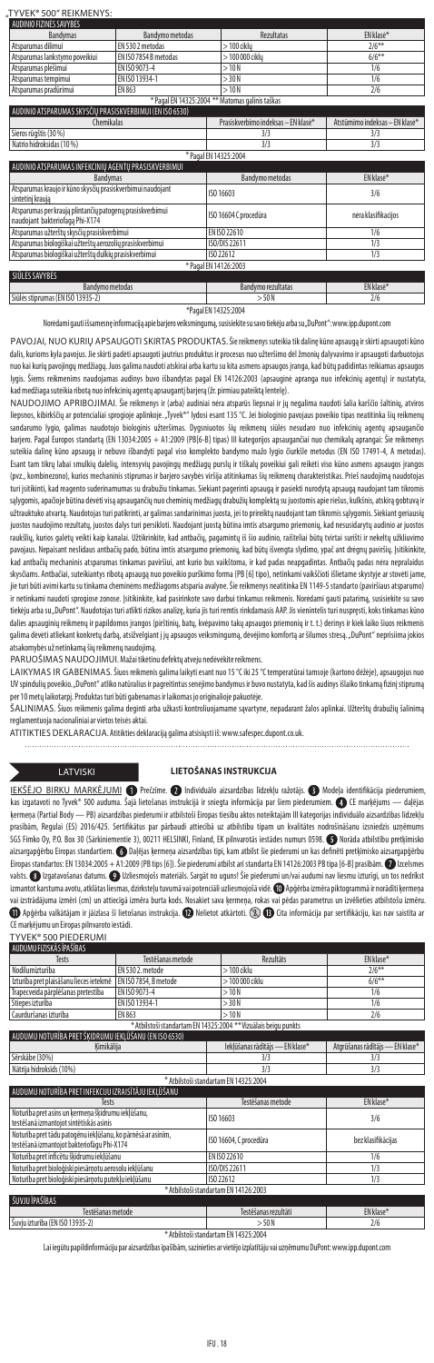## „TYVEK® 500" REIKMENYS:

| AUDINIO FIZINĖS SAVYBĖS | | | |
|---|---|---|---|
| Bandymas | Bandymo metodas | Rezultatas | EN klasė* |
| Atsparumas dilimui | EN 530 2 metodas | > 100 ciklų | 2/6** |
| Atsparumas lankstymo poveikiui | EN ISO 7854 B metodas | > 100 000 ciklų | 6/6** |
| Atsparumas plėšimui | EN ISO 9073-4 | > 10 N | 1/6 |
| Atsparumas tempimui | EN ISO 13934-1 | > 30 N | 1/6 |
| Atsparumas pradūrimui | EN 863 | > 10 N | 2/6 |

\* Pagal EN 14325:2004 ** Matomas galinis taškas

| AUDINIO ATSPARUMAS SKYSČIŲ PRASISKVERBIMUI (EN ISO 6530) | | |
|---|---|---|
| Chemikalas | Prasiskverbimo indeksas – EN klasė* | Atstūmimo indeksas – EN klasė* |
| Sieros rūgštis (30 %) | 3/3 | 3/3 |
| Natrio hidroksidas (10 %) | 3/3 | 3/3 |

\* Pagal EN 14325:2004

| AUDINIO ATSPARUMAS INFEKCINIŲ AGENTŲ PRASISKVERBIMUI | | |
|---|---|---|
| Bandymas | Bandymo metodas | EN klasė* |
| Atsparumas kraujo ir kūno skysčių prasiskverbimui naudojant sintetinį kraują | ISO 16603 | 3/6 |
| Atsparumas per kraują plintančių patogenų prasiskverbimui naudojant bakteriofagą Phi-X174 | ISO 16604 C procedūra | nėra klasifikacijos |
| Atsparumas užterštų skysčių prasiskverbimui | EN ISO 22610 | 1/6 |
| Atsparumas biologiškai užterštų aerozolių prasiskverbimui | ISO/DIS 22611 | 1/3 |
| Atsparumas biologiškai užterštų dulkių prasiskverbimui | ISO 22612 | 1/3 |

\* Pagal EN 14126:2003

| SIŪLĖS SAVYBĖS | | |
|---|---|---|
| Bandymo metodas | Bandymo rezultatas | EN klasė* |
| Siūlės stiprumas (EN ISO 13935-2) | > 50 N | 2/6 |

\*Pagal EN 14325:2004

Norėdami gauti išsamesnę informaciją apie barjero veiksmingumą, susisiekite su savo tiekėju arba su „DuPont": www.ipp.dupont.com

PAVOJAI, NUO KURIŲ APSAUGOTI SKIRTAS PRODUKTAS. Šie reikmenys suteikia tik dalinę kūno apsaugą ir skirti apsaugoti kūno dalis, kurioms kyla pavojus. Jie skirti padėti apsaugoti jautrius produktus ir procesus nuo užteršimo dėl žmonių dalyvavimo ir apsaugoti darbuotojus nuo kai kurių pavojingų medžiagų. Juos galima naudoti atskirai arba kartu su kita asmens apsaugos įranga, kad būtų padidintas reikiamas apsaugos lygis. Šiems reikmenims naudojamas audinys buvo išbandytas pagal EN 14126:2003 (apsauginė apranga nuo infekcinių agentų) ir nustatyta, kad medžiaga suteikia ribotą nuo infekcinių agentų apsaugantį barjerą (žr. pirmiau pateiktą lentelę).

NAUDOJIMO APRIBOJIMAI. Šie reikmenys ir (arba) audiniai nėra atsparūs liepsnai ir jų negalima naudoti šalia karščio šaltinių, atviros liepsnos, kibirkščių ar potencialiai sprogioje aplinkoje. „Tyvek®" lydosi esant 135 °C. Jei biologinio pavojaus poveikio tipas neatitinka šių reikmenų sandarumo lygio, galimas naudotojo biologinis užteršimas. Dygsniuotos šių reikmenų siūlės nesudaro nuo infekcinių agentų apsaugančio barjero. Pagal Europos standartą (EN 13034:2005 + A1:2009 (PB[6-B] tipas) III kategorijos apsaugančiai nuo chemikalų aprangai: Šie reikmenys suteikia dalinę kūno apsaugą ir nebuvo išbandyti pagal viso komplekto bandymo mažo lygio čiurkšle metodus (EN ISO 17491-4, A metodas). Esant tam tikrai labai smulkių dalelių, intensyvių skysčio purslų ir tiškalų poveikiui gali reikėti viso kūno asmens apsaugos įrangos (pvz., kombinezono), kurios mechaninis stiprumas ir barjero savybės viršija atitinkamas šių reikmenų charakteristikas. Prieš naudojimą naudotojas turi įsitikinti, kad reagento suderinamumas su drabužiu tinkamas. Siekiant pagerinti apsaugą ir pasiekti nurodytą apsaugą naudojant tam tikromis sąlygomis, apačioje būtina dėvėti visą apsaugančių nuo cheminių medžiagų drabužių komplektą su juosmenis apie riešus, kulkšnis, siekiant gobtuvą ir užtrauktuko atvartą. Naudotojas turi patikrinti, ar galimas sandarinimas juosta, jei to prireiktų naudojant tam tikroms sąlygoms. Siekiant geriausių juostos naudojimo rezultatų, juostos dalys turi persikloti. Naudojant juostą būtina imtis atsargumo priemonių, kad nesusidarytų audinio ar juostos raukšlių, kurios galėtų veikti kaip kanalai. Užtikrinkite, kad antbačių, pagamintų iš šio audinio, raištelai būtų tvirtai surišti ir neketų užkliuvimo pavojaus. Nepaisant neslidaus antbačių pado, būtina imtis atsargumo priemonių, kad būtų išvengta slydimo, ypač ant drėgnų paviršių. Įsitikinkite, kad antbačių mechaninis atsparumas tinkamas paviršiui, ant kurio bus vaikštoma, ir kad padas neapgadintas. Antbačių padas nėra nepralaidus skysčiams. Antbačiai, suteikiantys ribotą apsaugą nuo poveikio purškimo forma (PB [6] tipo), netinkami vaikščioti išlietame skystyje ar stovėti jame, jie turi būti avimi kartu su tinkama cheminėms medžiagoms atsparia avalyne. Šie reikmenys neatitinka EN 1149-5 standarto (paviršiaus atsparumo) ir netinkami naudoti sprogiose zonose. Įsitikinkite, kad pasirinkote savo darbui tinkamus reikmenis. Norėdami gauti patarimą, susisiekite su savo tiekėju arba su „DuPont". Naudotojas turi atlikti rizikos analizę, kuria remiantis rinkdamasis AAP. Jis vienintelis turi nuspręsti, koks tinkamas kūno dalies apsauginių reikmenų ir papildomos įrangos (pirštinių, batų, kvėpavimo takų apsaugos priemonių ir t. t.) derinys ir kiek laiko šiuos reikmenis galima dėvėti atliekant konkretų darbą, atsižvelgiant į jų apsaugos veiksmingumą, dėvėjimo komfortą ar šilumos stresą. „DuPont" neprisiima jokios atsakomybės už netinkamą šių reikmenų naudojimą.

PARUOŠIMAS NAUDOJIMUI. Mažai tikėtinu defektų atveju nedėvėkite reikmens.

LAIKYMAS IR GABENIMAS. Šiuos reikmenis galima laikyti esant nuo 15 °C iki 25 °C temperatūrai tamsoje (kartono dėžėje), apsaugotus nuo UV spindulių poveikio. „DuPont" atliko natūralius ir pagreitintus senėjimo bandymus ir buvo nustatyta, kad šis audinys išlaiko tinkamą fizinį stiprumą per 10 metų laikotarpį. Produktas turi būti gabenamas ir laikomas jo originalioje pakuotėje.

ŠALINIMAS. Šiuos reikmenis galima deginti arba užkasti kontroliuojamame sąvartyne, nepadarant žalos aplinkai. Užterštų drabužių šalinimą reglamentuoja nacionaliniai ar vietos teisės aktai.

ATITIKTIES DEKLARACIJA. Atitikties deklaraciją galima atsisiųsti iš: www.safespec.dupont.co.uk.

## LATVISKI — LIETOŠANAS INSTRUKCIJA

IEKŠĒJO BIRKU MARĶĒJUMI ❶ Prečzīme. ❷ Individuālo aizsardzības līdzekļu ražotājs. ❸ Modeļa identifikācija piederumiem, kas izgatavoti no Tyvek® 500 auduma. Šajā lietošanas instrukcijā ir sniegta informācija par šiem piederumiem. ❹ CE marķējums — daļējas ķermeņa (Partial Body — PB) aizsardzības piederumi ir atbilstoši Eiropas tiesību aktos noteiktajām III kategorijas individuālo aizsardzības līdzekļu prasībām, Regulai (ES) 2016/425. Sertifikātus par pārbaudi attiecībā uz atbilstību tipam un kvalitātes nodrošināšanu izsniedzis uzņēmums SGS Fimko Oy, P.O. Box 30 (Särkiniementie 3), 00211 HELSINKI, Finland, EK pilnvarotās iestādes numurs 0598. ❺ Norāda atbilstību pretķīmisko aizsargapģērbu Eiropas standartiem. ❻ Daļējas ķermeņa aizsardzības tipi, kam atbilst šie piederumi un kas definēti pretķīmisko aizsargapģērbu Eiropas standartos: EN 13034:2005 + A1:2009 (PB tips [6]). Šie piederumi atbilst arī standarta EN 14126:2003 PB tipa [6-B] prasībām. ❼ Izcelsmes valsts. ❽ Izgatavošanas datums. ❾ Uzliesmojošs materiāls. Sargāt no uguns! Šie piederumi un/vai audumi nav liesmu izturīgi, un tos nedrīkst izmantot karstuma avotu, atklātas liesmas, dzirksteļu tuvumā vai potenciāli uzliesmojošā vidē. ❿ Apģērba izmēra piktogrammā ir norādīti ķermeņa vai izstrādājuma izmēri (cm) un attiecīgā izmēra burta kods. Nosakiet savu ķermeņa, rokas vai pēdas parametrus un izvēlieties atbilstošu izmēru. ⓫ Apģērba valkātājam ir jāizlasa šī lietošanas instrukcija. ⓬ Nelietot atkārtoti. ⓭ ⓮ Cita informācija par sertifikāciju, kas nav saistīta ar CE marķējumu un Eiropas pilnvaroto iestādi.

## TYVEK® 500 PIEDERUMI

| AUDUMU FIZISKĀS ĪPAŠĪBAS | | | |
|---|---|---|---|
| Tests | Testēšanas metode | Rezultāts | EN klase* |
| Nodilumizturība | EN 530 2. metode | > 100 ciklu | 2/6** |
| Izturība pret plaisāšanu lieces ietekmē | EN ISO 7854, B metode | > 100 000 ciklu | 6/6** |
| Trapecveida plēšanas pretestība | EN ISO 9073-4 | > 10 N | 1/6 |
| Stiepes izturība | EN ISO 13934-1 | > 30 N | 1/6 |
| Caurduršanas izturība | EN 863 | > 10 N | 2/6 |

\* Atbilstoši standartam EN 14325:2004 ** Vizuālais beigu punkts

| AUDUMU NOTURĪBA PRET ŠĶIDRUMU IEKĻŪŠANU (EN ISO 6530) | | |
|---|---|---|
| Ķīmikālija | Iekļūšanas rādītājs — EN klase* | Atgrūšanas rādītājs — EN klase* |
| Sērskābe (30%) | 3/3 | 3/3 |
| Nātrija hidroksīds (10%) | 3/3 | 3/3 |

\* Atbilstoši standartam EN 14325:2004

| AUDUMU NOTURĪBA PRET INFEKCIJU IZRAISĪTĀJU IEKĻŪŠANU | | |
|---|---|---|
| Tests | Testēšanas metode | EN klase* |
| Noturība pret asins un ķermeņa šķidrumu iekļūšanu, testēšanā izmantojot sintētiskās asinis | ISO 16603 | 3/6 |
| Noturība pret tādu patogēnu iekļūšanu, ko pārnēsā ar asinīm, testēšanā izmantojot bakteriofāgu Phi-X174 | ISO 16604, C procedūra | bez klasifikācijas |
| Noturība pret inficētu šķidrumu iekļūšanu | EN ISO 22610 | 1/6 |
| Noturība pret bioloģiski piesārņotu aerosolu iekļūšanu | ISO/DIS 22611 | 1/3 |
| Noturība pret bioloģiski piesārņotu putekļu iekļūšanu | ISO 22612 | 1/3 |

\* Atbilstoši standartam EN 14126:2003

| ŠUVJU ĪPAŠĪBAS | | |
|---|---|---|
| Testēšanas metode | Testēšanas rezultāti | EN klase* |
| Šuvju izturība (EN ISO 13935-2) | > 50 N | 2/6 |

\* Atbilstoši standartam EN 14325:2004

Lai iegūtu papildinformāciju par aizsardzības īpašībām, sazinieties ar vietējo izplatītāju vai uzņēmumu DuPont: www.ipp.dupont.com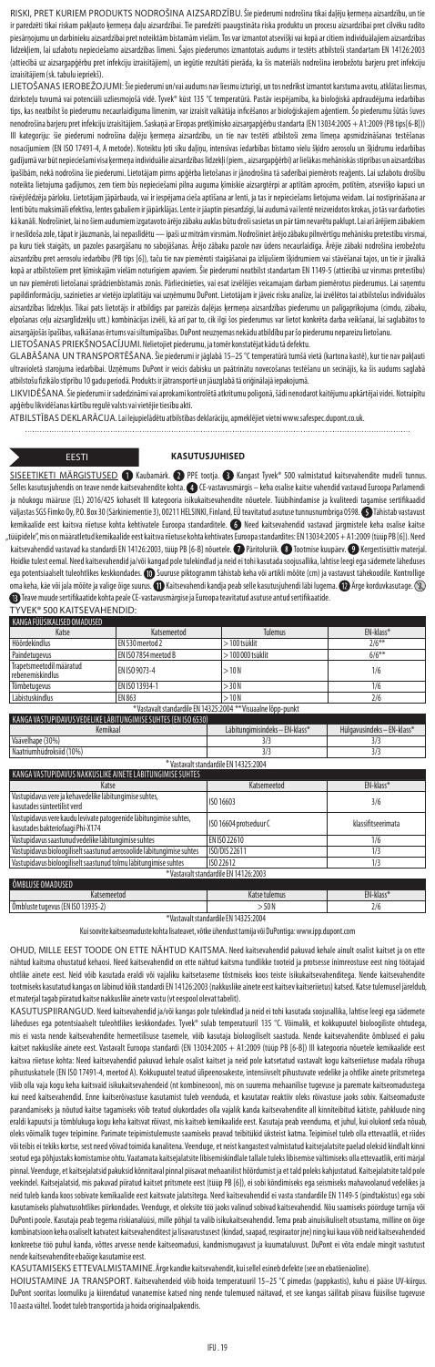RISKI, PRET KURIEM PRODUKTS NODROŠINA AIZSARDZĪBU. Šie piederumi nodrošina tikai daļēju ķermeņa aizsardzību, un tie ir paredzēti tikai tiskam paklauto ķermeņa daļu aizsardzībai. Tie paredzēti paaugstināta riska produktu un procesu aizsardzībai pret cilvēku radīto piesārņojumu un darbinieku aizsardzībai pret noteiktām bīstamām vielām. Tos var izmantot atsevišķi vai kopā ar citiem individuālajiem aizsardzības līdzekļiem, lai uzlabotu nepieciešamo aizsardzības līmeni. Šajos piederumos izmantotais audums ir testēts atbilstoši standartam EN 14126:2003 (attiecībā uz aizsargapģērbu pret infekciju izraisītājiem), un iegūtie rezultāti pierāda, ka šis materiāls nodrošina ierobežotu barjeru pret infekciju izraisītājiem (sk. tabulu iepriekš).

LIETOŠANAS IEROBEŽOJUMI: Šie piederumi un/vai audums nav liesmu izturīgi, un tos nedrīkst izmantot karstuma avotu, atklātas liesmas, dzirksteļu tuvumā vai potenciāli uzliesmojošā vidē. Tyvek® kūst 135 °C temperatūrā. Pastāv iespējamība, ka bioloģiskā apdraudējuma iedarbības tips, kas neatbilst šo piederumu necaurlaidīguma līmenim, var izraisīt valkātāja inficēšanos ar bioloģiskajiem aģentiem. Šo piederumu šūtās šuves nenodrošina barjeru pret infekciju izraisītājiem. Saskaņā ar Eiropas prettķimisko aizsargapģērbu standartu (EN 13034:2005 + A1:2009 (PB tips [6-B])) III kategorijas: šie piederumi nodrošina daļēju ķermeņa aizsardzību, un tie nav testēti atbilstoši zema līmeņa apsmidzināšanas testēšanas nosacījumiem (EN ISO 17491-4, A metode). Noteiktu loti sīku daļiņu, intensīvas iedarbības bīstamo vielu šķidrā aerosolu un šķidrumu iedarbības gadījumā var būt nepieciešami visa ķermeņa individuālie aizsardzības līdzekļi (piem., aizsargapģērbi) ar lielākas mehāniskās stiprības un aizsardzības īpašībām, nekā nodrošina šie piederumi. Lietotājam pirms apģērba lietošanas ir jānodrošina tā saderībai piemērots reagents. Lai uzlabotu drošību noteikta lietojuma gadījumos, zem tiem būs nepieciešami pilna auguma ķīmiskie aizsargtērpi ar aptītām aproce, potītēm, atsevišķo kapuci un rāvējslēdzēja pārloku. Lietotājam jāpārbauda, vai ir iespējama cieša aptīšana ar lenti, ja tas ir nepieciešams lietojuma veidam. Lai nostiprināšana ar lenti būtu maksimāli efektīva, lentes gabaliem ir jāpārklājas. Lente ir jāapplin piesardzīgi, lai audumā vai lentē neizveidotos krokas, jo tās var darboties kā kanāli. Nodrošiniet, lai no šiem audumiem izgatavoto ārējo zābaku auklas būtu droši sasietas un pār tām nevarētu paklupt. Lai arī ārējiem zābakiem ir neslīdoša zole, tāpat ir jāuzmanās, lai nepaslīdētu — ipaši uz mitrām virsmām. Nodrošiniet ārējo zābaku pilnvērtīgu mehānisku pretestību virsmai, pa kuru tiek staigāts, un pazoles pasargāšanu no sabojāšanas. Ārējo zābaku pazole nav üdens necaurlaidīga. Ārējie zābaki nodrošina ierobežotu aizsardzību pret aerosolu iedarbību (PB tips [6]), taču tie nav piemēroti staigāšanai pa izlijušiem šķidrumiem vai stāvēšanai tajos, un tie ir jāvalkā kopā ar atbilstošiem pret ķimiskajām vielām noturīgiem apaviem. Šie piederumi neatbilst standartam EN 1149-5 (attiecībā uz virsmas pretestību) un nav piemēroti lietošanai sprādzienbīstamās zonās. Pārliecinieties, vai esat izvēlējies veicamajam darbam piemērotus piederumus. Lai saņemtu papildinformāciju, sazinieties ar vietējo izplatītāju vai uzņēmumu DuPont. Lietotājam ir jāveic risku analīze, lai izvēlētos tai atbilstošus individuālos aizsardzības līdzekļus. Tikai pats lietotājs ir atbildīgs par pareizās daļējas ķermeņa aizsardzības piederumu un palīgaprīkojuma (cimdu, zābaku, elpošanas ceļu aizsarglīdzekļu utt.) kombinācijas izvēli, kā arī par to, cik ilgi šos piederumus var lietot konkrēta darba veikšanai, lai saglabātos to aizsargājošās īpašības, valkāšanas ērtums vai siltumizpašības. DuPont neuzņemas nekādu atbildību par šo piederumu nepareizu lietošanu.

LIETOŠANAS PRIEKŠNOSACĪJUMI. Nelietojiet piederumu, ja tomēr konstatējat kādu tā defektu.

GLABĀŠANA UN TRANSPORTĒŠANA. Šie piederumi ir jāglabā 15–25 °C temperatūrā tumšā vietā (kartona kastē), kur tie nav pakļauti ultravioletā starojuma iedarbībai. Uzņēmums DuPont ir veicis dabisku un paātrinātu novecošanas testēšanu un secinājis, ka šis audums saglabā atbilstošu fizikālo stiprību 10 gadu periodā. Produkts ir jātransportē un jāuzglabā tā oriģinālajā iepakojumā.

LIKVIDĒŠANA. Šie piederumi ir sadedzināmi vai aprakami kontrolētā atkritumu poligonā, šādi nenodarot kaitējumu apkārtējai videi. Notraipītu apģērbu likvidēšanas kārtību regulē valsts vai vietējie tiesību akti.

ATBILSTĪBAS DEKLARĀCIJA. Lai lejupielādētu atbilstības deklarāciju, apmeklējiet vietni www.safespec.dupont.co.uk.

## EESTI

### KASUTUSJUHISED

SISEETIKETI MÄRGISTUSED ❶ Kaubamärk. ❷ PPE tootja. ❸ Kangast Tyvek® 500 valmistatud kaitsevahendite mudeli tunnus. Selles kasutusjuhendis on teave nende kaitsevahendite kohta. ❹ CE-vastavusmärgis – keha osalise kaitse vahendid vastavad Euroopa Parlamendi ja nõukogu määruse (EL) 2016/425 kohaselt III kategooria isikukaitsevahendite nõuetele. Tüübihindamise ja kvaliteedi tagamise sertifikaadid väljastas SGS Fimko Oy, P.O. Box 30 (Särkiniementie 3), 00211 HELSINKI, Finland, EÜ teavitatud asutuse tunnusnumbriga 0598. ❺ Tähistab vastavust kemikaalide eest kaitsva rietuse kohta kehtivatele Euroopa standarditele. ❻ Need kaitsevahendid vastavad järgmistele keha osalise kaitse „tüüpidele", mis on määratletud kemikaalide eest kaitsva rietuse kohta kehtivates Euroopa standardites: EN 13034:2005 + A1:2009 (tüüp PB [6]). Need kaitsevahendid vastavad ka standardi EN 14126:2003, tüüp PB [6-B] nõuetele. ❼ Päritoluriik. ❽ Tootmise kuupäev. ❾ Kergestisüttiv materjal. Hoidke tulest eemal. Need kaitsevahendid ja/või kangad pole tulekindlad ja neid ei tohi kasutada soojusallika, lahtise leegi ega sädemete ega potentsiaalselt tuleohtlikes keskkondades. ❿ Suuruse piktogramm tähistab keha või artikli mõõte (cm) ja vastavust tähekoodile. Kontrollige oma keha, käe või jala mõõte ja valige õige suurus. ⓫ Kaitsevahendi kandja peab selle kasutusjuhendi läbi lugema. ⓬ Ärge korduvkasutage. ⓭ Teave muude sertifikaatide kohta peale CE-vastavusmärgise ja Euroopa teavitatud asutuse antud sertifikaatide.

TYVEK® 500 KAITSEVAHENDID:

| KANGA FÜÜSIKALISED OMADUSED | | | |
|---|---|---|---|
| Katse | Katsemeetod | Tulemus | EN-klass* |
| Hõõrdekindlus | EN 530 meetod 2 | > 100 tsüklit | 2/6** |
| Paindetugevus | EN ISO 7854 meetod B | > 100 000 tsüklit | 6/6** |
| Trapetsmeetodil määratud rebenemiskindlus | EN ISO 9073-4 | > 10 N | 1/6 |
| Tõmbetugevus | EN ISO 13934-1 | > 30 N | 1/6 |
| Läbistuskindlus | EN 863 | > 10 N | 2/6 |

*Vastavalt standardile EN 14325:2004 **Visuaalne lõpp-punkt

| KANGA VASTUPIDAVUS VEDELIKE LÄBITUNGIMISE SUHTES (EN ISO 6530) | | |
|---|---|---|
| Kemikaal | Läbitungimisindeks – EN-klass* | Hülgavusindeks – EN-klass* |
| Väävelhape (30%) | 3/3 | 3/3 |
| Naatriumhüdroksiid (10%) | 3/3 | 3/3 |

*Vastavalt standardile EN 14325:2004

| KANGA VASTUPIDAVUS NAKKUSLIKE AINETE LÄBITUNGIMISE SUHTES | | |
|---|---|---|
| Katse | Katsemeetod | EN-klass* |
| Vastupidavus vere ja kehavedelike läbitungimise suhtes, kasutades sünteetilist verd | ISO 16603 | 3/6 |
| Vastupidavus vere kaudu levivate patogeenide läbitungimise suhtes, kasutades bakteriofaagi Phi-X174 | ISO 16604 protseduur C | klassifitseerimata |
| Vastupidavus saastunud vedelike läbitungimise suhtes | EN ISO 22610 | 1/6 |
| Vastupidavus bioloogiliselt saastunud aerosoolide läbitungimise suhtes | ISO/DIS 22611 | 1/3 |
| Vastupidavus bioloogiliselt saastunud tolmu läbitungimise suhtes | ISO 22612 | 1/3 |

*Vastavalt standardile EN 14126:2003

| ÕMBLUSE OMADUSED | | |
|---|---|---|
| Katsemeetod | Katse tulemus | EN-klass* |
| Õmbluste tugevus (EN ISO 13935-2) | > 50 N | 2/6 |

*Vastavalt standardile EN 14325:2004

Kui soovite kaitseomaduste kohta lisateavet, võtke ühendust tarnija või DuPontiga: www.ipp.dupont.com

OHUD, MILLE EEST TOODE ON ETTE NÄHTUD KAITSMA. Need kaitsevahendid pakuvad kehale ainult osalist kaitset ja on ette nähtud kaitsma ohustatud kehaosi. Need kaitsevahendid on ette nähtud kaitsma tundlikke tooteid ja protsesse inimesest tuleneva saaste eest ning töötajaid ohtlike ainete eest. Neid võib kasutada eraldi või vajaliku kaitsetaseme tõstmiseks koos teiste isikukaitsevahenditega. Nende kaitsevahendite tootmiseks kasutatud kangas on läbinud kõik standardi EN 14126:2003 (nakkuslike ainete eest kaitsev kaitserietus) katsed. Katse tulemusel järeldub, et materjal tagab piiratud kaitse nakkuslike ainete vastu (vt eespool olevat tabelit).

KASUTUSPIIRANGUD. Need kaitsevahendid ja/või kangas pole tulekindlad ja neid ei tohi kasutada soojusallika, lahtise leegi ega sädemete läheduses ega potentsiaalselt tuleohtlikes keskkondades. Tyvek® sulab temperatuuril 135 °C. Võimalik, et kokkupuutel bioloogiliste ohtudega, mis ei vasta nende kaitsevahendite hermeetilisuse tasemele, võib kasutaja bioloogiliselt saastuda. Nende kaitsevahendite õmblused ei paku kaitset nakkuslike ainete eest. Vastavalt Euroopa standardi (EN 13034:2005 + A1:2009 (tüüp PB [6-B])) III kategooria nõuetele kemikaalide eest kaitsva rietuse kohta: Need kaitsevahendid pakuvad kehale osalist kaitset ja neid pole katsetatud vastavalt kogu kaitserietuse madala rõhuga pihustuskatsele (EN ISO 17491-4, meetod A). Kokkupuutel teatud ülipeenosakeste, intensiivselt pihustuvate vedelike ja ohtlike ainete pritsmetega võib olla vaja kogu keha kaitsvaid isikukaitsevahendeid (nt kombinesoon), mis on suurema mehaanilise tugevuse ja paremate kaitseomadustega kui need kaitsevahendid. Enne kaitseriietuse kasutamist tuleb veenduda, et kasutatav reaktiiv ei ole riietusega kokkusobiv. Kaitseomaduste parandamiseks ja nõutud kaitse tagamiseks võib teatud olukordades olla vajalik kanda kaitsevahendite all kinniteibitud kätiste, pahkluude ning eraldi kapuutsi ja tõmblukuga kogu keha kaitsvat rõivast, mis kaitseb kemikaalide eest. Kasutaja peab veenduma, et juhul, kui olukord seda nõuab, oleks võimalik tugev teipimine. Parimate teipimistulemuste saamiseks peavad teibitükid üksteist katma. Teipimisel tuleb olla ettevaatlik, et riides või teibis ei tekiks korte, sest need võivad toimida kanalitena. Veenduge, et neist kangastest valmistatud kaitsejalatsite paelad oleksid kindlalt kinni seotud ega põhjustaks komistamise ohtu. Vaatamata kaitsejalatsite libisemiskindlale tallale tuleb libisemise vältimiseks olla ettevaatlik, eriti märjal pinnal. Veenduge, et kaitsejalatsid pakuksid kõnnitava pinnal piisavat mehaanilist hõõrdumist ja et tald poleks kahjustatud. Kaitsejalatsite tald pole veekindel. Kaitsejalatsid, mis pakuvad piiratud kaitset pritsmete eest (tüüp PB [6]), ei sobi kõndimiseks ega seismiseks mahavoolanud vedelikes ja neid tuleb kanda koos sobivate kemikaalide eest kaitsvate jalatsitega. Need kaitsevahendid ei vasta standardile EN 1149-5 (pindtakistus) ega sobi kasutamiseks plahvatusohtlikes piirkondades. Veenduge, et oleksite töö jaoks valinud sobivad kaitsevahendid. Nõu saamiseks pöörduge tarnija või DuPonti poole. Kasutaja peab tegema riskianalüüsi, mille põhjal ta valib isikukaitsevahendid. Tema peab ainuisikuliselt otsustama, milline on õige kombinatsioon keha osaliselt katvatest kaitsevahenditest ja lisavarustusest (kindad, saapad, respiraator jne) ning kui kaua võib neid kaitsevahendeid konkreetse töö puhul kanda, võttes arvesse nende kaitseomadusi, kandmismugavust ja kuumataluvust. DuPont ei võta endale mingit vastutust nende kaitsevahendite ebaõige kasutamise eest.

KASUTAMISEKS ETTEVALMISTAMINE. Ärge kandke kaitsevahendit, kui sellel esineb defekte (see on ebatõenäoline).

HOIUSTAMINE JA TRANSPORT. Kaitsevahendeid võib hoida temperatuuril 15–25 °C pimedas (pappkastis), kuhu ei pääse UV-kiirgus. DuPont soorituse loomuliku ja kiirendatud vananemise katsed ning nende tulemused näitavad, et see kangas säilitab piisava füüsilise tugevuse 10 aasta vältel. Toodet tuleb transportida ja hoida originaalpakendis.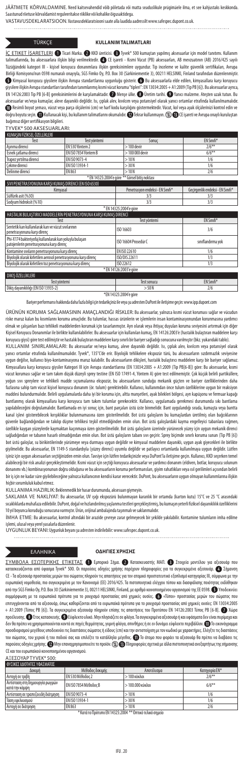JÄÄTMETE KÕRVALDAMINE. Need kaitsevahendid võib põletada või matta seaduslikule prügimäele ilma, et see kahjustaks keskkonda. Saastunud rõivaste kõrvaldamist reguleeritakse riiklike või kohalike õigusaktidega.

VASTAVUSDEKLARATSIOON. Vastavusdeklaratsiooni saate alla laadida aadressilt www.safespec.dupont.co.uk.

## TÜRKÇE

### KULLANIM TALIMATLARI

İÇ ETIKET İŞARETLERI ❶ Ticari Marka. ❷ KKD üreticisi. ❸ Tyvek® 500 kumaştan yapılmış aksesuarlar için model tanıtımı. Kullanım talimatlarında, bu aksesuarlara ilişkin bilgi verilmektedir. ❹ CE işareti - Kısmi Vücut (PB) aksesuarları, AB mevzuatının (AB) 2016/425 sayılı Tüzüğündeki kategori III - kişisel koruyucu donanımlara ilişkin gereksinimlere uygundur. Tip inceleme ve kalite güvenlik sertifikaları, Avrupa Birliği Komisyonu'nun 0598 numaralı onayıyla, SGS Fimko Oy, P.O. Box 30 (Särkiniementie 3), 00211 HELSINKI, Finland tarafından düzenlenmiştir. ❺ Kimyasal koruyucu giysilere ilişkin Avrupa standartlarına uygunluğu gösterir. ❻ Bu aksesuarlarla elde edilen, kimyasallara karşı koruyucu giysilere ilişkin Avrupa standartları tarafından tanımlanmış kısmi vücut koruma "tipleri": EN 13034:2005 + A1:2009 (Tip PB [6]). Bu aksesuarlar ayrıca, EN 14126:2003 Tip PB [6-B] gereksinimlerini de karşılamaktadır. ❼ Menşe ülke. ❽ Üretim tarihi. ❾ Yanıcı malzeme. Ateşten uzak tutun. Bu aksesuarlar ve/veya kumaşlar, aleve dayanıklı değildir. Isı, çıplak alev, kıvılcım veya potansiyel olarak yanıcı ortamlar etrafında kullanılmamalıdır. ❿ Resimli boyut şeması, vücut veya parça ölçülerini (cm) ve harf kodu karşılığını göstermektedir. Vücut, kol veya ayak ölçülerinizi kontrol edin ve doğru boyutu seçin. ⓫ Kullanacak kişi, bu kullanım talimatlarını okumalıdır. ⓬ Tekrar kullanmayın. ⓭ CE işareti ve Avrupa onaylı kuruluştan bağımsız diğer sertifikasyon bilgileri.

TYVEK® 500 AKSESUARLARI:

| KUMAŞIN FIZIKSEL ÖZELLIKLERI | | | |
|---|---|---|---|
| Test | Test yöntemi | Sonuç | EN Sınıfı* |
| Aşınma direnci | EN 530 Yöntem 2 | > 100 devir | 2/6** |
| Esnek çatlama direnci | EN ISO 7854 Yöntem B | > 100 000 devir | 6/6** |
| Trapez yırtılma direnci | EN ISO 9073-4 | > 10 N | 1/6 |
| Çekme direnci | EN ISO 13934-1 | > 30 N | 1/6 |
| Delinme direnci | EN 863 | > 10 N | 2/6 |

\* EN 14325:2004'e göre ** Görsel bitiş noktası

| SIVI PENETRASYONUNA KARŞI KUMAŞ DIRENCI (EN ISO 6530) | | |
|---|---|---|
| Kimyasal | Penetrasyon endeksi - EN Sınıfı* | Geçirgenlik endeksi - EN Sınıfı* |
| Sülfürik asit (%30) | 3/3 | 3/3 |
| Sodyum hidroksit (%10) | 3/3 | 3/3 |

\* EN 14325:2004'e göre

| HASTALIK BULAŞTIRICI MADDELERIN PENETRASYONUNA KARŞI KUMAŞ DIRENCI | | |
|---|---|---|
| Test | Test yöntemi | EN Sınıfı* |
| Sentetik kan kullanılarak kan ve vücut sıvılarının penetrasyonuna karşı direnç | ISO 16603 | 3/6 |
| Phi-X174 bakteriyofaj kullanılarak kan yoluyla bulaşan patojenlerin penetrasyonuna karşı direnç | ISO 16604 Prosedür C | sınıflandırma yok |
| Kontamine sıvıların penetrasyonuna karşı direnç | EN ISO 22610 | 1/6 |
| Biyolojik olarak kirletilen aerosol penetrasyonuna karşı direnç | ISO/DIS 22611 | 1/3 |
| Biyolojik olarak kirletilen toz penetrasyonuna karşı direnç | ISO 22612 | 1/3 |

\* EN 14126:2003'e göre

| DIKIŞ ÖZELLIKLERI | | |
|---|---|---|
| Test yöntemi | Test sonucu | EN Sınıfı* |
| Dikiş dayanıklılığı (EN ISO 13935-2) | > 50 N | 2/6 |

\*EN 14325:2004'e göre

Bariyer performansı hakkında daha fazla bilgi için tedarikçinize ile veya şu adresten DuPont ile iletişime geçin: www.ipp.dupont.com

ÜRÜNÜN KORUMA SAĞLAMASININ AMAÇLANDIĞI RİSKLER: Bu aksesuarlar, yalnızca kısmi vücut koruması sağlar ve vücudun riske maruz kalan bu kısımlarını koruma amaçlıdır. Bu tulumlar, hassas ürünlerin ve işlemlerin insan kontaminasyonundan korunmasına yardımcı olmak ve çalışanları bazı tehlikeli maddelerden korumak için tasarlanmıştır. Ayrı olarak veya ihtiyaç duyulan koruma seviyesini artırmak için diğer Kişisel Koruyucu Donanımlar ile birlikte kullanılabilirler. Bu aksesuarlar için kullanılan kumaş, EN 14126:2003'e (hastalık bulaştıran maddelere karşı koruyucu giysi) göre test edilmiştir ve hastalık bulaştıran maddelere karşı sınırlı bir bariyer sağladığı sonucuna varılmıştır (bkz. yukarıdaki tablo).

KULLANIM SINIRLAMALARI: Bu aksesuarlar ve/veya kumaş, aleve dayanıklı değildir. Isı, çıplak alev, kıvılcım veya potansiyel olarak yanıcı ortamlar etrafında kullanılmamalıdır. Tyvek®, 135°C'de erir. Biyolojik tehlikelere ekspozür türü, bu aksesuarların sızdırmazlık seviyesine uygun değilse, kullanıcı biyo-kontaminasyona maruz kalabilir. Bu aksesuarların dikişleri, hastalık bulaştırıcı maddelere karşı bir bariyer sağlamaz. Kimyasallara karşı koruyucu giysiler Kategori III için Avrupa standartlarına (EN 13034:2005 + A1:2009 (Tip PB[6-B]) göre: Bu aksesuarlar, kısmi vücut koruması sağlar ve tam takım düşük düzeyli sprey testine (EN ISO 17491-4, Yöntem A) göre test edilmemiştir. Çok küçük belirli partiküllere, yoğun sıvı spreylere ve tehlikeli madde sıçramalarına ekspozür, bu aksesuarların sunduğu mekanik güçten ve bariyer özelliklerinden daha fazlasına sahip tam vücut kişisel koruyucu donanım (ör. tulum) gerektirebilir. Kullanıcı, kullanımdan önce tulum özelliklerine uygun bir reaksiyon maddesi bulunduğunu teyit etmelidir. Belirli uygulamalarda daha iyi bir koruma için, altta manşetleri, ayak bilekleri bölgesi, aynı kapüşonu ve fermuar kapağı bantlanmış olarak kimyasallara karşı koruyucu tam takım tulumlar gerekecektir. Kullanıcı, uygulamada gerekmesi durumunda sıkı bantlamanın yapılabileceğini doğrulamalıdır. Bantlamada en iyi sonuç için, bant parçaları üstü üste binmelidir. Bant uyguladığı sırada, kumaşta veya bantta kanal işlevi gösterebilecek kırışıklıklar bulunmamasına özen gösterilmelidir. Bot üstü galoşların bu kumaşlardan üretilmiş olan bağcıklarının güvenle bağlandığından ve takılıp düşme tehlikesi teşkil etmediğinden emin olun. Bot üstü galoşlardaki kayma engelleyici tabanlara rağmen, özellikle kaygan yüzeylerde kaymaktan kaçınmaya özen gösterilmelidir. Bot üstü galoşların üzerinde yürünecek yüzey için uygun mekanik direnci sağladığından ve tabanın hasarlı olmadığından emin olun. Bot üstü galoşların tabanı sıvı geçirir. Sprey biçimde sınırlı koruma sunan (Tip PB [6]) bot üstü galoşlar, su birikintilerinde yürümeye veya durmaya uygun değildir ve kimyasal maddelere dayanıklı, uygun ayak giyecekleri ile birlikte giyilmelidir. Bu aksesuarlar, EN 1149-5 standardıyla (yüzey direnci) uyumlu değildir ve patlayıcı ortamlarda kullanılmaya uygun değildir. Lütfen işiniz için uygun aksesuarları seçtiğinizden emin olun. Tavsiye için lütfen tedarikçinizle veya DuPont'la iletişime geçin. Kullanıcı, KKD seçerken temel alabileceği bir risk analizi gerçekleştirmelidir. Kısmi vücut için seçtiği koruyucu aksesuarlar ve yardımcı donanım (eldiven, botlar, koruyucu solunum donanımı vb.) kombinasyonunun doğru olduğuna ve bu aksesuarların koruma performansları, giyim rahatlıkları veya ısıl gerilimleri açısından belirli bir iş için ne kadar süre giyilebileceğine yalnızca kullanıcının kendisi karar verecektir. DuPont, bu aksesuarların uygun olmayan kullanımlarına ilişkin hiçbir sorumluluk kabul etmez.

KULLANIMA HAZIRLIK: Beklenmedik bir hasar durumunda, aksesuarı giymeyin.

SAKLAMA VE NAKLIYAT: Bu aksesuarlar, UV ışığı ekspozürü bulunmayan karanlık bir ortamda (karton kutu) 15°C ve 25 °C arasındaki sıcaklıklarda muhafaza edilebilir. DuPont, doğal ve hızlandırılmış yaşlanma testleri gerçekleştirmiş, bu kumaşın yeterli fiziksel dayanıklılık özelliklerini 10 yıl boyunca koruduğu sonucuna varmıştır. Ürün, orijinal ambalajında taşınmalı ve saklanmalıdır.

İMHA ETME: Bu aksesuarlar, kontrol altındaki bir arazide çevreye zarar gelmeyecek bir şekilde yakılabilir. Kontamine tulumların imha edilme işlemi, ulusal veya yerel yasalarla düzenlenir.

UYGUNLUK BEYANI: Uygunluk beyanı şu adresten indirilebilir: www.safespec.dupont.co.uk.

## ΕΛΛΗΝΙΚΑ

### ΟΔΗΓΙΕΣ ΧΡΗΣΗΣ

ΣΥΜΒΟΛΑ ΕΣΩΤΕΡΙΚΗΣ ΕΤΙΚΕΤΑΣ ❶ Εμπορικό Σήμα. ❷ Κατασκευαστής ΜΑΠ. ❸ Στοιχεία μοντέλου για αξεσουάρ που κατασκευάζονται από ύφασμα Tyvek® 500. Οι παρούσες οδηγίες χρήσης παρέχουν πληροφορίες για τα συγκεκριμένα αξεσουάρ. ❹ Σήμανση CE - Τα αξεσουάρ προστασίας μερών του σώματος πληρούν τις απαιτήσεις για τον ατομικό προστατευτικό εξοπλισμό κατηγορίας III, σύμφωνα με την ευρωπαϊκή νομοθεσία, πιο συγκεκριμένα με τον Κανονισμό (ΕΕ) 2016/425. Τα πιστοποιητικά ελέγχου τύπου και διασφάλισης ποιότητας εκδόθηκαν από την SGS Fimko Oy, P.O. Box 30 (Särkiniementie 3), 00211 HELSINKI, Finland, με αριθμό κοινοποιημένου οργανισμού της ΕΕ 0598. ❺ Υποδεικνύει συμμόρφωση με τα ευρωπαϊκά πρότυπα για το ρουχισμό προστασίας από χημικές ουσίες. ❻ «Τύποι» προστασίας μερών του σώματος που επιτυγχάνονται από τα αξεσουάρ, όπως καθορίζονται από τα ευρωπαϊκά πρότυπα για το ρουχισμό προστασίας από χημικές ουσίες: EN 13034:2005 + A1:2009 (Τύπος PB [6]). Τα συγκεκριμένα αξεσουάρ πληρούν επίσης τις απαιτήσεις του Προτύπου EN 14126:2003 Τύπος PB [6-B]. ❼ Χώρα προέλευσης. ❽ Έτος κατασκευής. ❾ Εύφλεκτο υλικό. Μην πλησιάζετε σε φλόγα. Τα συγκεκριμένα αξεσουάρ ή και υφάσματα δεν είναι πυρίμαχα και δεν θα πρέπει να χρησιμοποιούνται κοντά σε πηγές θερμότητας, γυμνή φλόγα, σπινθήρες ή σε εν δυνάμει εύφλεκτο περιβάλλον. ❿ Το εικονόγραμμα προσδιορισμού μεγέθους υποδεικνύει τις διαστάσεις σώματος ή είδους (cm) και την αντιστοίχιση με τον κωδικό με χαρακτήρες. Ελέγξτε τις διαστάσεις του σώματος, του χεριού ή του ποδιού σας και επιλέξτε το κατάλληλο μέγεθος. ⓫ Το άτομο που φοράει τα αξεσουάρ θα πρέπει να διαβάσει τις παρούσες οδηγίες χρήσης. ⓬ Μην επαναχρησιμοποιείτε το προϊόν. ⓭ Πληροφορίες σχετικά με άλλα πιστοποιητικά ανεξαρτήτως της σήμανσης CE και του ευρωπαϊκού κοινοποιημένου οργανισμού.

ΑΞΕΣΟΥΑΡ TYVEK® 500:

| ΦΥΣΙΚΕΣ ΙΔΙΟΤΗΤΕΣ ΥΦΑΣΜΑΤΟΣ | | | |
|---|---|---|---|
| Δοκιμή | Μέθοδος δοκιμής | Αποτέλεσμα | Κατηγορία EN* |
| Αντοχή σε τριβή | EN 530 Μέθοδος 2 | > 100 κύκλοι | 2/6** |
| Αντίσταση στη δημιουργία ρωγμών κατά την κάμψη | EN ISO 7854 Μέθοδος B | > 100.000 κύκλοι | 6/6** |
| Αντίσταση σε τραπεζοειδή διάτμηση | EN ISO 9073-4 | > 10 N | 1/6 |
| Τάση εφελκυσμού | EN ISO 13934-1 | > 30 N | 1/6 |
| Αντοχή σε διάτρηση | EN 863 | > 10 N | 2/6 |

\* Κατά το Πρότυπο EN 14325:2004 ** Οπτικό τελικό σημείο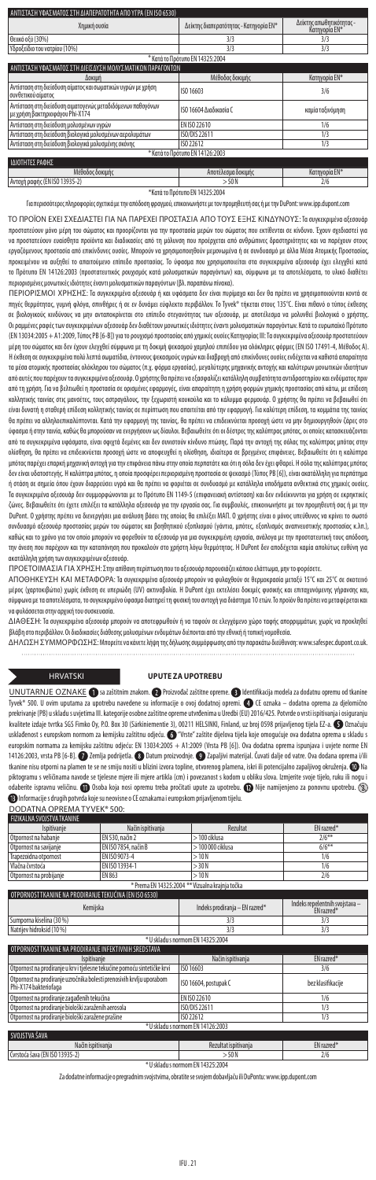| ΑΝΤΙΣΤΑΣΗ ΥΦΑΣΜΑΤΟΣ ΣΤΗ ΔΙΑΠΕΡΑΤΟΤΗΤΑ ΑΠΟ ΥΓΡΑ (EN ISO 6530) | | |
|---|---|---|
| Χημική ουσία | Δείκτης διαπερατότητας - Κατηγορία EN* | Δείκτης απωθητικότητας - Κατηγορία EN* |
| Θειικό οξύ (30%) | 3/3 | 3/3 |
| Υδροξείδιο του νατρίου (10%) | 3/3 | 3/3 |

\* Κατά το Πρότυπο EN 14325:2004

| ΑΝΤΙΣΤΑΣΗ ΥΦΑΣΜΑΤΟΣ ΣΤΗ ΔΙΕΙΣΔΥΣΗ ΜΟΛΥΣΜΑΤΙΚΩΝ ΠΑΡΑΓΟΝΤΩΝ | | |
|---|---|---|
| Δοκιμή | Μέθοδος δοκιμής | Κατηγορία EN* |
| Αντίσταση στη διείσδυση αίματος και σωματικών υγρών με χρήση συνθετικού αίματος | ISO 16603 | 3/6 |
| Αντίσταση στη διείσδυση αιματογενώς μεταδιδόμενων παθογόνων με χρήση βακτηριοφάγου Phi-X174 | ISO 16604 Διαδικασία C | καμία ταξινόμηση |
| Αντίσταση στη διείσδυση μολυσμένων υγρών | EN ISO 22610 | 1/6 |
| Αντίσταση στη διείσδυση βιολογικά μολυσμένων αερολυμάτων | ISO/DIS 22611 | 1/3 |
| Αντίσταση στη διείσδυση βιολογικά μολυσμένης σκόνης | ISO 22612 | 1/3 |

\* Κατά το Πρότυπο EN 14126:2003

| ΙΔΙΟΤΗΤΕΣ ΡΑΦΗΣ | | |
|---|---|---|
| Μέθοδος δοκιμής | Αποτέλεσμα δοκιμής | Κατηγορία EN* |
| Αντοχή ραφής (EN ISO 13935-2) | > 50 N | 2/6 |

\*Κατά το Πρότυπο EN 14325:2004

Για περισσότερες πληροφορίες σχετικά με την απόδοση φραγμού, επικοινωνήστε με τον προμηθευτή σας ή με την DuPont: www.ipp.dupont.com

ΤΟ ΠΡΟΪΟΝ ΕΧΕΙ ΣΧΕΔΙΑΣΤΕΙ ΓΙΑ ΝΑ ΠΑΡΕΧΕΙ ΠΡΟΣΤΑΣΙΑ ΑΠΟ ΤΟΥΣ ΕΞΗΣ ΚΙΝΔΥΝΟΥΣ: Τα συγκεκριμένα αξεσουάρ προστατεύουν μόνο μέρη του σώματος και προορίζονται για την προστασία μερών του σώματος που εκτίθενται σε κίνδυνο. Έχουν σχεδιαστεί για να προστατεύουν ευαίσθητα προϊόντα και διαδικασίες από τη μόλυνση που προέρχεται από ανθρώπινες δραστηριότητες και να παρέχουν στους εργαζόμενους προστασία από επικίνδυνες ουσίες. Μπορούν να χρησιμοποιηθούν μεμονωμένα ή σε συνδυασμό με άλλα Μέσα Ατομικής Προστασίας, προκειμένου να αυξηθεί το απαιτούμενο επίπεδο προστασίας. Το ύφασμα που χρησιμοποιείται στα συγκεκριμένα αξεσουάρ έχει ελεγχθεί κατά το Πρότυπο EN 14126:2003 (προστατευτικός ρουχισμός κατά μολυσματικών παραγόντων) και, σύμφωνα με τα αποτελέσματα, το υλικό διαθέτει περιορισμένες μονωτικές ιδιότητες έναντι μολυσματικών παραγόντων (βλ. παραπάνω πίνακα).

ΠΕΡΙΟΡΙΣΜΟΙ ΧΡΗΣΗΣ: Τα συγκεκριμένα αξεσουάρ ή και υφάσματα δεν είναι πυρίμαχα και δεν θα πρέπει να χρησιμοποιούνται κοντά σε πηγές θερμότητας, γυμνή φλόγα, σπινθήρες ή σε εν δυνάμει εύφλεκτο περιβάλλον. Το Tyvek® τήκεται στους 135°C. Είναι πιθανό ο τύπος έκθεσης σε βιολογικούς κινδύνους να μην ανταποκρίνεται στο επίπεδο στεγανότητας των αξεσουάρ, με αποτέλεσμα να μολυνθεί βιολογικά ο χρήστης. Οι ραμμένες ραφές των συγκεκριμένων αξεσουάρ δεν διαθέτουν μονωτικές ιδιότητες έναντι μολυσματικών παραγόντων. Κατά το ευρωπαϊκό Πρότυπο (EN 13034:2005 + A1:2009, Τύπος PB [6-B]) για το ρουχισμό προστασίας από χημικές ουσίες Κατηγορίας III: Τα συγκεκριμένα αξεσουάρ προστατεύουν μέρη του σώματος και δεν έχουν ελεγχθεί σύμφωνα με τη δοκιμή ψεκασμού χαμηλού επιπέδου για ολόκληρες φόρμες (EN ISO 17491-4, Μέθοδος A). Η έκθεση σε συγκεκριμένα πολύ λεπτά σωματίδια, έντονους ψεκασμούς υγρών και διαβροχή από επικίνδυνες ουσίες ενδέχεται να καθιστά απαραίτητα τα μέσα ατομικής προστασίας ολόκληρου του σώματος (π.χ. φόρμα εργασίας), μεγαλύτερης μηχανικής αντοχής και καλύτερων μονωτικών ιδιοτήτων από αυτές που παρέχουν τα συγκεκριμένα αξεσουάρ. Ο χρήστης θα πρέπει να εξασφαλίζει κατάλληλη συμβατότητα αντιδραστηρίου και ενδύματος πριν από τη χρήση. Για να βελτιωθεί η προστασία σε ορισμένες εφαρμογές, είναι απαραίτητη η χρήση φορμών χημικής προστασίας από κάτω, με επίδεση κολλητικής ταινίας στις μανσέτες, τους αστραγάλους, την ζεχωριστή κουκούλα και το κάλυμμα φερμουάρ. Ο χρήστης θα πρέπει να βεβαιωθεί ότι είναι δυνατή η σταθερή επίδεση κολλητικής ταινίας σε περίπτωση που απαιτείται από την εφαρμογή. Για καλύτερη επίδεση, τα κομμάτια της ταινίας θα πρέπει να αλληλοεπικαλύπτονται. Κατά την εφαρμογή της ταινίας, θα πρέπει να επιδεικνύεται προσοχή ώστε να μην δημιουργηθούν ζάρες στο ύφασμα ή στην ταινία, καθώς θα μπορούσαν να ενεργήσουν ως δίαυλοι. Βεβαιωθείτε ότι οι δέστρες της καλύπτρας μπότας, οι οποίες κατασκευάζονται από τα συγκεκριμένα υφάσματα, είναι σφιχτά δεμένες και δεν συνιστούν κίνδυνο πτώσης. Παρά την αντοχή της σόλας της καλύπτρας μπότας στην ολίσθηση, θα πρέπει να επιδεικνύεται προσοχή ώστε να αποφευχθεί η ολίσθηση, ιδιαίτερα σε βρεγμένες επιφάνειες. Βεβαιωθείτε ότι η καλύπτρα μπότας παρέχει επαρκή μηχανική αντοχή για την επιφάνεια πάνω στην οποία περπατάτε και ότι η σόλα δεν έχει φθαρεί. Η σόλα της καλύπτρας μπότας δεν είναι υδατοστεγής. Η καλύπτρα μπότας, η οποία προσφέρει περιορισμένη προστασία σε ψεκασμό (Τύπος PB [6]), είναι ακατάλληλη για περπάτημα ή στάση σε σημεία όπου έχουν διαρρεύσει υγρά και θα πρέπει να φοριέται σε συνδυασμό με κατάλληλα υποδήματα ανθεκτικά στις χημικές ουσίες. Τα συγκεκριμένα αξεσουάρ δεν συμμορφώνονται με το Πρότυπο EN 1149-5 (επιφανειακή αντίσταση) και δεν ενδείκνυνται για χρήση σε εκρηκτικές ζώνες. Βεβαιωθείτε ότι έχετε επιλέξει τα κατάλληλα αξεσουάρ για την εργασία σας. Για συμβουλές, επικοινωνήστε με τον προμηθευτή σας ή με την DuPont. Ο χρήστης πρέπει να διενεργήσει μια ανάλυση βάσει της οποίας θα επιλέξει ΜΑΠ. Ο χρήστης είναι ο μόνος υπεύθυνος να κρίνει το σωστό συνδυασμό αξεσουάρ προστασίας μερών του σώματος και βοηθητικού εξοπλισμού (γάντια, μπότες, εξοπλισμός αναπνευστικής προστασίας κ.λπ.), καθώς και το χρόνο για τον οποίο μπορούν να φορεθούν τα αξεσουάρ για μια συγκεκριμένη εργασία, ανάλογα με την προστατευτική τους απόδοση, την άνεση που παρέχουν και την καταπόνηση που προκαλούν στο χρήστη λόγω θερμότητας. Η DuPont δεν αποδέχεται καμία απολύτως ευθύνη για ακατάλληλη χρήση των συγκεκριμένων αξεσουάρ.

ΠΡΟΕΤΟΙΜΑΣΙΑ ΓΙΑ ΧΡΗΣΗ: Στην απίθανη περίπτωση που το αξεσουάρ παρουσιάζει κάποιο ελάττωμα, μην το φορέσετε.

ΑΠΟΘΗΚΕΥΣΗ ΚΑΙ ΜΕΤΑΦΟΡΑ: Τα συγκεκριμένα αξεσουάρ μπορούν να φυλαχθούν σε θερμοκρασία μεταξύ 15°C και 25°C σε σκοτεινό μέρος (χαρτοκιβώτιο) χωρίς έκθεση σε υπεριώδη (UV) ακτινοβολία. Η DuPont έχει εκτελέσει δοκιμές φυσικής και επιταχυνόμενης γήρανσης και, σύμφωνα με τα αποτελέσματα, το συγκεκριμένο ύφασμα διατηρεί τη φυσική του αντοχή για διάστημα 10 ετών. Το προϊόν θα πρέπει να μεταφέρεται και να φυλάσσεται στην αρχική του συσκευασία.

ΔΙΑΘΕΣΗ: Τα συγκεκριμένα αξεσουάρ μπορούν να αποτεφρωθούν ή να ταφούν σε ελεγχόμενο χώρο ταφής απορριμμάτων, χωρίς να προκληθεί βλάβη στο περιβάλλον. Οι διαδικασίες διάθεσης μολυσμένων ενδυμάτων διέπονται από την εθνική ή τοπική νομοθεσία.

ΔΗΛΩΣΗ ΣΥΜΜΟΡΦΩΣΗΣ: Μπορείτε να κάνετε λήψη της δήλωσης συμμόρφωσης από την παρακάτω διεύθυνση: www.safespec.dupont.co.uk.

## HRVATSKI

## UPUTE ZA UPOTREBU

UNUTARNJE OZNAKE ① Za zaštitnim znakom. ② Proizvođač zaštitne opreme. ③ Identifikacija modela za dodatnu opremu od tkanine Tyvek® 500. U ovim uputama za upotrebu navedene su informacije o ovoj dodatnoj opremi. ④ CE oznaka – dodatna oprema za djelomično prekrivanje (PB) u skladu s uvjetima III. kategorije osobne zaštitne opreme utvrđenima u Uredbi (EU) 2016/425. Potvrde o vrsti ispitivanja i osiguranju kvalitete izdaje tvrtka SGS Fimko Oy, P.O. Box 30 (Särkiniementie 3), 00211 HELSINKI, Finland, uz broj 0598 prijavljenog tijela EZ-a. ⑤ Označuju usklađenost s europskim normom za kemijsku zaštitnu odjeću. ⑥ "Vrste" zaštite dijelova tijela koje omogućuje ova dodatna oprema u skladu s europskim normama za kemijsku zaštitnu odjeću: EN 13034:2005 + A1:2009 (Vrsta PB [6]). Ova dodatna oprema ispunjava i uvjete norme EN 14126:2003, vrsta PB [6-B]. ⑦ Zemlja podrijetla. ⑧ Datum proizvodnje. ⑨ Zapaljivi materijal. Čuvati dalje od vatre. Ova dodana oprema i/ili tkanine nisu otporni na plamen te se ne smiju nositi u blizini izvora topline, otvorenog plamena, iskri ili potencijalno zapaljivog okruženja. ⑩ Na piktogramu s veličinama navode se tjelesne mjere ili mjere artikla (cm) i povezanost s kodom u obliku slova. Izmjerite svoje tijelo, ruku ili nogu i odaberite ispravnu veličinu. ⑪ Osoba koja nosi opremu treba pročitati upute za upotrebu. ⑫ Nije namijenjeno za ponovnu upotrebu. ⑬ Informacije s drugih potvrda koje su neovisne o CE oznakama i europskom prijavljenom tijelu.

DODATNA OPREMA TYVEK® 500:

| FIZIKALNA SVOJSTVA TKANINE | | | |
|---|---|---|---|
| Ispitivanje | Način ispitivanja | Rezultat | EN razred* |
| Otpornost na habanje | EN 530, način 2 | > 100 ciklusa | 2/6** |
| Otpornost na savijanje | EN ISO 7854, način B | > 100 000 ciklusa | 6/6** |
| Trapezoidna otpornost | EN ISO 9073-4 | > 10 N | 1/6 |
| Vlačna čvrstoća | EN ISO 13934-1 | > 30 N | 1/6 |
| Otpornost na probijanje | EN 863 | > 10 N | 2/6 |

\* Prema EN 14325:2004 \*\* Vizualna krajnja točka

| OTPORNOST TKANINE NA PRODIRANJE TEKUĆINA (EN ISO 6530) | | |
|---|---|---|
| Kemijska | Indeks prodiranja – EN razred* | Indeks repelentnih svojstava – EN razred* |
| Sumporna kiselina (30 %) | 3/3 | 3/3 |
| Natrijev hidroksid (10 %) | 3/3 | 3/3 |

\* U skladu s normom EN 14325:2004

| OTPORNOST TKANINE NA PRODIRANJE INFEKTIVNIH SREDSTAVA | | |
|---|---|---|
| Ispitivanje | Način ispitivanja | EN razred* |
| Otpornost na prodiranje u krvi i tjelesne tekućine pomoću sintetičke krvi | ISO 16603 | 3/6 |
| Otpornost na prodiranje uzročnika bolesti prenosivih krvlju uporabom Phi-X174 bakteriofaga | ISO 16604, postupak C | bez klasifikacije |
| Otpornost na prodiranje zagađenih tekućina | EN ISO 22610 | 1/6 |
| Otpornost na prodiranje biološki zaraženih aerosola | ISO/DIS 22611 | 1/3 |
| Otpornost na prodiranje biološki zaražene prašine | ISO 22612 | 1/3 |

\* U skladu s normom EN 14126:2003

| SVOJSTVA ŠAVA | | |
|---|---|---|
| Način ispitivanja | Rezultat ispitivanja | EN razred* |
| Čvrstoća šava (EN ISO 13935-2) | > 50 N | 2/6 |

\* U skladu s normom EN 14325:2004

Za dodatne informacije o pregradnim svojstvima, obratite se svojem dobavljaču ili DuPontu: www.ipp.dupont.com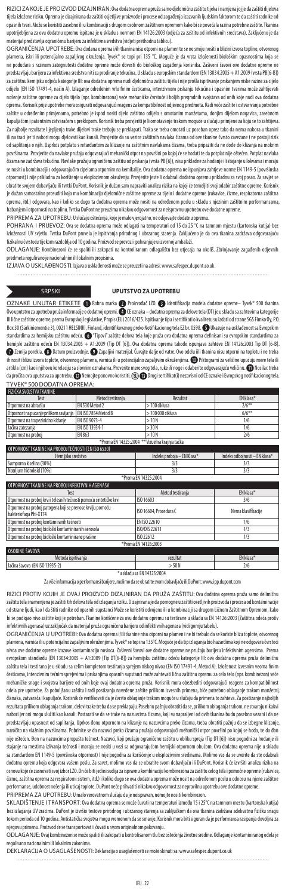RIZICI ZA KOJE JE PROIZVOD DIZAJNIRAN: Ova dodatna oprema pruža samo djelomičnu zaštitu tijela i namjena joj je da zaštiti dijelova tijela izložene riziku. Oprema je dizajnirana da zaštiti osjetljive proizvode i procese od zagađenja izazvanih ljudskim faktorom te da zaštiti radnike od opasnih tvari. Može se koristiti zasebno ili u kombinaciji s drugom osobnom zaštitnom opremom kako bi se povećala razina potrebne zaštite. Tkanina upotrijebljena za ovu dodatnu opremu ispitana je u skladu s normom EN 14126:2003 (odjeća za zaštitu od infektivnih sredstava). Zaključeno je da materijal predstavlja ograničenu barijeru za infektivna sredstva (vidjeti prethodnu tablicu).

OGRANIČENJA UPOTREBE: Ova dodatna oprema i/ili tkanina nisu otporni na plamen i ne se smiju nositi u blizini izvora topline, otvorenog plamena, iskri ili potencijalno zapaljivog okruženja. Tyvek® se topi na 135 °C. Moguće je da vrsta izloženosti biološkim opasnostima koja se ne podudara s razinom zategnutosti dodatne opreme može dovesti do biološkog zagađenja korisnika. Zašiveni šavovi ove dodatne opreme ne predstavljaju barijeru za infektivna sredstva niti za prodiranje tekućina. U skladu s europskim standardom (EN 13034:2005 + A1:2009 (vrsta PB[6-B]) za zaštitnu kemijsku odjeću kategorije III: ova dodatna oprema nudi djelomičnu zaštitu tijela i nije prošla ispitivanje prskanjem niske razine za cijelo odijelo (EN ISO 17491-4, način A). Izlaganje određenim vrlo finim česticama, intenzivnom prskanju tekućina i opasnim tvarima može zahtijevati nošenje zaštitne opreme za cijelo tijelo (npr. kombinezona) veće mehaničke čvrstoće i boljih pregradnih svojstava od onih koje nudi ova dodatna oprema. Korisnik prije upotrebe mora osigurati odgovarajući reagens za kompatibilnost odjevnog predmeta. Radi veće zaštite i ostvarivanja potrebne zaštite u određenim primjenama, potrebno je ispod nositi cijelo zaštitno odijelo s omotanim manžetama, donjim dijelom nogavica, zasebnom kapuljačom i patentnim zatvaračem s preklopom. Korisnik treba provjeriti je li omotavanje trakom moguće u slučaju primjene za koju se to zahtijeva. Za najbolje rezultate lijepljenja trake dijelovi trake trebaju se preklapati. Traka se treba omotati uz poseban oprez tako da nema nabora u tkanini ili na traci jer ti nabori mogu djelovati kao kanali. Provjerite da su vezice zaštitnih navlaka čizama od ove tkanine čvrsto zavezane i ne postoji rizik od saplitanja o njih. Usprkos potplatu s retardantom za klizanje na zaštitnim navlakama čizama, treba pripaziti da ne dođe do klizanja na mokrim površinama. Provjerite da navlake pružaju odgovarajući mehanički otpor na površini po kojoj će se hodati te da potplat nije oštećen. Potplat navlaka čizama ne zadržava tekućinu. Navlake pružaju ograničenu zaštitu od prskanja (vrsta PB [6]), nisu prikladne za hodanje ili stajanje u lokvama i moraju se nositi u kombinaciji s odgovarajućim cipelama otpornim na kemikalije. Ova dodatna oprema ne ispunjava zahtjeve norme EN 1149-5 (površinska otpornost) i nije prikladna za korištenje u eksplozivnom okruženju. Provjerite jeste li odabrali dodatnu opremu prikladnu za svoj posao. Za savjet se obratite svojem dobavljaču ili tvrtki DuPont. Korisnik je dužan sam napraviti analizu rizika na kojoj će temeljiti svoj odabir zaštitne opreme. Korisnik je dužan samostalno procijeniti koja mu kombinacija djelomične zaštitne opreme za tijelo i dodatne opreme (rukavice, čizme, respiratorna zaštitna oprema, itd.) odgovara, kao i koliko se dugo ta dodatna oprema može nositi na određenom poslu u skladu s njezinim zaštitnim performansama, habanjem i otpornosti na toplinu. Tvrtka DuPont ne preuzima nikakvu odgovornost za neispravnu upotrebu ove dodatne opreme.

PRIPREMA ZA UPOTREBU: U slučaju oštećenja, koje je malo vjerojatno, ne odijevajte dodatnu opremu.

POHRANA I PRIJEVOZ: Ova se dodatna oprema može odlagati na temperaturi od 15 do 25 °C na tamnom mjestu (kartonska kutija) bez izloženosti UV svjetlu. Tvrtka DuPont provela je ispitivanja prirodnog i ubrzanog starenja. Zaključeno je da ova tkanina zadržava odgovarajuću fizikalnu čvrstoću tijekom razdoblja od 10 godina. Proizvod se prevozi i pohranjuje u izvornoj ambalaži.

ODLAGANJE: Kombinezoni će se spaliti ili zakopati na kontroliranom odlagalištu bez utjecaja na okoliš. Zbrinjavanje zagađenih odjevnih predmeta regulirano je nacionalnim ili lokalnim propisima.

IZJAVA O USKLAĐENOSTI: Izjava o usklađenosti može se preuzeti na adresi: www.safespec.dupont.co.uk.

## SRPSKI

## UPUTSTVO ZA UPOTREBU

OZNAKE UNUTAR ETIKETE ❶ Robna marka. ❷ Proizvođač LZO. ❸ Identifikacija modela dodatne opreme– Tyvek® 500 tkanina. Ovo uputstvo za upotrebu pruža informacije o dodatnoj opremi. ❹ CE oznaka – dodatna oprema za delove tela (DT) je u skladu sa zahtevima kategorije III lične zaštitne opreme, prema Evropskoj legislative, Propis (EU) 2016/425. Ispitivanje tipa i sertifikati o kvalitetu su izdati od strane SGS Fimko Oy, P.O. Box 30 (Särkiniementie 3), 00211 HELSINKI, Finland, identifikovanog preko Notifikacionog tela EZ br. 0598. ❺ Ukazuje na usklađenost sa Evropskim standardima za hemijsku zaštitnu odeću. ❻ "Tipovi" zaštite delova tela koje pruža ova dodatna oprema definisani su evropskim standardima za hemijski zaštitnu odeću EN 13034:2005 + A1:2009 (Tip DT [6]). Ova dodatna oprema takođe ispunjava zahteve EN 14126:2003 Tip DT [6-B]. ❼ Zemlja porekla. ❽ Datum proizvodnje. ❾ Zapaljivi materijal. Čuvajte dalje od vatre. Ovo odelo i/ili tkanina nisu otporni na toplotu i ne treba ih nositi blizu izvora toplote, otvorenog plamena, varnica ili u potencijalno zapaljivim okruženjima. ❿ Piktogrami za veličine upućuju mere tela ili artikla (cm) kao i njihovu korelaciju sa slovnim oznakama. Proverite mere svog tela, ruke ili noge i odaberite odgovarajuću veličinu. ⓫ Nosilac treba da pročita ova uputstva za upotrebu. ⓬ Nemojte ponovno koristiti. ⓭ Drugi sertifikat(i) nezavisni od CE oznake i Evropskog notifikacionog tela.

TYVEK® 500 DODATNA OPREMA:

| FIZIČKA SVOJSTVA TKANINE | | | |
|---|---|---|---|
| Test | Metod testiranja | Rezultat | EN klasa* |
| Otpornost na abraziju | EN 530 Metod 2 | > 100 ciklusa | 2/6** |
| Otpornost na pucanje prilikom savijanja | EN ISO 7854 Metod B | > 100 000 ciklusa | 6/6** |
| Otpornost na trapezoidno kidanje | EN ISO 9073-4 | > 10 N | 1/6 |
| Jačina zatezanja | EN ISO 13934-1 | > 30 N | 1/6 |
| Otpornost na probijanje | EN 863 | > 10 N | 2/6 |

*Prema EN 14325:2004 **Vizuelna krajnja tačka

| OTPORNOST TKANINE NA PROBOJ TEČNOSTI (EN ISO 6530) | | |
|---|---|---|
| Hemijsko sredstvo | Indeks proboja – EN Klasa* | Indeks odbojnosti – EN klasa* |
| Sumporna kiselina (30%) | 3/3 | 3/3 |
| Natrijum hidroksid (10%) | 3/3 | 3/3 |

*Prema EN 14325:2004

| OTPORNOST TKANINE NA PROBOJ INFEKTIVNIH AGENASA | | |
|---|---|---|
| Test | Metod testiranja | EN klasa* |
| Otpornost na proboj krvi i telesnih tečnosti pomoću sintetičke krvi | ISO 16603 | 3/6 |
| Otpornost na proboj patogena koji se prenose krvlju pomoću bakteriofaga Phi-X174 | ISO 16604, Procedura C | Nema klasifikacije |
| Otpornost na proboj kontaminirih tečnosti | EN ISO 22610 | 1/6 |
| Otpornost na proboj bioloških kontaminiranih aerosola | ISO/DIS 22611 | 1/3 |
| Otpornost na proboj bioloških kontaminirane prašine | ISO 22612 | 1/3 |

*Prema EN 14126:2003

| OSOBINE ŠAVOVA | | |
|---|---|---|
| Metoda ispitivanja | rezultat | EN klasa* |
| Jačina šavova (EN ISO 13935-2) | > 50 N | 2/6 |

*u skladu sa EN 14325:2004

Za više informacija o performansi barijere, molimo da se obratite svom dobavljaču ili DuPont: www.ipp.dupont.com

RIZICI PROTIV KOJIH JE OVAJ PROIZVOD DIZAJNIRAN DA PRUŽA ZAŠTITU: Ova dodatna oprema pruža samo delimičnu zaštitu tela i namenjena je zaštiti tih delova tela od izlaganja riziku. Dizajnirana je da pomogne u zaštiti osetljivih proizvoda i procesa od kontaminacije od strane ljudi, kao i da štiti radnike od opasnih supstanci Može se koristiti odvojeno ili u kombinaciji sa drugom Ličnom Zaštitnom Opremom, kako bi se podigao nivo zaštite koji je potreban. Tkanine korišćene za ovu dodatnu opremu su testirane u skladu sa EN 14126:2003 (Zaštitna odeća protiv infektivnih agenasa) uz zaključak da materijal pruža ograničenu barijeru od infektivnih agenasa (vidi gornju tabelu).

OGRANIČENJA U UPOTREBI: Ova dodatna oprema i/ili tkanine nisu otporni na plamen i ne bi trebalo da se koriste blizu toplote, otvorenog plamena, varnica ili u potencijalno zapaljivim okruženjima. Tyvek® se topi na 135°C. Moguće je da tip izlaganja bio hazardima koji ne odgovara čvrstoći nivoa ove dodatne opreme izazove kontaminaciju nosioca. Zašiveni šavovi ove dodatne opreme ne pružaju barijeru infektivnim agensima. Prema evropskom standardu (EN 13034:2005 + A1:2009 (Tip DT[6-B]) za hemijsku zaštitnu odeću kategorije III: ova dodatna oprema pruža delimičnu zaštitu tela i testirana je u skladu sa celim kompletom testiranja sprejem niskog nivoa (EN ISO 17491-4, Metod A). Izloženost izvesnim veoma finim česticama, intenzivnim tečnim sprejevima i prskanjima opasnih supstanci može zahtevati ličnu zaštitnu opremu za celo telo (npr. kombinezon) veće mehaničke snage i svojstva barijere od onih koje ovaj dodatna oprema pruža. Korisnik mora obezbediti odgovarajući reagens za kompatibilnost odela pre upotrebe. Za poboljšanu zaštitu i radi postizanja navedene zaštite prilikom izvesnih primena, biće potrebno oblaganje trakom manžetni, članaka, zatvarača i kapuljače. Korisnik će verifikovati da je čvrsto oblaganje trakom moguće u slučaju da primena to zahteva. Za postizanje najboljih rezultata prilikom oblaganja trakom, delovi trake treba da se preklapaju. Posebnu pažnju obratiti da se, prilikom oblaganja trakom, ne stvaraju nikakvi nabori jer oni mogu služiti kao kanali. Postarati se da se trake na nazuvcima čizama, koji su napravljeni od ovih tkanina budu posebno vezani i da ne predstavljaju opasnost od saplitanja. Uprkos donu otpornom na klizanje na nazuvcima preko čizama, treba obratiti pažnju da se izbegne klizanje, naročito na vlažnim površinama. Pobrinite se da nazuvci preko čizama pružaju odgovarajući mehanički otpor površini po kojoj se hoda, te da don nije oštećen. Don na nazuvcima propušta tečnost. Nazuvci, koji pružaju ograničenu zaštitu u obliku spreja (Tip DT [6]) nisu pogodni za hodanje ili stajanje na mestima izlivanja tečnosti i moraju se nositi u vezi sa odgovarajućom hemijski otpornom obućom. Ova dodatna oprema nije u skladu sa standardom EN 1149-5 (površinska otpornost) i nije pogodna za korišćenje u eksplozivnim sredinama. Molimo vas da se uverite da ste odabrali dodatnu opremu koja odgovara vašem poslu. Za savet, molimo vas da se obratite svom dobavljaču ili DuPont. Korisnik će izvršiti analizu rizika na osnovu koje će zasnovati svoj izbor LZO. On će biti jedini sudija za ispravnu kombinaciju za zaštitu celog tela i pomoćne opreme (rukavice, čizme, zaštitna oprema za respiratorni sistem, itd.) i koliko dugo se ova dodatna oprema može nositi na određenom poslu u odnosu na njene zaštitne performanse, udobnost nošenja ili uticaj toplote. DuPont neće prihvatiti nikakvu odgovornost za nepravilnu upotrebu ove dodatne opreme.

PRIPREMA ZA UPOTREBU: U malo verovatnom slučaju da je neispravan, nemojte nositi kombinezon.

SKLADIŠTENJE I TRANSPORT: Ova dodatna oprema se može čuvati na temperaturi između 15 i 25°C na tamnom mestu (kartonska kutija) bez izlaganja UV zracima. DuPont je izvršio testove prirodnog i ubrzanog starenja sa zaključkom da ova tkanina zadržava adekvatnu fizičku snagu tokom perioda od 10 godina. Antistatička svojstva mogu vremenom da se smanje. Korisnik mora biti siguran da je performansa rasipanja dovoljna za njegovu primenu. Proizvod će se transportovati i čuvati u svom originalnom pakovanju.

ODLAGANJE: Ovaj kombinezon se može spaliti ili zakopati u kontrolisanom tlu bez oštećenja životne sredine. Odlaganje kontaminiranog odela je regulisano nacionalnim ili lokalnim zakonima.

DEKLARACIJA O USAGLAŠENOSTI: Deklaracija o usaglašenosti se može skinuti sa: www.safespec.dupont.co.uk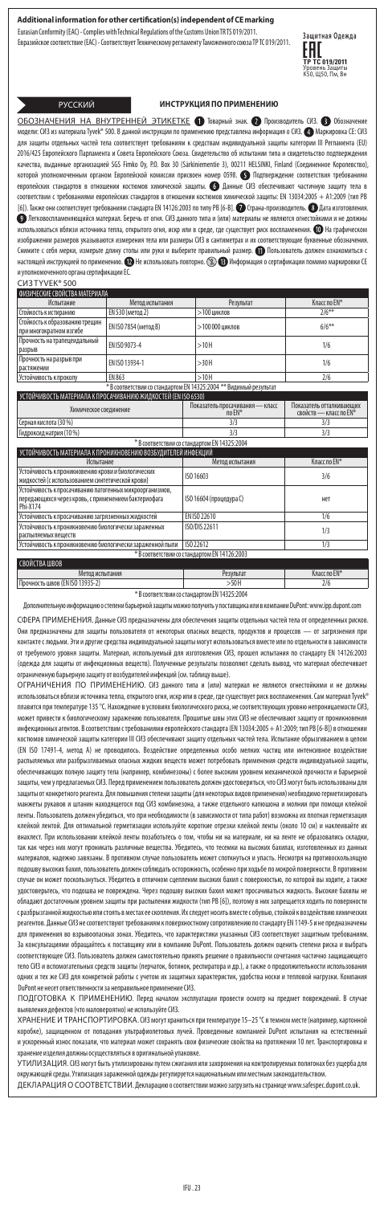## Additional information for other certification(s) independent of CE marking

Eurasian Conformity (EAC) - Complies with Technical Regulations of the Customs Union TR TS 019/2011.
Евразийское соответствие (EAC) - Соответствует Техническому регламенту Таможенного союза ТР ТС 019/2011.

Защитная Одежда
EAC
ТР ТС 019/2011
Уровень Защиты
К50, Щ50, Пм, Вн

РУССКИЙ

## ИНСТРУКЦИЯ ПО ПРИМЕНЕНИЮ

ОБОЗНАЧЕНИЯ НА ВНУТРЕННЕЙ ЭТИКЕТКЕ ❶ Товарный знак. ❷ Производитель СИЗ. ❸ Обозначение модели: СИЗ из материала Tyvek® 500. В данной инструкции по применению представлена информация о СИЗ. ❹ Маркировка CE: СИЗ для защиты отдельных частей тела соответствует требованиям к средствам индивидуальной защиты категории III Регламента (EU) 2016/425 Европейского Парламента и Совета Европейского Союза. Свидетельство об испытании типа и свидетельство подтверждения качества, выданные организацией SGS Fimko Oy, P.O. Box 30 (Särkiniementie 3), 00211 HELSINKI, Finland (Соединенное Королевство), которой уполномоченным органом Европейской комиссии присвоен номер 0598. ❺ Подтверждение соответствия требованиям европейских стандартов в отношении костюмов химической защиты. ❻ Данные СИЗ обеспечивают частичную защиту тела в соответствии с требованиями европейских стандартов в отношении костюмов химической защиты: EN 13034:2005 + A1:2009 (тип PB [6]). Также они соответствует требованиям стандарта EN 14126:2003 по типу PB [6-B]. ❼ Страна-производитель. ❽ Дата изготовления. ❾ Легковоспламеняющийся материал. Беречь от огня. СИЗ данного типа и (или) материалы не являются огнестойкими и не должны использоваться вблизи источника тепла, открытого огня, искр или в среде, где существует риск воспламенения. ❿ На графическом изображении размеров указываются измерения тела или размеры СИЗ в сантиметрах и их соответствующие буквенные обозначения. Снимите с себя мерки, измерьте длину стопы или руки и выберите правильный размер. ⓫ Пользователь должен ознакомиться с настоящей инструкцией по применению. ⓬ Не использовать повторно. ⓭ Информация о сертификации помимо маркировки CE и уполномоченного органа сертификации ЕС.

СИЗ TYVEK® 500

| ФИЗИЧЕСКИЕ СВОЙСТВА МАТЕРИАЛА | | | |
|---|---|---|---|
| Испытание | Метод испытания | Результат | Класс по EN* |
| Стойкость к истиранию | EN 530 (метод 2) | >100 циклов | 2/6** |
| Стойкость к образованию трещин при многократном изгибе | EN ISO 7854 (метод B) | >100 000 циклов | 6/6** |
| Прочность на трапецеидальный разрыв | EN ISO 9073-4 | >10Н | 1/6 |
| Прочность на разрыв при растяжении | EN ISO 13934-1 | >30Н | 1/6 |
| Устойчивость к проколу | EN 863 | >10Н | 2/6 |

\* В соответствии со стандартом EN 14325:2004 ** Видимый результат

| УСТОЙЧИВОСТЬ МАТЕРИАЛА К ПРОСАЧИВАНИЮ ЖИДКОСТЕЙ (EN ISO 6530) | | |
|---|---|---|
| Химическое соединение | Показатель просачивания — класс по EN* | Показатель отталкивающих свойств — класс по EN* |
| Серная кислота (30 %) | 3/3 | 3/3 |
| Гидроксид натрия (10 %) | 3/3 | 3/3 |

\* В соответствии со стандартом EN 14325:2004

| УСТОЙЧИВОСТЬ МАТЕРИАЛА К ПРОНИКНОВЕНИЮ ВОЗБУДИТЕЛЕЙ ИНФЕКЦИЙ | | |
|---|---|---|
| Испытание | Метод испытания | Класс по EN* |
| Устойчивость к проникновению крови и биологических жидкостей (с использованием синтетической крови) | ISO 16603 | 3/6 |
| Устойчивость к просачиванию патогенных микроорганизмов, передающихся через кровь, с применением бактериофага Phi-X174 | ISO 16604 (процедура C) | нет |
| Устойчивость к просачиванию загрязненных жидкостей | EN ISO 22610 | 1/6 |
| Устойчивость к проникновению биологически зараженных распыляемых веществ | ISO/DIS 22611 | 1/3 |
| Устойчивость к проникновению биологически зараженной пыли | ISO 22612 | 1/3 |

\* В соответствии со стандартом EN 14126:2003

| СВОЙСТВА ШВОВ | | |
|---|---|---|
| Метод испытания | Результат | Класс по EN* |
| Прочность швов (EN ISO 13935-2) | >50Н | 2/6 |

\* В соответствии со стандартом EN 14325:2004

Дополнительную информацию о степени барьерной защиты можно получить у поставщика или в компании DuPont: www.ipp.dupont.com

СФЕРА ПРИМЕНЕНИЯ. Данные СИЗ предназначены для обеспечения защиты отдельных частей тела от определенных рисков. Они предназначены для защиты пользователя от некоторых опасных веществ, продуктов и процессов — от загрязнения при контакте с людьми. Эти и другие средства индивидуальной защиты могут использоваться вместе или по отдельности в зависимости от требуемого уровня защиты. Материал, используемый для изготовления СИЗ, прошел испытания по стандарту EN 14126:2003 (одежда для защиты от инфекционных веществ). Полученные результаты позволяют сделать вывод, что материал обеспечивает ограниченную барьерную защиту от возбудителей инфекций (см. таблицу выше).

ОГРАНИЧЕНИЯ ПО ПРИМЕНЕНИЮ. СИЗ данного типа и (или) материал не являются огнестойкими и не должны использоваться вблизи источника тепла, открытого огня, искр или в среде, где существует риск воспламенения. Сам материал Tyvek® плавится при температуре 135 °C. Нахождение в условиях биологического риска, не соответствующих уровню непроницаемости СИЗ, может привести к биологическому заражению пользователя. Прошитые швы этих СИЗ не обеспечивают защиту от проникновения инфекционных агентов. В соответствии с требованиями европейского стандарта (EN 13034:2005 + A1:2009; тип PB [6-B]) в отношении костюмов химической защиты категории III СИЗ обеспечивают защиту отдельных частей тела. Испытание обрызгиванием в целом (EN ISO 17491-4, метод A) не проводилось. Воздействие определенных особо мелких частиц или интенсивное воздействие распыляемых или разбрызгиваемых опасных жидких веществ может потребовать применения средств индивидуальной защиты, обеспечивающих полную защиту тела (например, комбинезоны) с более высоким уровнем механической прочности и барьерной защиты, чем у предлагаемых СИЗ. Перед применением пользователь должен удостовериться, что СИЗ могут быть использованы для защиты от конкретного реагента. Для повышения степени защиты (для некоторых видов применения) необходимо герметизировать манжеты рукавов и штанин находящегося под СИЗ комбинезона, а также отдельного капюшона и молнии при помощи клейкой ленты. Пользователь должен убедиться, что при необходимости (в зависимости от типа работ) возможна их плотная герметизация клейкой лентой. Для оптимальной герметизации используйте короткие отрезки клейкой ленты (около 10 см) и наклеивайте их внахлест. При использовании клейкой ленты позаботьтесь о том, чтобы на материале, ни на ленте не образовались складки, так как через них могут проникать различные вещества. Убедитесь, что тесемки на высоких бахилах, изготовленных из данных материалов, надежно завязаны. В противном случае пользователь может споткнуться и упасть. Несмотря на противоскользящую подошву высоких бахил, пользователь должен соблюдать осторожность, особенно при ходьбе по мокрой поверхности. В противном случае он может поскользнуться. Убедитесь в отличном сцеплении высоких бахил с поверхностью, по которой вы ходите, а также удостоверьтесь, что подошва не повреждена. Через подошву высоких бахил может просачиваться жидкость. Высокие бахилы не обладают достаточным уровнем защиты при распылении жидкости (тип PB [6]), поэтому в них запрещается ходить по поверхности с разбрызганной жидкостью или стоять в местах ее скопления. Их следует носить вместе с обувью, стойкой к воздействию химических реагентов. Данные СИЗ не соответствуют требованиям к поверхностному сопротивлению по стандарту EN 1149-5 и не предназначены для применения во взрывоопасных зонах. Убедитесь, что характеристики указанных СИЗ соответствуют защитным требованиям. За консультациями обращайтесь к поставщику или в компанию DuPont. Пользователь должен оценить степень риска и выбрать соответствующее СИЗ. Пользователь должен самостоятельно принять решение о правильности сочетания частично защищающего тело СИЗ и вспомогательных средств защиты (перчаток, ботинок, респиратора и др.), а также о продолжительности использования одних и тех же СИЗ для конкретной работы с учетом их защитных характеристик, удобства носки и тепловой нагрузки. Компания DuPont не несет ответственности за неправильное применение СИЗ.

ПОДГОТОВКА К ПРИМЕНЕНИЮ. Перед началом эксплуатации провести осмотр на предмет повреждений. В случае выявления дефектов (что маловероятно) не используйте СИЗ.

ХРАНЕНИЕ И ТРАНСПОРТИРОВКА. СИЗ могут храниться при температуре 15–25 °C в темном месте (например, картонной коробке), защищенном от попадания ультрафиолетовых лучей. Проведенные компанией DuPont испытания на естественный и ускоренный износ показали, что материал может сохранять свои физические свойства на протяжении 10 лет. Транспортировка и хранение изделия должны осуществляться в оригинальной упаковке.

УТИЛИЗАЦИЯ. СИЗ могут быть утилизированы путем сжигания или захоронения на контролируемых полигонах без ущерба для окружающей среды. Утилизация зараженной одежды регулируется национальным или местным законодательством.

ДЕКЛАРАЦИЯ О СООТВЕТСТВИИ. Декларацию о соответствии можно загрузить на странице www.safespec.dupont.co.uk.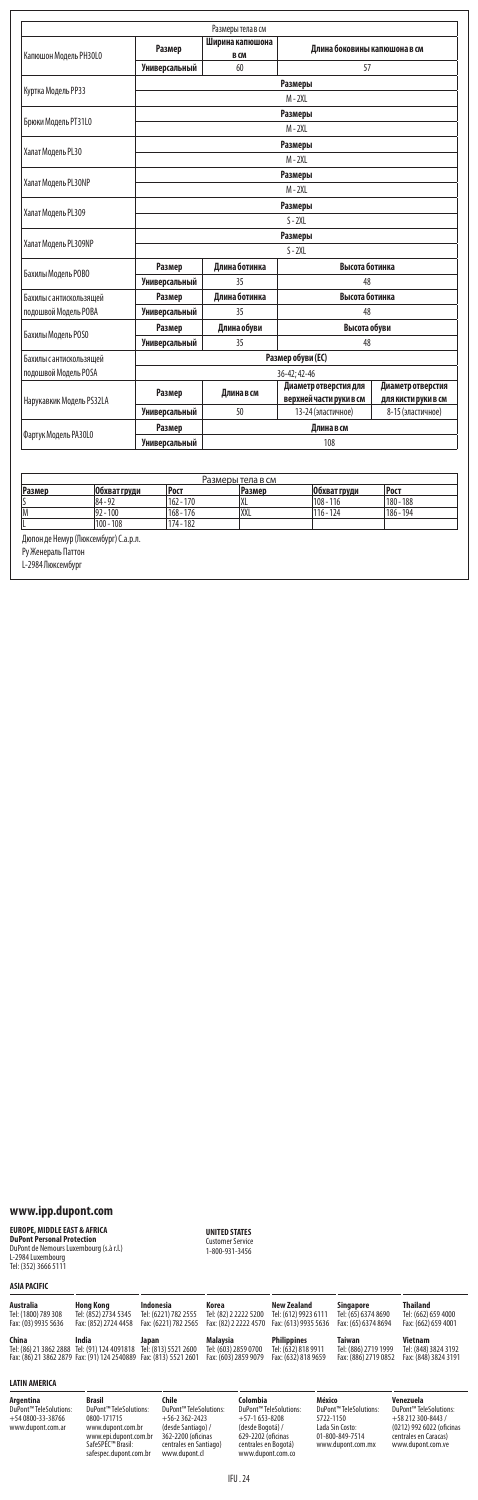| Размеры тела в см | | | | |
|---|---|---|---|---|
| Капюшон Модель PH30L0 | Размер | Ширина капюшона в см | Длина боковины капюшона в см | |
| | Универсальный | 60 | 57 | |
| Куртка Модель PP33 | Размеры | | | |
| | M - 2XL | | | |
| Брюки Модель PT31L0 | Размеры | | | |
| | M - 2XL | | | |
| Халат Модель PL30 | Размеры | | | |
| | M - 2XL | | | |
| Халат Модель PL30NP | Размеры | | | |
| | M - 2XL | | | |
| Халат Модель PL309 | Размеры | | | |
| | S - 2XL | | | |
| Халат Модель PL309NP | Размеры | | | |
| | S - 2XL | | | |
| Бахилы Модель POBO | Размер | Длина ботинка | Высота ботинка | |
| | Универсальный | 35 | 48 | |
| Бахилы с антискользящей подошвой Модель POBA | Размер | Длина ботинка | Высота ботинка | |
| | Универсальный | 35 | 48 | |
| Бахилы Модель POSO | Размер | Длина обуви | Высота обуви | |
| | Универсальный | 35 | 48 | |
| Бахилы с антискользящей подошвой Модель POSA | Размер обуви (ЕС) | | | |
| | 36-42; 42-46 | | | |
| Нарукавник Модель PS32LA | Размер | Длина в см | Диаметр отверстия для верхней части руки в см | Диаметр отверстия для кисти руки в см |
| | Универсальный | 50 | 13-24 (эластичное) | 8-15 (эластичное) |
| Фартук Модель PA30L0 | Размер | Длина в см | | |
| | Универсальный | 108 | | |

| Размеры тела в см | | | | | |
|---|---|---|---|---|---|
| Размер | Обхват груди | Рост | Размер | Обхват груди | Рост |
| S | 84 - 92 | 162 - 170 | XL | 108 - 116 | 180 - 188 |
| M | 92 - 100 | 168 - 176 | XXL | 116 - 124 | 186 - 194 |
| L | 100 - 108 | 174 - 182 | | | |

Дюпон де Немур (Люксембург) С.а.р.л.
Ру Женераль Паттон
L-2984 Люксембург

**www.ipp.dupont.com**

**EUROPE, MIDDLE EAST & AFRICA**
**DuPont Personal Protection**
DuPont de Nemours Luxembourg (s.à r.l.)
L-2984 Luxembourg
Tel: (352) 3666 5111

**UNITED STATES**
Customer Service
1-800-931-3456

**ASIA PACIFIC**

**Australia**
Tel: (1800) 789 308
Fax: (03) 9935 5636

**Hong Kong**
Tel: (852) 2734 5345
Fax: (852) 2724 4458

**Indonesia**
Tel: (6221) 782 2555
Fax: (6221) 782 2565

**Korea**
Tel: (82) 2 2222 5200
Fax: (82) 2 2222 4570

**New Zealand**
Tel: (612) 9923 6111
Fax: (613) 9935 5636

**Singapore**
Tel: (65) 6374 8690
Fax: (65) 6374 8694

**Thailand**
Tel: (662) 659 4000
Fax: (662) 659 4001

**China**
Tel: (86) 21 3862 2888
Fax: (86) 21 3862 2879

**India**
Tel: (91) 124 4091818
Fax: (91) 124 2540889

**Japan**
Tel: (813) 5521 2600
Fax: (813) 5521 2601

**Malaysia**
Tel: (603) 2859 0700
Fax: (603) 2859 9079

**Philippines**
Tel: (632) 818 9911
Fax: (632) 818 9659

**Taiwan**
Tel: (886) 2719 1999
Fax: (886) 2719 0852

**Vietnam**
Tel: (848) 3824 3192
Fax: (848) 3824 3191

**LATIN AMERICA**

**Argentina**
DuPont™ TeleSolutions:
+54 0800-33-38766
www.dupont.com.ar

**Brasil**
DuPont™ TeleSolutions:
0800-171715
www.dupont.com.br
www.epi.dupont.com.br
SafeSPEC™ Brasil:
safespec.dupont.com.br

**Chile**
DuPont™ TeleSolutions:
+56-2 362-2423
(desde Santiago) /
362-2200 (oficinas
centrales en Santiago)
www.dupont.cl

**Colombia**
DuPont™ TeleSolutions:
+57-1 653-8208
(desde Bogotá) /
629-2202 (oficinas
centrales en Bogotá)
www.dupont.com.co

**México**
DuPont™ TeleSolutions:
5722-1150
Lada Sin Costo:
01-800-849-7514
www.dupont.com.mx

**Venezuela**
DuPont™ TeleSolutions:
+58 212 300-8443 /
(0212) 992 6022 (oficinas
centrales en Caracas)
www.dupont.com.ve